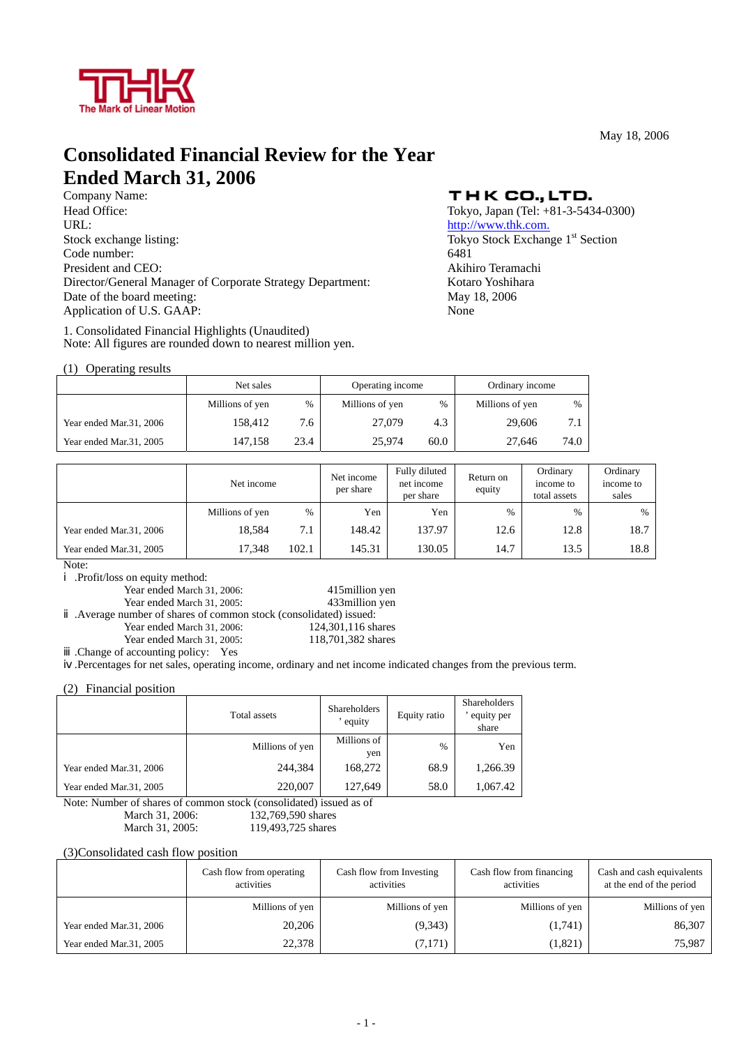THK
The Mark of Linear Motion

May 18, 2006

# Consolidated Financial Review for the Year Ended March 31, 2006

| | |
|---|---|
| Company Name: | THK CO., LTD. |
| Head Office: | Tokyo, Japan (Tel: +81-3-5434-0300) |
| URL: | http://www.thk.com. |
| Stock exchange listing: | Tokyo Stock Exchange 1st Section |
| Code number: | 6481 |
| President and CEO: | Akihiro Teramachi |
| Director/General Manager of Corporate Strategy Department: | Kotaro Yoshihara |
| Date of the board meeting: | May 18, 2006 |
| Application of U.S. GAAP: | None |

1. Consolidated Financial Highlights (Unaudited)
Note: All figures are rounded down to nearest million yen.

(1) Operating results

| | Net sales | | Operating income | | Ordinary income | |
|---|---|---|---|---|---|---|
| | Millions of yen | % | Millions of yen | % | Millions of yen | % |
| Year ended Mar.31, 2006 | 158,412 | 7.6 | 27,079 | 4.3 | 29,606 | 7.1 |
| Year ended Mar.31, 2005 | 147,158 | 23.4 | 25,974 | 60.0 | 27,646 | 74.0 |

| | Net income | | Net income per share | Fully diluted net income per share | Return on equity | Ordinary income to total assets | Ordinary income to sales |
|---|---|---|---|---|---|---|---|
| | Millions of yen | % | Yen | Yen | % | % | % |
| Year ended Mar.31, 2006 | 18,584 | 7.1 | 148.42 | 137.97 | 12.6 | 12.8 | 18.7 |
| Year ended Mar.31, 2005 | 17,348 | 102.1 | 145.31 | 130.05 | 14.7 | 13.5 | 18.8 |

Note:
ⅰ.Profit/loss on equity method:
Year ended March 31, 2006: 415million yen
Year ended March 31, 2005: 433million yen
ⅱ.Average number of shares of common stock (consolidated) issued:
Year ended March 31, 2006: 124,301,116 shares
Year ended March 31, 2005: 118,701,382 shares
ⅲ.Change of accounting policy: Yes
ⅳ.Percentages for net sales, operating income, ordinary and net income indicated changes from the previous term.

(2) Financial position

| | Total assets | Shareholders' equity | Equity ratio | Shareholders' equity per share |
|---|---|---|---|---|
| | Millions of yen | Millions of yen | % | Yen |
| Year ended Mar.31, 2006 | 244,384 | 168,272 | 68.9 | 1,266.39 |
| Year ended Mar.31, 2005 | 220,007 | 127,649 | 58.0 | 1,067.42 |

Note: Number of shares of common stock (consolidated) issued as of
March 31, 2006: 132,769,590 shares
March 31, 2005: 119,493,725 shares

(3)Consolidated cash flow position

| | Cash flow from operating activities | Cash flow from Investing activities | Cash flow from financing activities | Cash and cash equivalents at the end of the period |
|---|---|---|---|---|
| | Millions of yen | Millions of yen | Millions of yen | Millions of yen |
| Year ended Mar.31, 2006 | 20,206 | (9,343) | (1,741) | 86,307 |
| Year ended Mar.31, 2005 | 22,378 | (7,171) | (1,821) | 75,987 |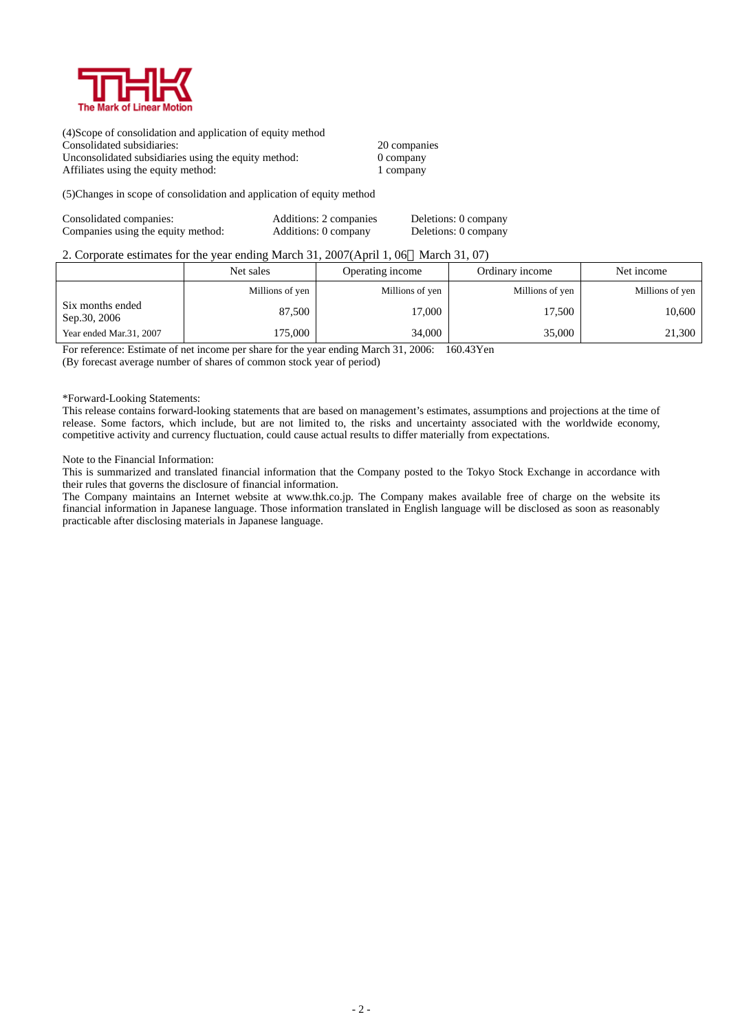(4)Scope of consolidation and application of equity method

| | |
|---|---|
| Consolidated subsidiaries: | 20 companies |
| Unconsolidated subsidiaries using the equity method: | 0 company |
| Affiliates using the equity method: | 1 company |

(5)Changes in scope of consolidation and application of equity method

| | | |
|---|---|---|
| Consolidated companies: | Additions: 2 companies | Deletions: 0 company |
| Companies using the equity method: | Additions: 0 company | Deletions: 0 company |

2. Corporate estimates for the year ending March 31, 2007(April 1, 06 March 31, 07)

| | Net sales | Operating income | Ordinary income | Net income |
|---|---|---|---|---|
| | Millions of yen | Millions of yen | Millions of yen | Millions of yen |
| Six months ended Sep.30, 2006 | 87,500 | 17,000 | 17,500 | 10,600 |
| Year ended Mar.31, 2007 | 175,000 | 34,000 | 35,000 | 21,300 |

For reference: Estimate of net income per share for the year ending March 31, 2006: 160.43Yen
(By forecast average number of shares of common stock year of period)

*Forward-Looking Statements:
This release contains forward-looking statements that are based on management's estimates, assumptions and projections at the time of release. Some factors, which include, but are not limited to, the risks and uncertainty associated with the worldwide economy, competitive activity and currency fluctuation, could cause actual results to differ materially from expectations.

Note to the Financial Information:
This is summarized and translated financial information that the Company posted to the Tokyo Stock Exchange in accordance with their rules that governs the disclosure of financial information.
The Company maintains an Internet website at www.thk.co.jp. The Company makes available free of charge on the website its financial information in Japanese language. Those information translated in English language will be disclosed as soon as reasonably practicable after disclosing materials in Japanese language.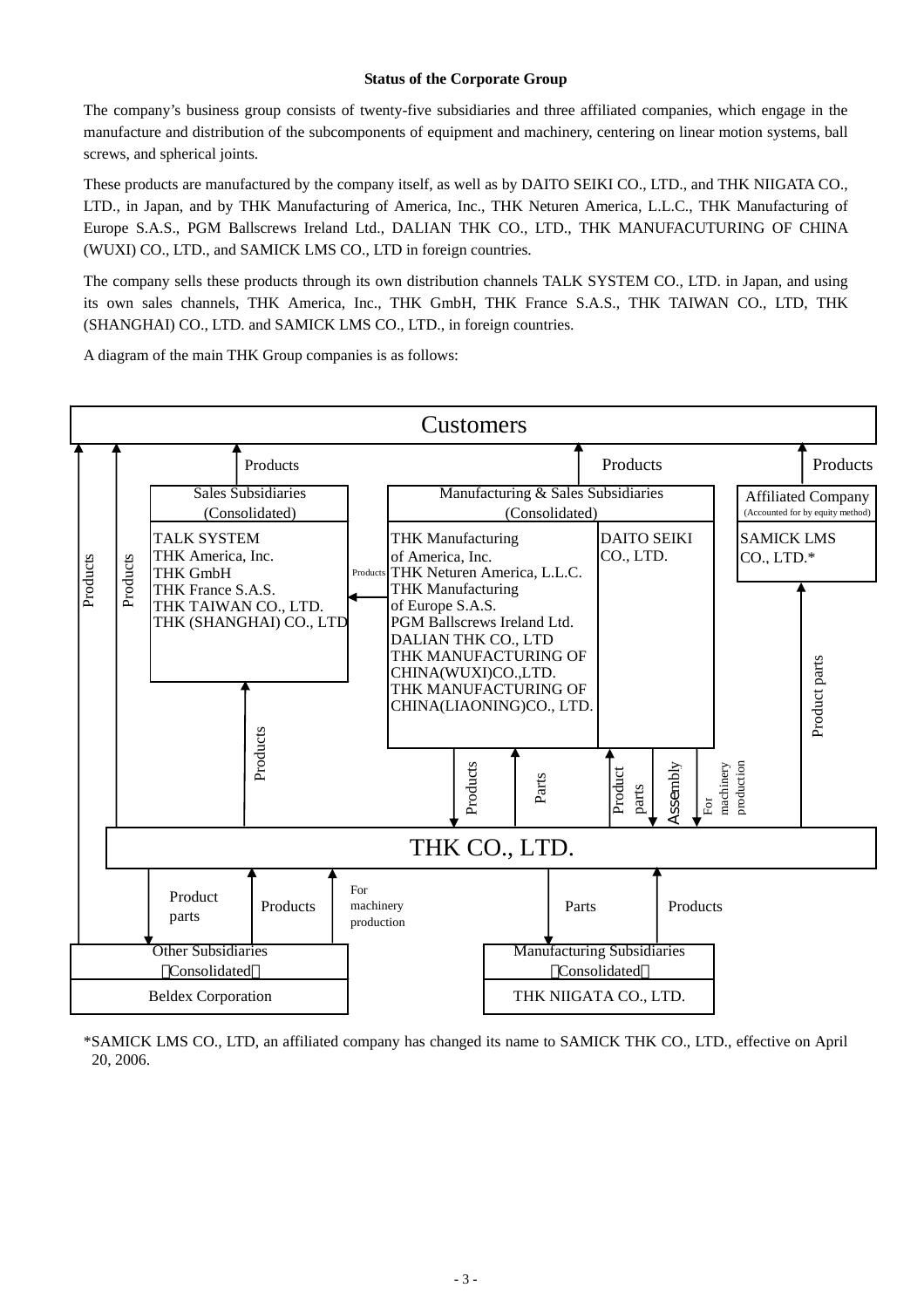**Status of the Corporate Group**

The company's business group consists of twenty-five subsidiaries and three affiliated companies, which engage in the manufacture and distribution of the subcomponents of equipment and machinery, centering on linear motion systems, ball screws, and spherical joints.

These products are manufactured by the company itself, as well as by DAITO SEIKI CO., LTD., and THK NIIGATA CO., LTD., in Japan, and by THK Manufacturing of America, Inc., THK Neturen America, L.L.C., THK Manufacturing of Europe S.A.S., PGM Ballscrews Ireland Ltd., DALIAN THK CO., LTD., THK MANUFACUTURING OF CHINA (WUXI) CO., LTD., and SAMICK LMS CO., LTD in foreign countries.

The company sells these products through its own distribution channels TALK SYSTEM CO., LTD. in Japan, and using its own sales channels, THK America, Inc., THK GmbH, THK France S.A.S., THK TAIWAN CO., LTD, THK (SHANGHAI) CO., LTD. and SAMICK LMS CO., LTD., in foreign countries.

A diagram of the main THK Group companies is as follows:

**Customers**

- Products flow to Customers from: Sales Subsidiaries, Manufacturing & Sales Subsidiaries, Affiliated Company, THK CO., LTD., and Other Subsidiaries.

**Sales Subsidiaries (Consolidated)**
- TALK SYSTEM
- THK America, Inc.
- THK GmbH
- THK France S.A.S.
- THK TAIWAN CO., LTD.
- THK (SHANGHAI) CO., LTD

**Manufacturing & Sales Subsidiaries (Consolidated)**
- THK Manufacturing of America, Inc.
- THK Neturen America, L.L.C.
- THK Manufacturing of Europe S.A.S.
- PGM Ballscrews Ireland Ltd.
- DALIAN THK CO., LTD
- THK MANUFACTURING OF CHINA(WUXI)CO.,LTD.
- THK MANUFACTURING OF CHINA(LIAONING)CO., LTD.
- DAITO SEIKI CO., LTD.

**Affiliated Company (Accounted for by equity method)**
- SAMICK LMS CO., LTD.*

Manufacturing & Sales Subsidiaries → Sales Subsidiaries: Products

THK CO., LTD. → Sales Subsidiaries: Products

Manufacturing & Sales Subsidiaries ↔ THK CO., LTD.: Products, Parts, Product parts, Assembly, For machinery production

THK CO., LTD. → Affiliated Company: Product parts

**THK CO., LTD.**

**Other Subsidiaries (Consolidated)**
- Beldex Corporation

THK CO., LTD. → Other Subsidiaries: Product parts; Other Subsidiaries → THK CO., LTD.: Products, For machinery production

**Manufacturing Subsidiaries (Consolidated)**
- THK NIIGATA CO., LTD.

THK CO., LTD. → Manufacturing Subsidiaries: Parts; Manufacturing Subsidiaries → THK CO., LTD.: Products

*SAMICK LMS CO., LTD, an affiliated company has changed its name to SAMICK THK CO., LTD., effective on April 20, 2006.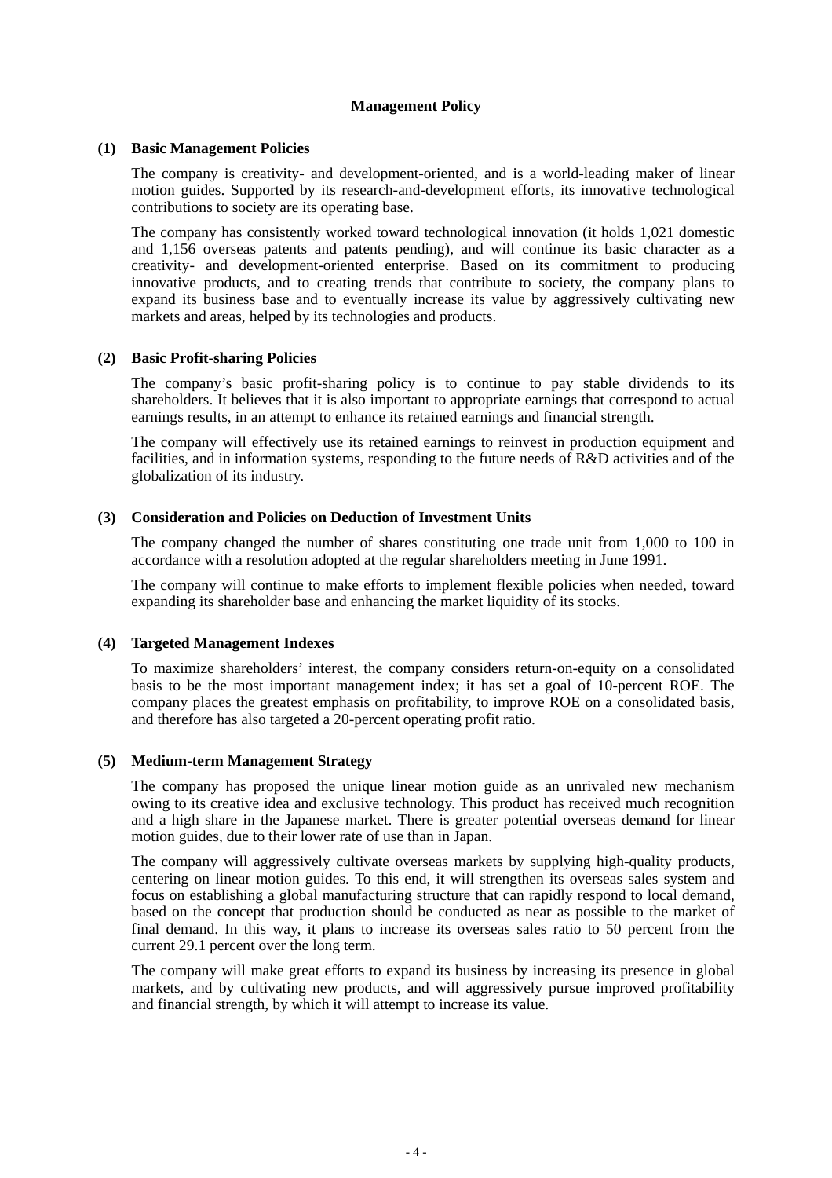# Management Policy

## (1) Basic Management Policies

The company is creativity- and development-oriented, and is a world-leading maker of linear motion guides. Supported by its research-and-development efforts, its innovative technological contributions to society are its operating base.

The company has consistently worked toward technological innovation (it holds 1,021 domestic and 1,156 overseas patents and patents pending), and will continue its basic character as a creativity- and development-oriented enterprise. Based on its commitment to producing innovative products, and to creating trends that contribute to society, the company plans to expand its business base and to eventually increase its value by aggressively cultivating new markets and areas, helped by its technologies and products.

## (2) Basic Profit-sharing Policies

The company's basic profit-sharing policy is to continue to pay stable dividends to its shareholders. It believes that it is also important to appropriate earnings that correspond to actual earnings results, in an attempt to enhance its retained earnings and financial strength.

The company will effectively use its retained earnings to reinvest in production equipment and facilities, and in information systems, responding to the future needs of R&D activities and of the globalization of its industry.

## (3) Consideration and Policies on Deduction of Investment Units

The company changed the number of shares constituting one trade unit from 1,000 to 100 in accordance with a resolution adopted at the regular shareholders meeting in June 1991.

The company will continue to make efforts to implement flexible policies when needed, toward expanding its shareholder base and enhancing the market liquidity of its stocks.

## (4) Targeted Management Indexes

To maximize shareholders' interest, the company considers return-on-equity on a consolidated basis to be the most important management index; it has set a goal of 10-percent ROE. The company places the greatest emphasis on profitability, to improve ROE on a consolidated basis, and therefore has also targeted a 20-percent operating profit ratio.

## (5) Medium-term Management Strategy

The company has proposed the unique linear motion guide as an unrivaled new mechanism owing to its creative idea and exclusive technology. This product has received much recognition and a high share in the Japanese market. There is greater potential overseas demand for linear motion guides, due to their lower rate of use than in Japan.

The company will aggressively cultivate overseas markets by supplying high-quality products, centering on linear motion guides. To this end, it will strengthen its overseas sales system and focus on establishing a global manufacturing structure that can rapidly respond to local demand, based on the concept that production should be conducted as near as possible to the market of final demand. In this way, it plans to increase its overseas sales ratio to 50 percent from the current 29.1 percent over the long term.

The company will make great efforts to expand its business by increasing its presence in global markets, and by cultivating new products, and will aggressively pursue improved profitability and financial strength, by which it will attempt to increase its value.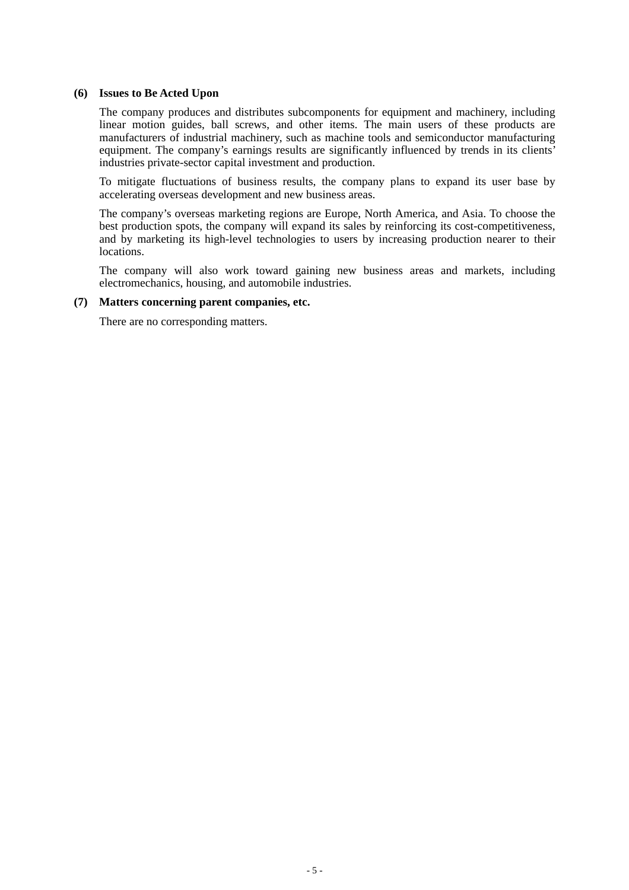### (6) Issues to Be Acted Upon

The company produces and distributes subcomponents for equipment and machinery, including linear motion guides, ball screws, and other items. The main users of these products are manufacturers of industrial machinery, such as machine tools and semiconductor manufacturing equipment. The company's earnings results are significantly influenced by trends in its clients' industries private-sector capital investment and production.

To mitigate fluctuations of business results, the company plans to expand its user base by accelerating overseas development and new business areas.

The company's overseas marketing regions are Europe, North America, and Asia. To choose the best production spots, the company will expand its sales by reinforcing its cost-competitiveness, and by marketing its high-level technologies to users by increasing production nearer to their locations.

The company will also work toward gaining new business areas and markets, including electromechanics, housing, and automobile industries.

### (7) Matters concerning parent companies, etc.

There are no corresponding matters.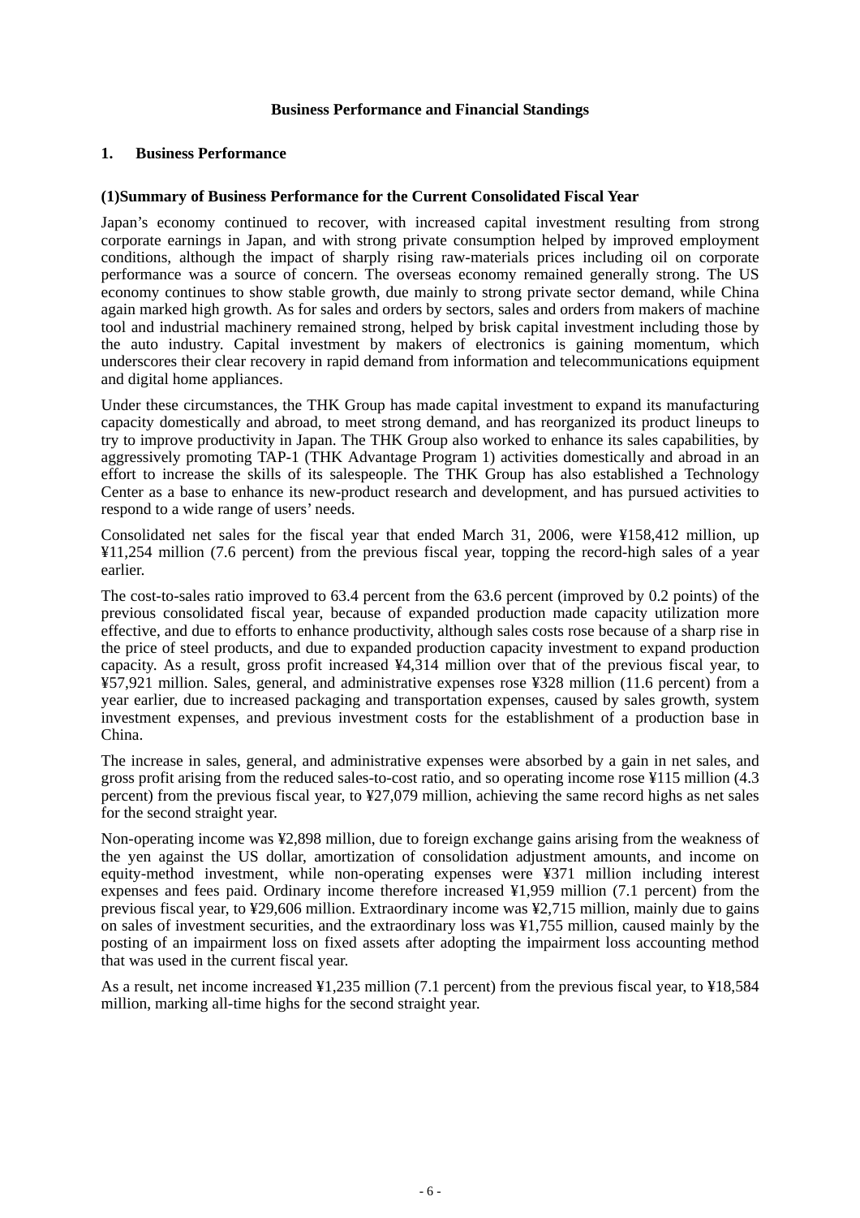# Business Performance and Financial Standings

## 1. Business Performance

### (1)Summary of Business Performance for the Current Consolidated Fiscal Year

Japan's economy continued to recover, with increased capital investment resulting from strong corporate earnings in Japan, and with strong private consumption helped by improved employment conditions, although the impact of sharply rising raw-materials prices including oil on corporate performance was a source of concern. The overseas economy remained generally strong. The US economy continues to show stable growth, due mainly to strong private sector demand, while China again marked high growth. As for sales and orders by sectors, sales and orders from makers of machine tool and industrial machinery remained strong, helped by brisk capital investment including those by the auto industry. Capital investment by makers of electronics is gaining momentum, which underscores their clear recovery in rapid demand from information and telecommunications equipment and digital home appliances.

Under these circumstances, the THK Group has made capital investment to expand its manufacturing capacity domestically and abroad, to meet strong demand, and has reorganized its product lineups to try to improve productivity in Japan. The THK Group also worked to enhance its sales capabilities, by aggressively promoting TAP-1 (THK Advantage Program 1) activities domestically and abroad in an effort to increase the skills of its salespeople. The THK Group has also established a Technology Center as a base to enhance its new-product research and development, and has pursued activities to respond to a wide range of users' needs.

Consolidated net sales for the fiscal year that ended March 31, 2006, were ¥158,412 million, up ¥11,254 million (7.6 percent) from the previous fiscal year, topping the record-high sales of a year earlier.

The cost-to-sales ratio improved to 63.4 percent from the 63.6 percent (improved by 0.2 points) of the previous consolidated fiscal year, because of expanded production made capacity utilization more effective, and due to efforts to enhance productivity, although sales costs rose because of a sharp rise in the price of steel products, and due to expanded production capacity investment to expand production capacity. As a result, gross profit increased ¥4,314 million over that of the previous fiscal year, to ¥57,921 million. Sales, general, and administrative expenses rose ¥328 million (11.6 percent) from a year earlier, due to increased packaging and transportation expenses, caused by sales growth, system investment expenses, and previous investment costs for the establishment of a production base in China.

The increase in sales, general, and administrative expenses were absorbed by a gain in net sales, and gross profit arising from the reduced sales-to-cost ratio, and so operating income rose ¥115 million (4.3 percent) from the previous fiscal year, to ¥27,079 million, achieving the same record highs as net sales for the second straight year.

Non-operating income was ¥2,898 million, due to foreign exchange gains arising from the weakness of the yen against the US dollar, amortization of consolidation adjustment amounts, and income on equity-method investment, while non-operating expenses were ¥371 million including interest expenses and fees paid. Ordinary income therefore increased ¥1,959 million (7.1 percent) from the previous fiscal year, to ¥29,606 million. Extraordinary income was ¥2,715 million, mainly due to gains on sales of investment securities, and the extraordinary loss was ¥1,755 million, caused mainly by the posting of an impairment loss on fixed assets after adopting the impairment loss accounting method that was used in the current fiscal year.

As a result, net income increased ¥1,235 million (7.1 percent) from the previous fiscal year, to ¥18,584 million, marking all-time highs for the second straight year.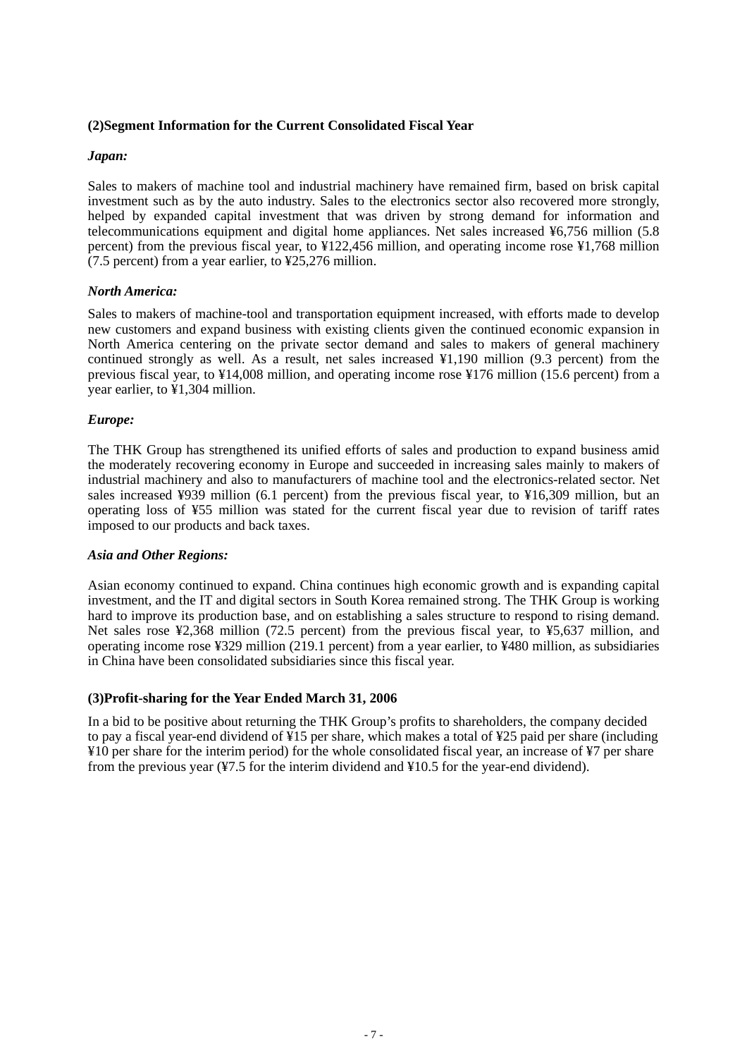### (2)Segment Information for the Current Consolidated Fiscal Year

*Japan:*

Sales to makers of machine tool and industrial machinery have remained firm, based on brisk capital investment such as by the auto industry. Sales to the electronics sector also recovered more strongly, helped by expanded capital investment that was driven by strong demand for information and telecommunications equipment and digital home appliances. Net sales increased ¥6,756 million (5.8 percent) from the previous fiscal year, to ¥122,456 million, and operating income rose ¥1,768 million (7.5 percent) from a year earlier, to ¥25,276 million.

*North America:*

Sales to makers of machine-tool and transportation equipment increased, with efforts made to develop new customers and expand business with existing clients given the continued economic expansion in North America centering on the private sector demand and sales to makers of general machinery continued strongly as well. As a result, net sales increased ¥1,190 million (9.3 percent) from the previous fiscal year, to ¥14,008 million, and operating income rose ¥176 million (15.6 percent) from a year earlier, to ¥1,304 million.

*Europe:*

The THK Group has strengthened its unified efforts of sales and production to expand business amid the moderately recovering economy in Europe and succeeded in increasing sales mainly to makers of industrial machinery and also to manufacturers of machine tool and the electronics-related sector. Net sales increased ¥939 million (6.1 percent) from the previous fiscal year, to ¥16,309 million, but an operating loss of ¥55 million was stated for the current fiscal year due to revision of tariff rates imposed to our products and back taxes.

*Asia and Other Regions:*

Asian economy continued to expand. China continues high economic growth and is expanding capital investment, and the IT and digital sectors in South Korea remained strong. The THK Group is working hard to improve its production base, and on establishing a sales structure to respond to rising demand. Net sales rose ¥2,368 million (72.5 percent) from the previous fiscal year, to ¥5,637 million, and operating income rose ¥329 million (219.1 percent) from a year earlier, to ¥480 million, as subsidiaries in China have been consolidated subsidiaries since this fiscal year.

### (3)Profit-sharing for the Year Ended March 31, 2006

In a bid to be positive about returning the THK Group's profits to shareholders, the company decided to pay a fiscal year-end dividend of ¥15 per share, which makes a total of ¥25 paid per share (including ¥10 per share for the interim period) for the whole consolidated fiscal year, an increase of ¥7 per share from the previous year (¥7.5 for the interim dividend and ¥10.5 for the year-end dividend).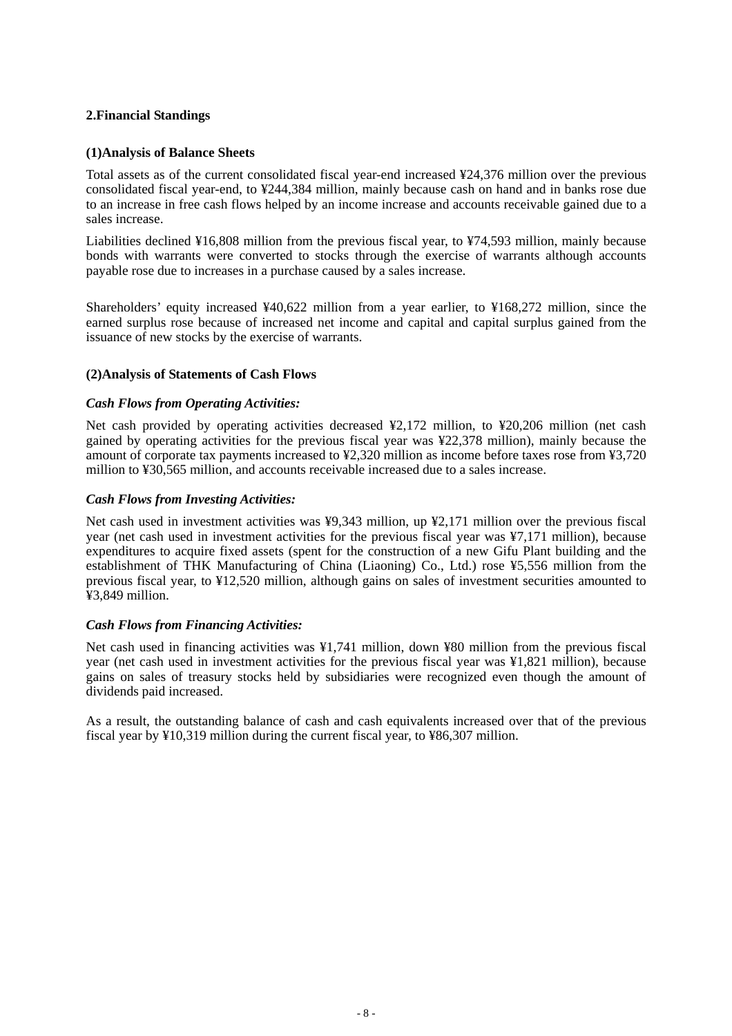## 2.Financial Standings

### (1)Analysis of Balance Sheets

Total assets as of the current consolidated fiscal year-end increased ¥24,376 million over the previous consolidated fiscal year-end, to ¥244,384 million, mainly because cash on hand and in banks rose due to an increase in free cash flows helped by an income increase and accounts receivable gained due to a sales increase.

Liabilities declined ¥16,808 million from the previous fiscal year, to ¥74,593 million, mainly because bonds with warrants were converted to stocks through the exercise of warrants although accounts payable rose due to increases in a purchase caused by a sales increase.

Shareholders' equity increased ¥40,622 million from a year earlier, to ¥168,272 million, since the earned surplus rose because of increased net income and capital and capital surplus gained from the issuance of new stocks by the exercise of warrants.

### (2)Analysis of Statements of Cash Flows

***Cash Flows from Operating Activities:***

Net cash provided by operating activities decreased ¥2,172 million, to ¥20,206 million (net cash gained by operating activities for the previous fiscal year was ¥22,378 million), mainly because the amount of corporate tax payments increased to ¥2,320 million as income before taxes rose from ¥3,720 million to ¥30,565 million, and accounts receivable increased due to a sales increase.

***Cash Flows from Investing Activities:***

Net cash used in investment activities was ¥9,343 million, up ¥2,171 million over the previous fiscal year (net cash used in investment activities for the previous fiscal year was ¥7,171 million), because expenditures to acquire fixed assets (spent for the construction of a new Gifu Plant building and the establishment of THK Manufacturing of China (Liaoning) Co., Ltd.) rose ¥5,556 million from the previous fiscal year, to ¥12,520 million, although gains on sales of investment securities amounted to ¥3,849 million.

***Cash Flows from Financing Activities:***

Net cash used in financing activities was ¥1,741 million, down ¥80 million from the previous fiscal year (net cash used in investment activities for the previous fiscal year was ¥1,821 million), because gains on sales of treasury stocks held by subsidiaries were recognized even though the amount of dividends paid increased.

As a result, the outstanding balance of cash and cash equivalents increased over that of the previous fiscal year by ¥10,319 million during the current fiscal year, to ¥86,307 million.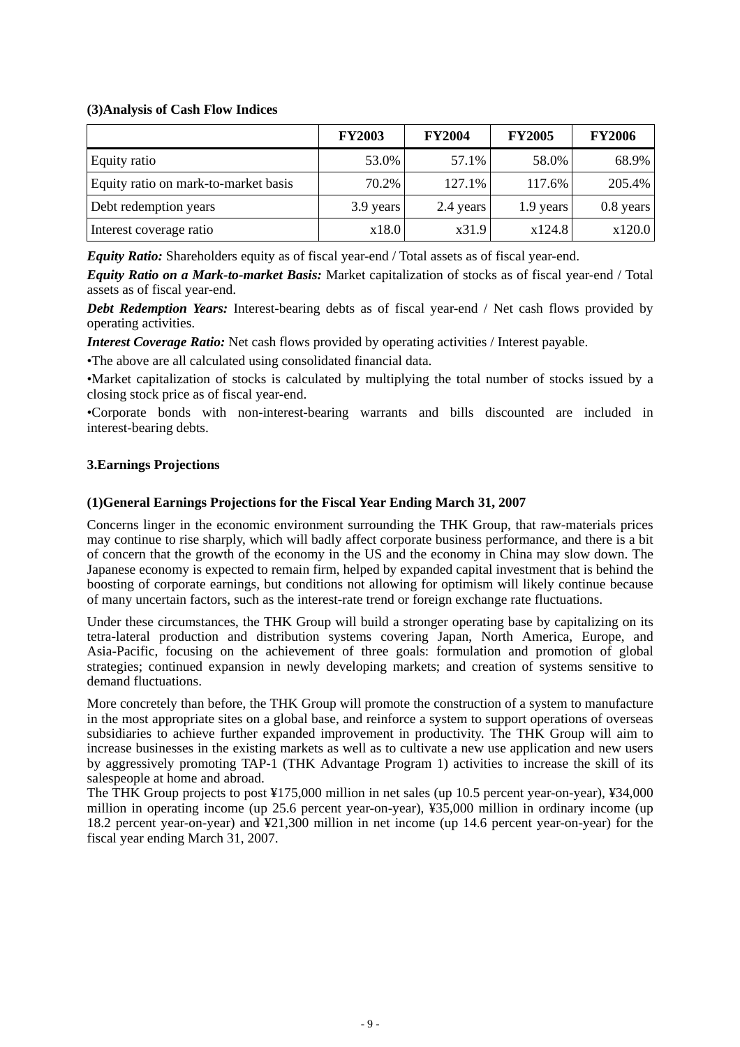### (3)Analysis of Cash Flow Indices

| | FY2003 | FY2004 | FY2005 | FY2006 |
|---|---|---|---|---|
| Equity ratio | 53.0% | 57.1% | 58.0% | 68.9% |
| Equity ratio on mark-to-market basis | 70.2% | 127.1% | 117.6% | 205.4% |
| Debt redemption years | 3.9 years | 2.4 years | 1.9 years | 0.8 years |
| Interest coverage ratio | x18.0 | x31.9 | x124.8 | x120.0 |

***Equity Ratio:*** Shareholders equity as of fiscal year-end / Total assets as of fiscal year-end.

***Equity Ratio on a Mark-to-market Basis:*** Market capitalization of stocks as of fiscal year-end / Total assets as of fiscal year-end.

***Debt Redemption Years:*** Interest-bearing debts as of fiscal year-end / Net cash flows provided by operating activities.

***Interest Coverage Ratio:*** Net cash flows provided by operating activities / Interest payable.

•The above are all calculated using consolidated financial data.

•Market capitalization of stocks is calculated by multiplying the total number of stocks issued by a closing stock price as of fiscal year-end.

•Corporate bonds with non-interest-bearing warrants and bills discounted are included in interest-bearing debts.

## 3.Earnings Projections

### (1)General Earnings Projections for the Fiscal Year Ending March 31, 2007

Concerns linger in the economic environment surrounding the THK Group, that raw-materials prices may continue to rise sharply, which will badly affect corporate business performance, and there is a bit of concern that the growth of the economy in the US and the economy in China may slow down. The Japanese economy is expected to remain firm, helped by expanded capital investment that is behind the boosting of corporate earnings, but conditions not allowing for optimism will likely continue because of many uncertain factors, such as the interest-rate trend or foreign exchange rate fluctuations.

Under these circumstances, the THK Group will build a stronger operating base by capitalizing on its tetra-lateral production and distribution systems covering Japan, North America, Europe, and Asia-Pacific, focusing on the achievement of three goals: formulation and promotion of global strategies; continued expansion in newly developing markets; and creation of systems sensitive to demand fluctuations.

More concretely than before, the THK Group will promote the construction of a system to manufacture in the most appropriate sites on a global base, and reinforce a system to support operations of overseas subsidiaries to achieve further expanded improvement in productivity. The THK Group will aim to increase businesses in the existing markets as well as to cultivate a new use application and new users by aggressively promoting TAP-1 (THK Advantage Program 1) activities to increase the skill of its salespeople at home and abroad.
The THK Group projects to post ¥175,000 million in net sales (up 10.5 percent year-on-year), ¥34,000 million in operating income (up 25.6 percent year-on-year), ¥35,000 million in ordinary income (up 18.2 percent year-on-year) and ¥21,300 million in net income (up 14.6 percent year-on-year) for the fiscal year ending March 31, 2007.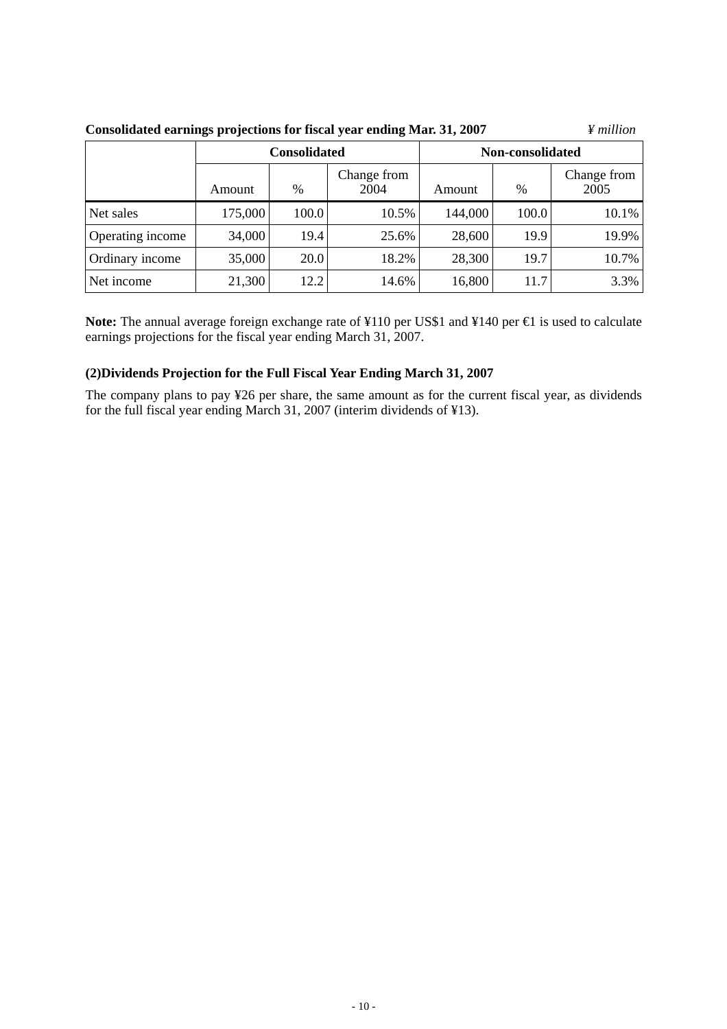**Consolidated earnings projections for fiscal year ending Mar. 31, 2007** *¥ million*

| | Consolidated | | | Non-consolidated | | |
|---|---|---|---|---|---|---|
| | Amount | % | Change from 2004 | Amount | % | Change from 2005 |
| Net sales | 175,000 | 100.0 | 10.5% | 144,000 | 100.0 | 10.1% |
| Operating income | 34,000 | 19.4 | 25.6% | 28,600 | 19.9 | 19.9% |
| Ordinary income | 35,000 | 20.0 | 18.2% | 28,300 | 19.7 | 10.7% |
| Net income | 21,300 | 12.2 | 14.6% | 16,800 | 11.7 | 3.3% |

**Note:** The annual average foreign exchange rate of ¥110 per US$1 and ¥140 per €1 is used to calculate earnings projections for the fiscal year ending March 31, 2007.

### (2)Dividends Projection for the Full Fiscal Year Ending March 31, 2007

The company plans to pay ¥26 per share, the same amount as for the current fiscal year, as dividends for the full fiscal year ending March 31, 2007 (interim dividends of ¥13).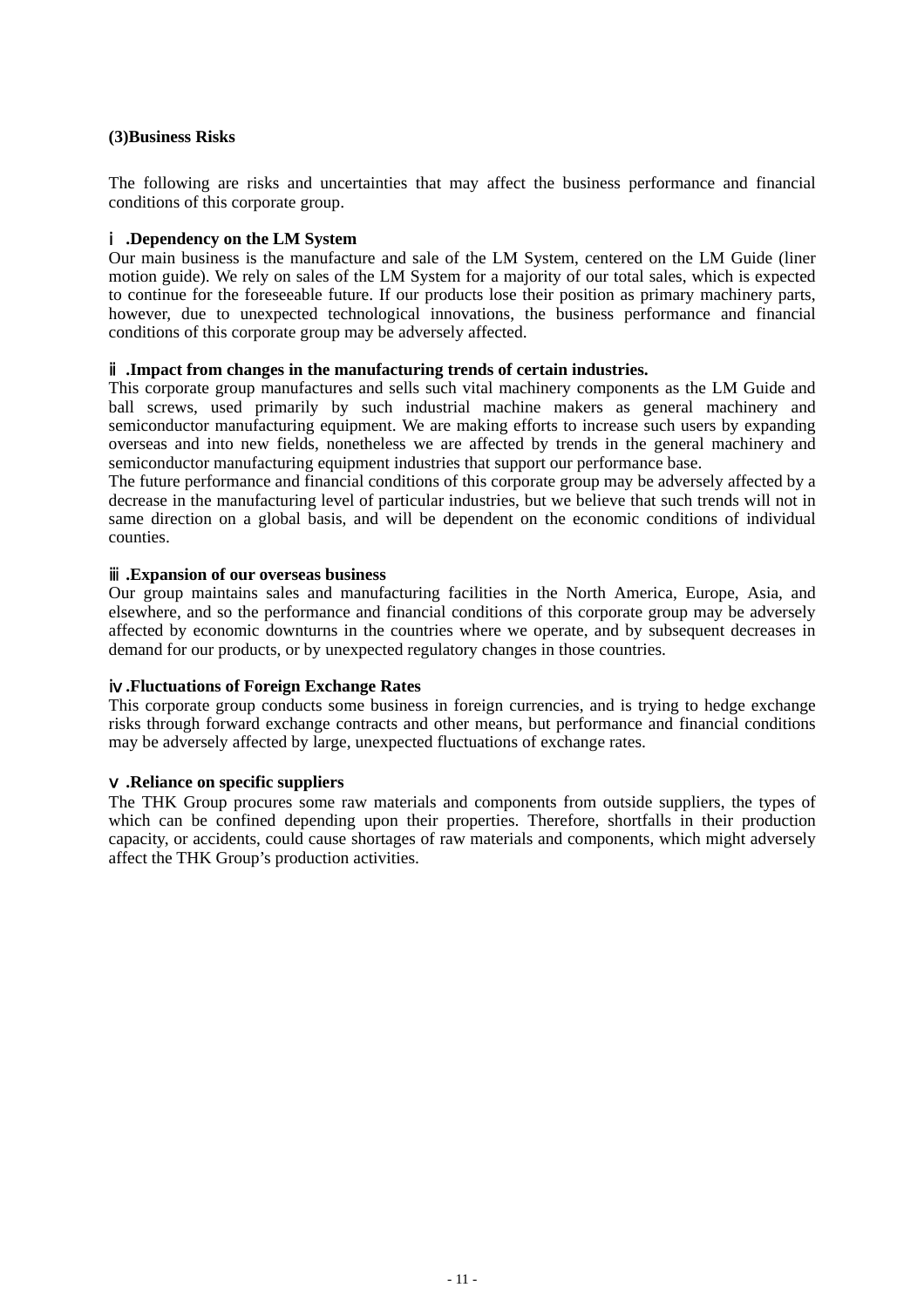### (3)Business Risks

The following are risks and uncertainties that may affect the business performance and financial conditions of this corporate group.

**ⅰ.Dependency on the LM System**

Our main business is the manufacture and sale of the LM System, centered on the LM Guide (liner motion guide). We rely on sales of the LM System for a majority of our total sales, which is expected to continue for the foreseeable future. If our products lose their position as primary machinery parts, however, due to unexpected technological innovations, the business performance and financial conditions of this corporate group may be adversely affected.

**ⅱ.Impact from changes in the manufacturing trends of certain industries.**

This corporate group manufactures and sells such vital machinery components as the LM Guide and ball screws, used primarily by such industrial machine makers as general machinery and semiconductor manufacturing equipment. We are making efforts to increase such users by expanding overseas and into new fields, nonetheless we are affected by trends in the general machinery and semiconductor manufacturing equipment industries that support our performance base.

The future performance and financial conditions of this corporate group may be adversely affected by a decrease in the manufacturing level of particular industries, but we believe that such trends will not in same direction on a global basis, and will be dependent on the economic conditions of individual counties.

**ⅲ.Expansion of our overseas business**

Our group maintains sales and manufacturing facilities in the North America, Europe, Asia, and elsewhere, and so the performance and financial conditions of this corporate group may be adversely affected by economic downturns in the countries where we operate, and by subsequent decreases in demand for our products, or by unexpected regulatory changes in those countries.

**ⅳ.Fluctuations of Foreign Exchange Rates**

This corporate group conducts some business in foreign currencies, and is trying to hedge exchange risks through forward exchange contracts and other means, but performance and financial conditions may be adversely affected by large, unexpected fluctuations of exchange rates.

**ⅴ.Reliance on specific suppliers**

The THK Group procures some raw materials and components from outside suppliers, the types of which can be confined depending upon their properties. Therefore, shortfalls in their production capacity, or accidents, could cause shortages of raw materials and components, which might adversely affect the THK Group's production activities.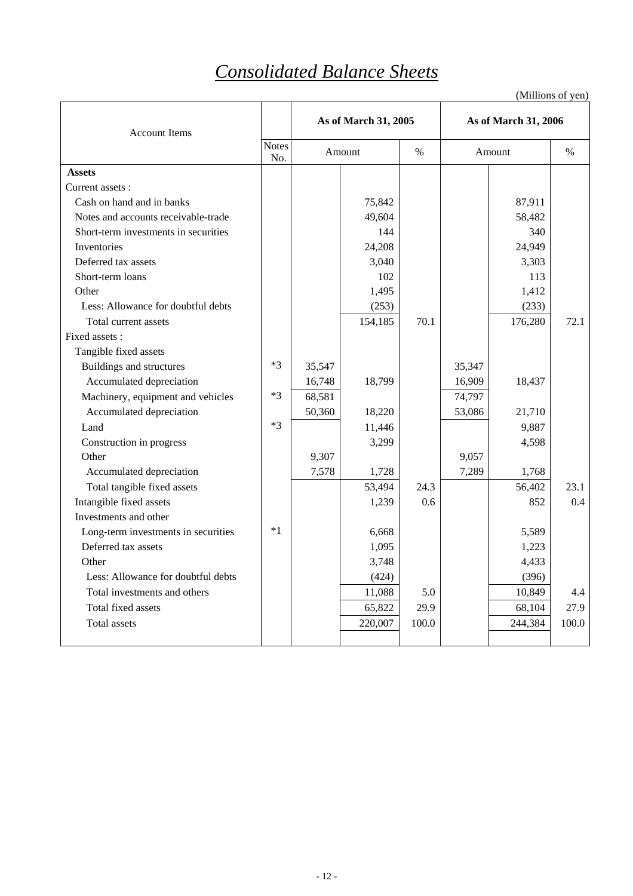# *Consolidated Balance Sheets*

(Millions of yen)

| Account Items | Notes No. | As of March 31, 2005 | | | As of March 31, 2006 | | |
|---|---|---|---|---|---|---|---|
| | | Amount | | % | Amount | | % |
| **Assets** | | | | | | | |
| Current assets : | | | | | | | |
| Cash on hand and in banks | | | 75,842 | | | 87,911 | |
| Notes and accounts receivable-trade | | | 49,604 | | | 58,482 | |
| Short-term investments in securities | | | 144 | | | 340 | |
| Inventories | | | 24,208 | | | 24,949 | |
| Deferred tax assets | | | 3,040 | | | 3,303 | |
| Short-term loans | | | 102 | | | 113 | |
| Other | | | 1,495 | | | 1,412 | |
| Less: Allowance for doubtful debts | | | (253) | | | (233) | |
| Total current assets | | | 154,185 | 70.1 | | 176,280 | 72.1 |
| Fixed assets : | | | | | | | |
| Tangible fixed assets | | | | | | | |
| Buildings and structures | *3 | 35,547 | | | 35,347 | | |
| Accumulated depreciation | | 16,748 | 18,799 | | 16,909 | 18,437 | |
| Machinery, equipment and vehicles | *3 | 68,581 | | | 74,797 | | |
| Accumulated depreciation | | 50,360 | 18,220 | | 53,086 | 21,710 | |
| Land | *3 | | 11,446 | | | 9,887 | |
| Construction in progress | | | 3,299 | | | 4,598 | |
| Other | | 9,307 | | | 9,057 | | |
| Accumulated depreciation | | 7,578 | 1,728 | | 7,289 | 1,768 | |
| Total tangible fixed assets | | | 53,494 | 24.3 | | 56,402 | 23.1 |
| Intangible fixed assets | | | 1,239 | 0.6 | | 852 | 0.4 |
| Investments and other | | | | | | | |
| Long-term investments in securities | *1 | | 6,668 | | | 5,589 | |
| Deferred tax assets | | | 1,095 | | | 1,223 | |
| Other | | | 3,748 | | | 4,433 | |
| Less: Allowance for doubtful debts | | | (424) | | | (396) | |
| Total investments and others | | | 11,088 | 5.0 | | 10,849 | 4.4 |
| Total fixed assets | | | 65,822 | 29.9 | | 68,104 | 27.9 |
| Total assets | | | 220,007 | 100.0 | | 244,384 | 100.0 |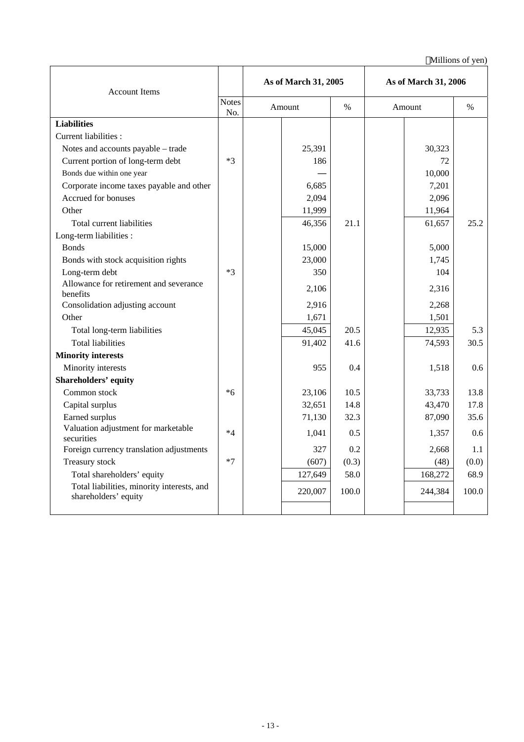(Millions of yen)

| Account Items | Notes No. | As of March 31, 2005 | | | As of March 31, 2006 | | |
|---|---|---|---|---|---|---|---|
| | | | Amount | % | | Amount | % |
| **Liabilities** | | | | | | | |
| Current liabilities : | | | | | | | |
| Notes and accounts payable – trade | | | 25,391 | | | 30,323 | |
| Current portion of long-term debt | *3 | | 186 | | | 72 | |
| Bonds due within one year | | | — | | | 10,000 | |
| Corporate income taxes payable and other | | | 6,685 | | | 7,201 | |
| Accrued for bonuses | | | 2,094 | | | 2,096 | |
| Other | | | 11,999 | | | 11,964 | |
| Total current liabilities | | | 46,356 | 21.1 | | 61,657 | 25.2 |
| Long-term liabilities : | | | | | | | |
| Bonds | | | 15,000 | | | 5,000 | |
| Bonds with stock acquisition rights | | | 23,000 | | | 1,745 | |
| Long-term debt | *3 | | 350 | | | 104 | |
| Allowance for retirement and severance benefits | | | 2,106 | | | 2,316 | |
| Consolidation adjusting account | | | 2,916 | | | 2,268 | |
| Other | | | 1,671 | | | 1,501 | |
| Total long-term liabilities | | | 45,045 | 20.5 | | 12,935 | 5.3 |
| Total liabilities | | | 91,402 | 41.6 | | 74,593 | 30.5 |
| **Minority interests** | | | | | | | |
| Minority interests | | | 955 | 0.4 | | 1,518 | 0.6 |
| **Shareholders' equity** | | | | | | | |
| Common stock | *6 | | 23,106 | 10.5 | | 33,733 | 13.8 |
| Capital surplus | | | 32,651 | 14.8 | | 43,470 | 17.8 |
| Earned surplus | | | 71,130 | 32.3 | | 87,090 | 35.6 |
| Valuation adjustment for marketable securities | *4 | | 1,041 | 0.5 | | 1,357 | 0.6 |
| Foreign currency translation adjustments | | | 327 | 0.2 | | 2,668 | 1.1 |
| Treasury stock | *7 | | (607) | (0.3) | | (48) | (0.0) |
| Total shareholders' equity | | | 127,649 | 58.0 | | 168,272 | 68.9 |
| Total liabilities, minority interests, and shareholders' equity | | | 220,007 | 100.0 | | 244,384 | 100.0 |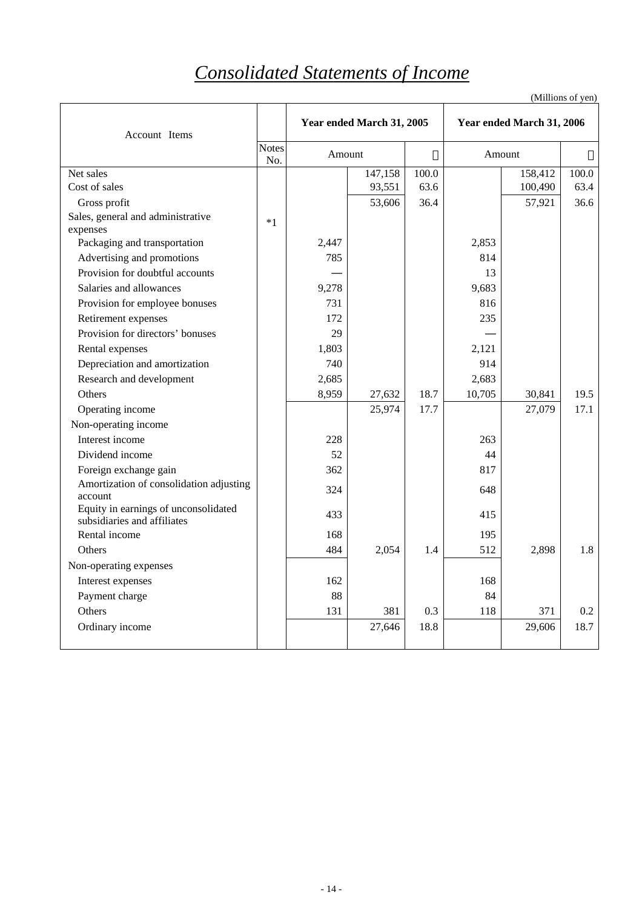# *Consolidated Statements of Income*

(Millions of yen)

| Account Items | Notes No. | Year ended March 31, 2005 | | | Year ended March 31, 2006 | | |
|---|---|---|---|---|---|---|---|
| | | Amount | | ％ | Amount | | ％ |
| Net sales | | | 147,158 | 100.0 | | 158,412 | 100.0 |
| Cost of sales | | | 93,551 | 63.6 | | 100,490 | 63.4 |
| Gross profit | | | 53,606 | 36.4 | | 57,921 | 36.6 |
| Sales, general and administrative expenses | *1 | | | | | | |
| Packaging and transportation | | 2,447 | | | 2,853 | | |
| Advertising and promotions | | 785 | | | 814 | | |
| Provision for doubtful accounts | | — | | | 13 | | |
| Salaries and allowances | | 9,278 | | | 9,683 | | |
| Provision for employee bonuses | | 731 | | | 816 | | |
| Retirement expenses | | 172 | | | 235 | | |
| Provision for directors' bonuses | | 29 | | | — | | |
| Rental expenses | | 1,803 | | | 2,121 | | |
| Depreciation and amortization | | 740 | | | 914 | | |
| Research and development | | 2,685 | | | 2,683 | | |
| Others | | 8,959 | 27,632 | 18.7 | 10,705 | 30,841 | 19.5 |
| Operating income | | | 25,974 | 17.7 | | 27,079 | 17.1 |
| Non-operating income | | | | | | | |
| Interest income | | 228 | | | 263 | | |
| Dividend income | | 52 | | | 44 | | |
| Foreign exchange gain | | 362 | | | 817 | | |
| Amortization of consolidation adjusting account | | 324 | | | 648 | | |
| Equity in earnings of unconsolidated subsidiaries and affiliates | | 433 | | | 415 | | |
| Rental income | | 168 | | | 195 | | |
| Others | | 484 | 2,054 | 1.4 | 512 | 2,898 | 1.8 |
| Non-operating expenses | | | | | | | |
| Interest expenses | | 162 | | | 168 | | |
| Payment charge | | 88 | | | 84 | | |
| Others | | 131 | 381 | 0.3 | 118 | 371 | 0.2 |
| Ordinary income | | | 27,646 | 18.8 | | 29,606 | 18.7 |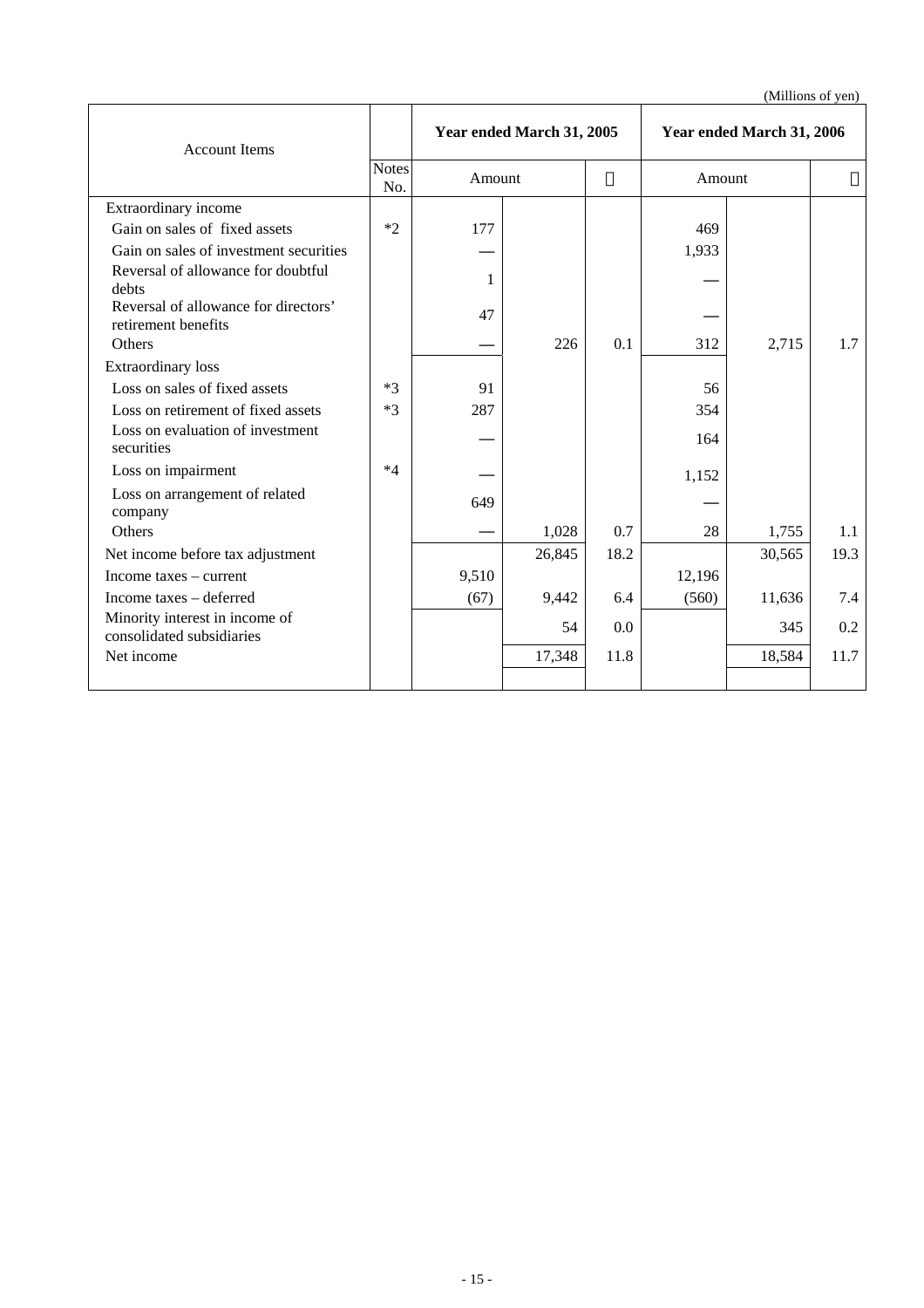(Millions of yen)

| Account Items | | Year ended March 31, 2005 | | | Year ended March 31, 2006 | | |
|---|---|---|---|---|---|---|---|
| | Notes No. | Amount | | ％ | Amount | | ％ |
| Extraordinary income | | | | | | | |
| Gain on sales of fixed assets | *2 | 177 | | | 469 | | |
| Gain on sales of investment securities | | — | | | 1,933 | | |
| Reversal of allowance for doubtful debts | | 1 | | | — | | |
| Reversal of allowance for directors' retirement benefits | | 47 | | | — | | |
| Others | | — | 226 | 0.1 | 312 | 2,715 | 1.7 |
| Extraordinary loss | | | | | | | |
| Loss on sales of fixed assets | *3 | 91 | | | 56 | | |
| Loss on retirement of fixed assets | *3 | 287 | | | 354 | | |
| Loss on evaluation of investment securities | | — | | | 164 | | |
| Loss on impairment | *4 | — | | | 1,152 | | |
| Loss on arrangement of related company | | 649 | | | — | | |
| Others | | — | 1,028 | 0.7 | 28 | 1,755 | 1.1 |
| Net income before tax adjustment | | | 26,845 | 18.2 | | 30,565 | 19.3 |
| Income taxes – current | | 9,510 | | | 12,196 | | |
| Income taxes – deferred | | (67) | 9,442 | 6.4 | (560) | 11,636 | 7.4 |
| Minority interest in income of consolidated subsidiaries | | | 54 | 0.0 | | 345 | 0.2 |
| Net income | | | 17,348 | 11.8 | | 18,584 | 11.7 |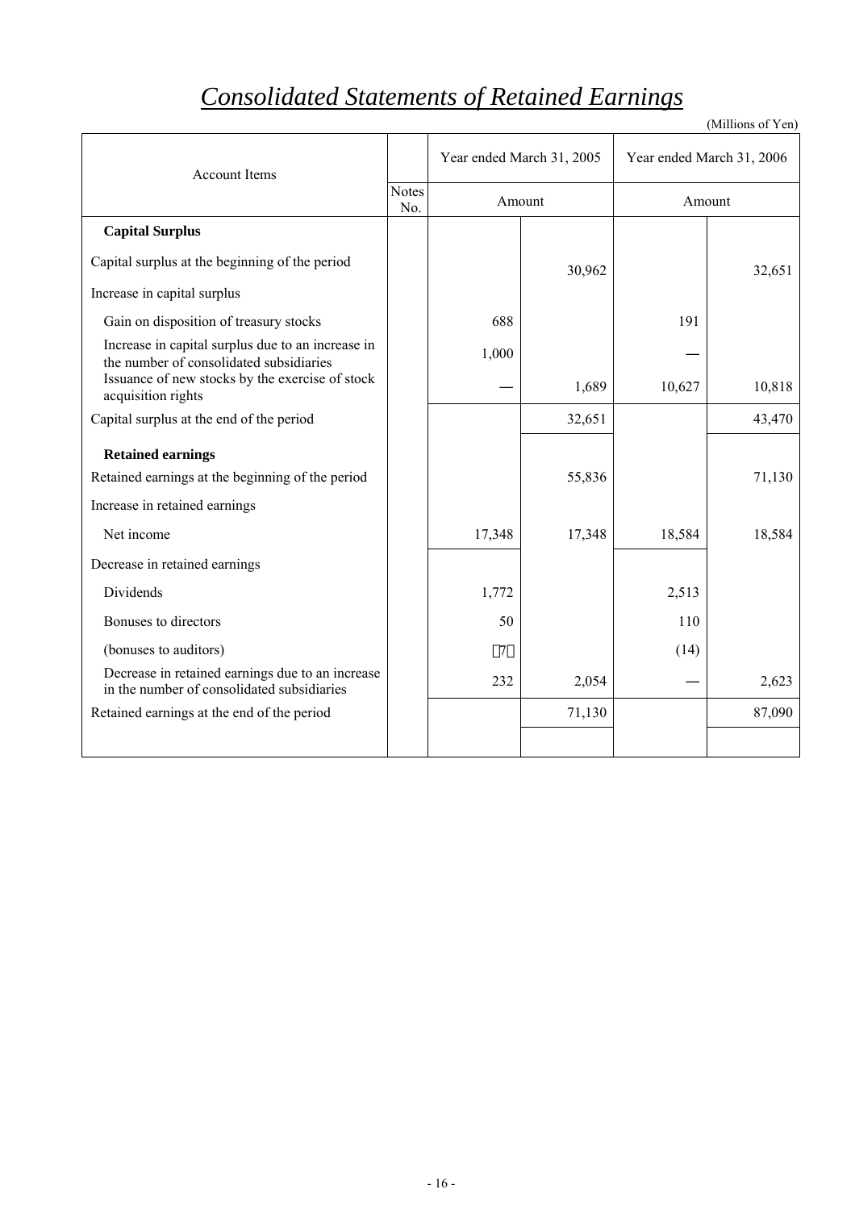# *Consolidated Statements of Retained Earnings*

(Millions of Yen)

| Account Items | Notes No. | Year ended March 31, 2005 | | Year ended March 31, 2006 | |
|---|---|---|---|---|---|
| | | Amount | | Amount | |
| **Capital Surplus** | | | | | |
| Capital surplus at the beginning of the period | | | 30,962 | | 32,651 |
| Increase in capital surplus | | | | | |
| Gain on disposition of treasury stocks | | 688 | | 191 | |
| Increase in capital surplus due to an increase in the number of consolidated subsidiaries | | 1,000 | | — | |
| Issuance of new stocks by the exercise of stock acquisition rights | | — | 1,689 | 10,627 | 10,818 |
| Capital surplus at the end of the period | | | 32,651 | | 43,470 |
| **Retained earnings** | | | | | |
| Retained earnings at the beginning of the period | | | 55,836 | | 71,130 |
| Increase in retained earnings | | | | | |
| Net income | | 17,348 | 17,348 | 18,584 | 18,584 |
| Decrease in retained earnings | | | | | |
| Dividends | | 1,772 | | 2,513 | |
| Bonuses to directors | | 50 | | 110 | |
| (bonuses to auditors) | | (7) | | (14) | |
| Decrease in retained earnings due to an increase in the number of consolidated subsidiaries | | 232 | 2,054 | — | 2,623 |
| Retained earnings at the end of the period | | | 71,130 | | 87,090 |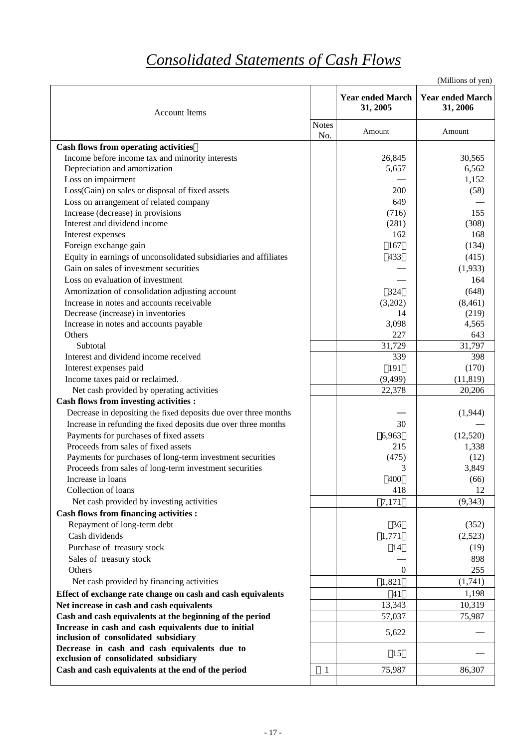# *Consolidated Statements of Cash Flows*

(Millions of yen)

| Account Items | Notes No. | Year ended March 31, 2005 Amount | Year ended March 31, 2006 Amount |
|---|---|---|---|
| **Cash flows from operating activities** | | | |
| Income before income tax and minority interests | | 26,845 | 30,565 |
| Depreciation and amortization | | 5,657 | 6,562 |
| Loss on impairment | | — | 1,152 |
| Loss(Gain) on sales or disposal of fixed assets | | 200 | (58) |
| Loss on arrangement of related company | | 649 | — |
| Increase (decrease) in provisions | | (716) | 155 |
| Interest and dividend income | | (281) | (308) |
| Interest expenses | | 162 | 168 |
| Foreign exchange gain | | (167) | (134) |
| Equity in earnings of unconsolidated subsidiaries and affiliates | | (433) | (415) |
| Gain on sales of investment securities | | — | (1,933) |
| Loss on evaluation of investment | | — | 164 |
| Amortization of consolidation adjusting account | | (324) | (648) |
| Increase in notes and accounts receivable | | (3,202) | (8,461) |
| Decrease (increase) in inventories | | 14 | (219) |
| Increase in notes and accounts payable | | 3,098 | 4,565 |
| Others | | 227 | 643 |
| Subtotal | | 31,729 | 31,797 |
| Interest and dividend income received | | 339 | 398 |
| Interest expenses paid | | (191) | (170) |
| Income taxes paid or reclaimed. | | (9,499) | (11,819) |
| Net cash provided by operating activities | | 22,378 | 20,206 |
| **Cash flows from investing activities :** | | | |
| Decrease in depositing the fixed deposits due over three months | | — | (1,944) |
| Increase in refunding the fixed deposits due over three months | | 30 | — |
| Payments for purchases of fixed assets | | (6,963) | (12,520) |
| Proceeds from sales of fixed assets | | 215 | 1,338 |
| Payments for purchases of long-term investment securities | | (475) | (12) |
| Proceeds from sales of long-term investment securities | | 3 | 3,849 |
| Increase in loans | | (400) | (66) |
| Collection of loans | | 418 | 12 |
| Net cash provided by investing activities | | (7,171) | (9,343) |
| **Cash flows from financing activities :** | | | |
| Repayment of long-term debt | | (36) | (352) |
| Cash dividends | | (1,771) | (2,523) |
| Purchase of treasury stock | | (14) | (19) |
| Sales of treasury stock | | — | 898 |
| Others | | 0 | 255 |
| Net cash provided by financing activities | | (1,821) | (1,741) |
| **Effect of exchange rate change on cash and cash equivalents** | | (41) | 1,198 |
| **Net increase in cash and cash equivalents** | | 13,343 | 10,319 |
| **Cash and cash equivalents at the beginning of the period** | | 57,037 | 75,987 |
| **Increase in cash and cash equivalents due to initial inclusion of consolidated subsidiary** | | 5,622 | — |
| **Decrease in cash and cash equivalents due to exclusion of consolidated subsidiary** | | (15) | — |
| **Cash and cash equivalents at the end of the period** | 1 | 75,987 | 86,307 |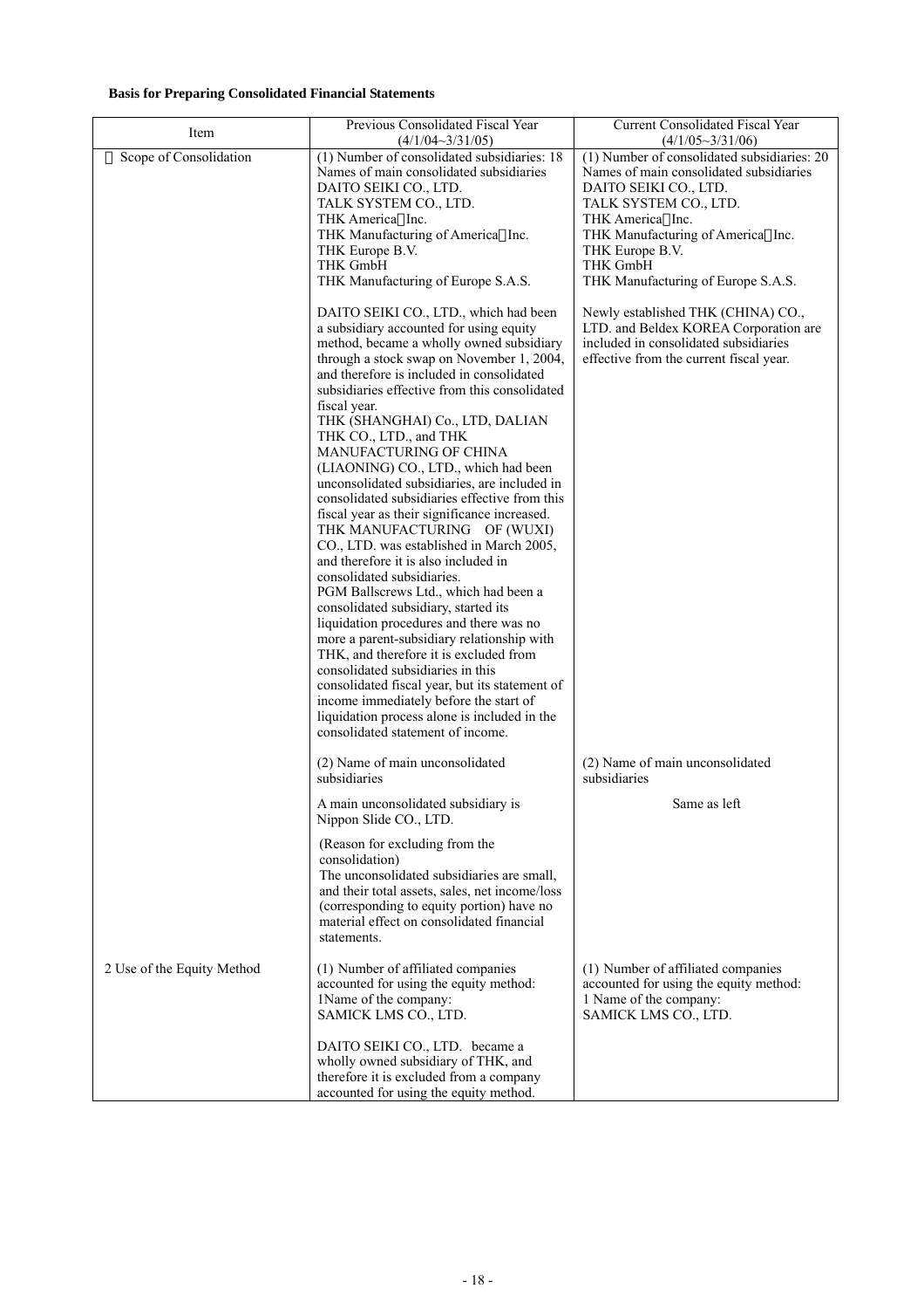**Basis for Preparing Consolidated Financial Statements**

| Item | Previous Consolidated Fiscal Year (4/1/04~3/31/05) | Current Consolidated Fiscal Year (4/1/05~3/31/06) |
|---|---|---|
| Scope of Consolidation | (1) Number of consolidated subsidiaries: 18<br>Names of main consolidated subsidiaries<br>DAITO SEIKI CO., LTD.<br>TALK SYSTEM CO., LTD.<br>THK America Inc.<br>THK Manufacturing of America Inc.<br>THK Europe B.V.<br>THK GmbH<br>THK Manufacturing of Europe S.A.S.<br><br>DAITO SEIKI CO., LTD., which had been a subsidiary accounted for using equity method, became a wholly owned subsidiary through a stock swap on November 1, 2004, and therefore is included in consolidated subsidiaries effective from this consolidated fiscal year.<br>THK (SHANGHAI) Co., LTD, DALIAN THK CO., LTD., and THK MANUFACTURING OF CHINA (LIAONING) CO., LTD., which had been unconsolidated subsidiaries, are included in consolidated subsidiaries effective from this fiscal year as their significance increased.<br>THK MANUFACTURING OF (WUXI) CO., LTD. was established in March 2005, and therefore it is also included in consolidated subsidiaries.<br>PGM Ballscrews Ltd., which had been a consolidated subsidiary, started its liquidation procedures and there was no more a parent-subsidiary relationship with THK, and therefore it is excluded from consolidated subsidiaries in this consolidated fiscal year, but its statement of income immediately before the start of liquidation process alone is included in the consolidated statement of income. | (1) Number of consolidated subsidiaries: 20<br>Names of main consolidated subsidiaries<br>DAITO SEIKI CO., LTD.<br>TALK SYSTEM CO., LTD.<br>THK America Inc.<br>THK Manufacturing of America Inc.<br>THK Europe B.V.<br>THK GmbH<br>THK Manufacturing of Europe S.A.S.<br><br>Newly established THK (CHINA) CO., LTD. and Beldex KOREA Corporation are included in consolidated subsidiaries effective from the current fiscal year. |
| | (2) Name of main unconsolidated subsidiaries<br><br>A main unconsolidated subsidiary is Nippon Slide CO., LTD.<br><br>(Reason for excluding from the consolidation)<br>The unconsolidated subsidiaries are small, and their total assets, sales, net income/loss (corresponding to equity portion) have no material effect on consolidated financial statements. | (2) Name of main unconsolidated subsidiaries<br><br>Same as left |
| 2 Use of the Equity Method | (1) Number of affiliated companies accounted for using the equity method: 1Name of the company:<br>SAMICK LMS CO., LTD.<br><br>DAITO SEIKI CO., LTD. became a wholly owned subsidiary of THK, and therefore it is excluded from a company accounted for using the equity method. | (1) Number of affiliated companies accounted for using the equity method: 1 Name of the company:<br>SAMICK LMS CO., LTD. |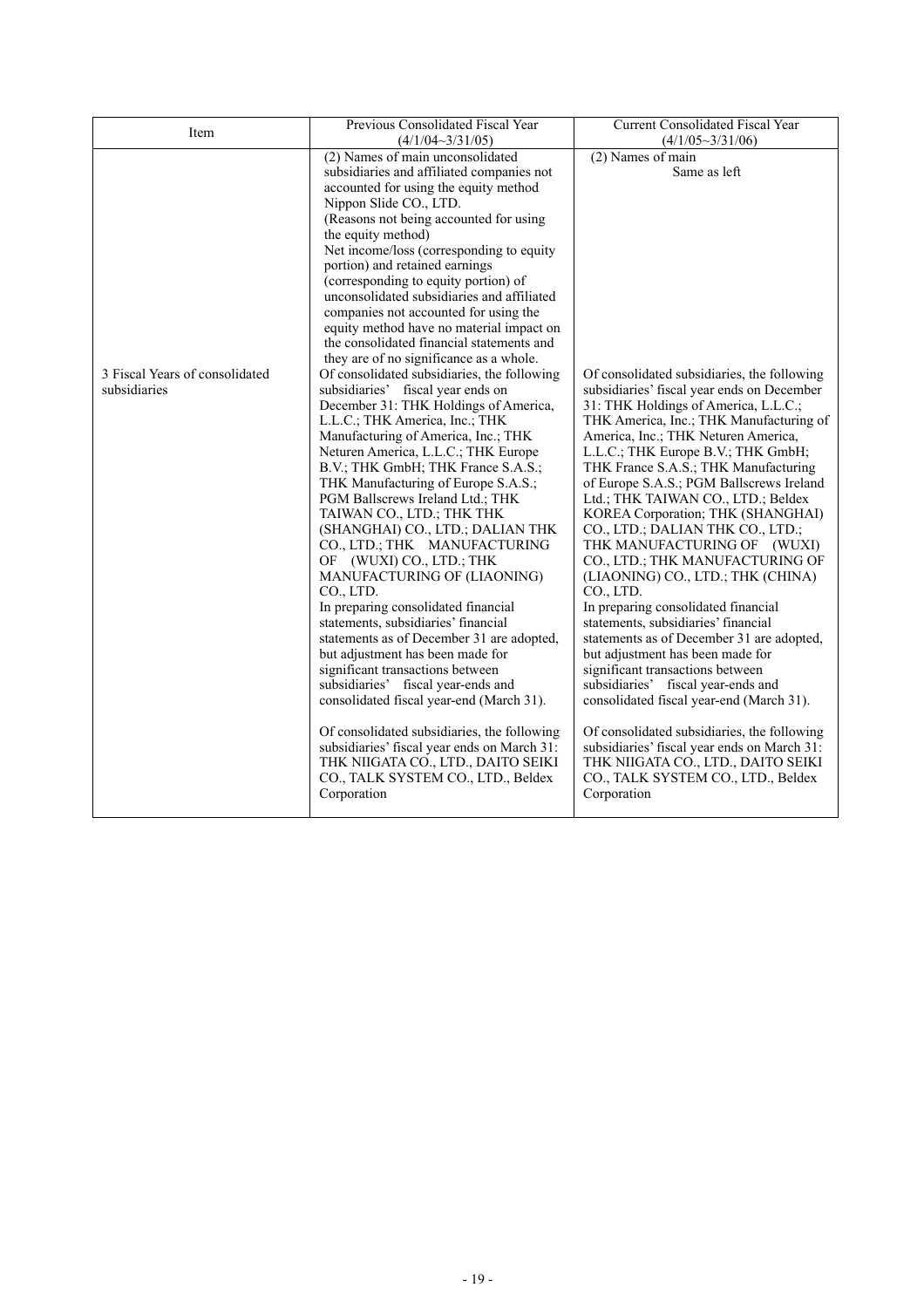| Item | Previous Consolidated Fiscal Year (4/1/04~3/31/05) | Current Consolidated Fiscal Year (4/1/05~3/31/06) |
|---|---|---|
| | (2) Names of main unconsolidated subsidiaries and affiliated companies not accounted for using the equity method<br>Nippon Slide CO., LTD.<br>(Reasons not being accounted for using the equity method)<br>Net income/loss (corresponding to equity portion) and retained earnings (corresponding to equity portion) of unconsolidated subsidiaries and affiliated companies not accounted for using the equity method have no material impact on the consolidated financial statements and they are of no significance as a whole. | (2) Names of main<br>Same as left |
| 3 Fiscal Years of consolidated subsidiaries | Of consolidated subsidiaries, the following subsidiaries' fiscal year ends on December 31: THK Holdings of America, L.L.C.; THK America, Inc.; THK Manufacturing of America, Inc.; THK Neturen America, L.L.C.; THK Europe B.V.; THK GmbH; THK France S.A.S.; THK Manufacturing of Europe S.A.S.; PGM Ballscrews Ireland Ltd.; THK TAIWAN CO., LTD.; THK THK (SHANGHAI) CO., LTD.; DALIAN THK CO., LTD.; THK MANUFACTURING OF (WUXI) CO., LTD.; THK MANUFACTURING OF (LIAONING) CO., LTD.<br>In preparing consolidated financial statements, subsidiaries' financial statements as of December 31 are adopted, but adjustment has been made for significant transactions between subsidiaries' fiscal year-ends and consolidated fiscal year-end (March 31).<br><br>Of consolidated subsidiaries, the following subsidiaries' fiscal year ends on March 31: THK NIIGATA CO., LTD., DAITO SEIKI CO., TALK SYSTEM CO., LTD., Beldex Corporation | Of consolidated subsidiaries, the following subsidiaries' fiscal year ends on December 31: THK Holdings of America, L.L.C.; THK America, Inc.; THK Manufacturing of America, Inc.; THK Neturen America, L.L.C.; THK Europe B.V.; THK GmbH; THK France S.A.S.; THK Manufacturing of Europe S.A.S.; PGM Ballscrews Ireland Ltd.; THK TAIWAN CO., LTD.; Beldex KOREA Corporation; THK (SHANGHAI) CO., LTD.; DALIAN THK CO., LTD.; THK MANUFACTURING OF (WUXI) CO., LTD.; THK MANUFACTURING OF (LIAONING) CO., LTD.; THK (CHINA) CO., LTD.<br>In preparing consolidated financial statements, subsidiaries' financial statements as of December 31 are adopted, but adjustment has been made for significant transactions between subsidiaries' fiscal year-ends and consolidated fiscal year-end (March 31).<br><br>Of consolidated subsidiaries, the following subsidiaries' fiscal year ends on March 31: THK NIIGATA CO., LTD., DAITO SEIKI CO., TALK SYSTEM CO., LTD., Beldex Corporation |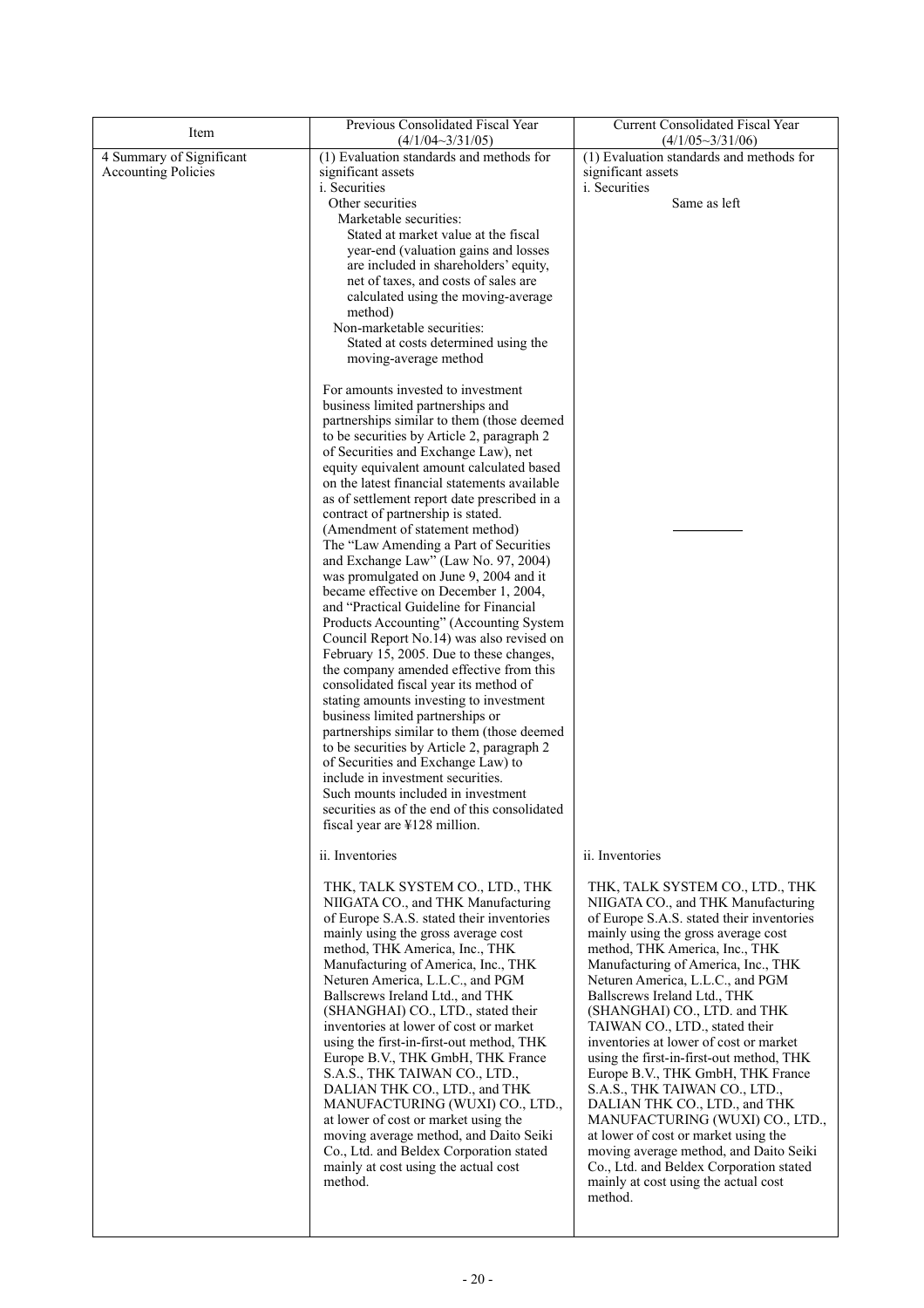| Item | Previous Consolidated Fiscal Year (4/1/04~3/31/05) | Current Consolidated Fiscal Year (4/1/05~3/31/06) |
|---|---|---|
| 4 Summary of Significant Accounting Policies | (1) Evaluation standards and methods for significant assets<br>i. Securities<br>Other securities<br>Marketable securities:<br>Stated at market value at the fiscal year-end (valuation gains and losses are included in shareholders' equity, net of taxes, and costs of sales are calculated using the moving-average method)<br>Non-marketable securities:<br>Stated at costs determined using the moving-average method<br><br>For amounts invested to investment business limited partnerships and partnerships similar to them (those deemed to be securities by Article 2, paragraph 2 of Securities and Exchange Law), net equity equivalent amount calculated based on the latest financial statements available as of settlement report date prescribed in a contract of partnership is stated.<br>(Amendment of statement method)<br>The "Law Amending a Part of Securities and Exchange Law" (Law No. 97, 2004) was promulgated on June 9, 2004 and it became effective on December 1, 2004, and "Practical Guideline for Financial Products Accounting" (Accounting System Council Report No.14) was also revised on February 15, 2005. Due to these changes, the company amended effective from this consolidated fiscal year its method of stating amounts investing to investment business limited partnerships or partnerships similar to them (those deemed to be securities by Article 2, paragraph 2 of Securities and Exchange Law) to include in investment securities.<br>Such mounts included in investment securities as of the end of this consolidated fiscal year are ¥128 million. | (1) Evaluation standards and methods for significant assets<br>i. Securities<br>Same as left<br><br>―――――― |
| | ii. Inventories<br><br>THK, TALK SYSTEM CO., LTD., THK NIIGATA CO., and THK Manufacturing of Europe S.A.S. stated their inventories mainly using the gross average cost method, THK America, Inc., THK Manufacturing of America, Inc., THK Neturen America, L.L.C., and PGM Ballscrews Ireland Ltd., and THK (SHANGHAI) CO., LTD., stated their inventories at lower of cost or market using the first-in-first-out method, THK Europe B.V., THK GmbH, THK France S.A.S., THK TAIWAN CO., LTD., DALIAN THK CO., LTD., and THK MANUFACTURING (WUXI) CO., LTD., at lower of cost or market using the moving average method, and Daito Seiki Co., Ltd. and Beldex Corporation stated mainly at cost using the actual cost method. | ii. Inventories<br><br>THK, TALK SYSTEM CO., LTD., THK NIIGATA CO., and THK Manufacturing of Europe S.A.S. stated their inventories mainly using the gross average cost method, THK America, Inc., THK Manufacturing of America, Inc., THK Neturen America, L.L.C., and PGM Ballscrews Ireland Ltd., THK (SHANGHAI) CO., LTD. and THK TAIWAN CO., LTD., stated their inventories at lower of cost or market using the first-in-first-out method, THK Europe B.V., THK GmbH, THK France S.A.S., THK TAIWAN CO., LTD., DALIAN THK CO., LTD., and THK MANUFACTURING (WUXI) CO., LTD., at lower of cost or market using the moving average method, and Daito Seiki Co., Ltd. and Beldex Corporation stated mainly at cost using the actual cost method. |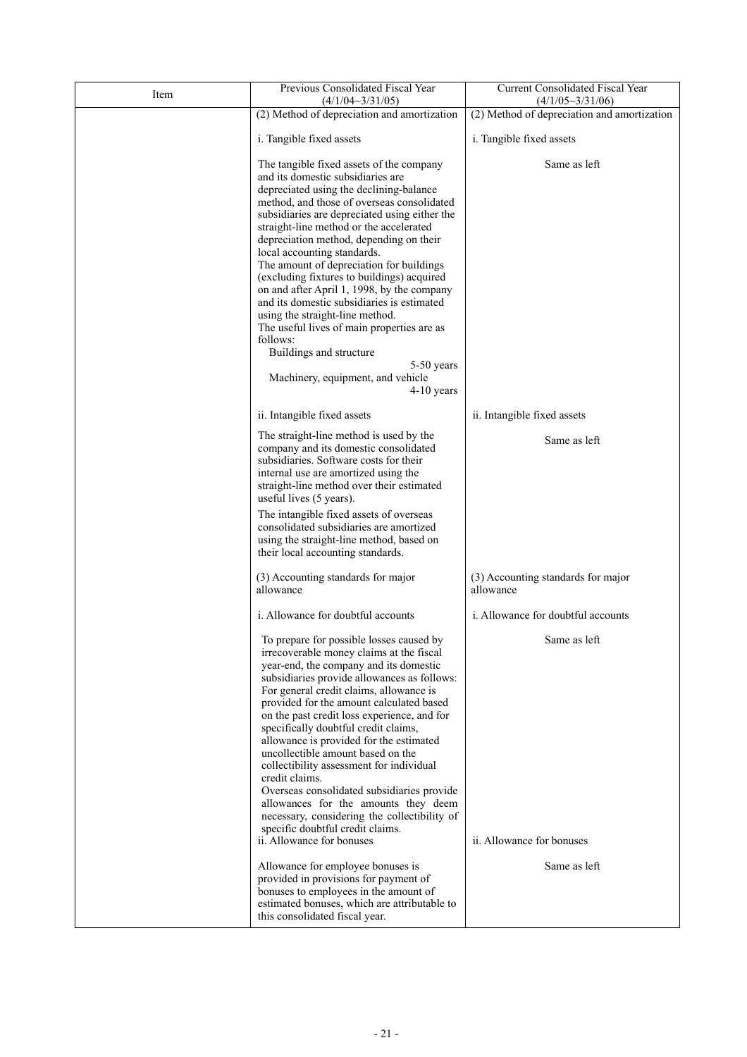| Item | Previous Consolidated Fiscal Year (4/1/04~3/31/05) | Current Consolidated Fiscal Year (4/1/05~3/31/06) |
|---|---|---|
| | (2) Method of depreciation and amortization | (2) Method of depreciation and amortization |
| | i. Tangible fixed assets | i. Tangible fixed assets |
| | The tangible fixed assets of the company and its domestic subsidiaries are depreciated using the declining-balance method, and those of overseas consolidated subsidiaries are depreciated using either the straight-line method or the accelerated depreciation method, depending on their local accounting standards.<br>The amount of depreciation for buildings (excluding fixtures to buildings) acquired on and after April 1, 1998, by the company and its domestic subsidiaries is estimated using the straight-line method.<br>The useful lives of main properties are as follows:<br>Buildings and structure 5-50 years<br>Machinery, equipment, and vehicle 4-10 years | Same as left |
| | ii. Intangible fixed assets | ii. Intangible fixed assets |
| | The straight-line method is used by the company and its domestic consolidated subsidiaries. Software costs for their internal use are amortized using the straight-line method over their estimated useful lives (5 years).<br>The intangible fixed assets of overseas consolidated subsidiaries are amortized using the straight-line method, based on their local accounting standards. | Same as left |
| | (3) Accounting standards for major allowance | (3) Accounting standards for major allowance |
| | i. Allowance for doubtful accounts | i. Allowance for doubtful accounts |
| | To prepare for possible losses caused by irrecoverable money claims at the fiscal year-end, the company and its domestic subsidiaries provide allowances as follows: For general credit claims, allowance is provided for the amount calculated based on the past credit loss experience, and for specifically doubtful credit claims, allowance is provided for the estimated uncollectible amount based on the collectibility assessment for individual credit claims.<br>Overseas consolidated subsidiaries provide allowances for the amounts they deem necessary, considering the collectibility of specific doubtful credit claims. | Same as left |
| | ii. Allowance for bonuses | ii. Allowance for bonuses |
| | Allowance for employee bonuses is provided in provisions for payment of bonuses to employees in the amount of estimated bonuses, which are attributable to this consolidated fiscal year. | Same as left |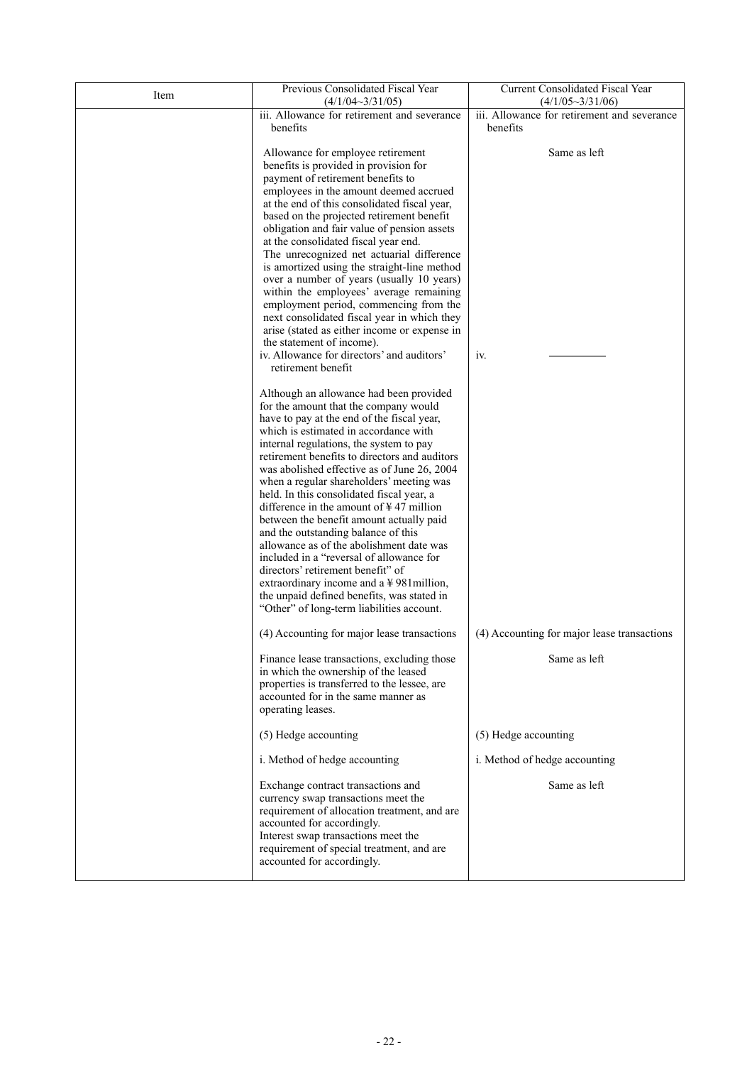| Item | Previous Consolidated Fiscal Year (4/1/04~3/31/05) | Current Consolidated Fiscal Year (4/1/05~3/31/06) |
|---|---|---|
| | iii. Allowance for retirement and severance benefits<br><br>Allowance for employee retirement benefits is provided in provision for payment of retirement benefits to employees in the amount deemed accrued at the end of this consolidated fiscal year, based on the projected retirement benefit obligation and fair value of pension assets at the consolidated fiscal year end.<br>The unrecognized net actuarial difference is amortized using the straight-line method over a number of years (usually 10 years) within the employees' average remaining employment period, commencing from the next consolidated fiscal year in which they arise (stated as either income or expense in the statement of income). | iii. Allowance for retirement and severance benefits<br><br>Same as left |
| | iv. Allowance for directors' and auditors' retirement benefit<br><br>Although an allowance had been provided for the amount that the company would have to pay at the end of the fiscal year, which is estimated in accordance with internal regulations, the system to pay retirement benefits to directors and auditors was abolished effective as of June 26, 2004 when a regular shareholders' meeting was held. In this consolidated fiscal year, a difference in the amount of ¥ 47 million between the benefit amount actually paid and the outstanding balance of this allowance as of the abolishment date was included in a "reversal of allowance for directors' retirement benefit" of extraordinary income and a ¥ 981million, the unpaid defined benefits, was stated in "Other" of long-term liabilities account. | iv. ―――― |
| | (4) Accounting for major lease transactions<br><br>Finance lease transactions, excluding those in which the ownership of the leased properties is transferred to the lessee, are accounted for in the same manner as operating leases. | (4) Accounting for major lease transactions<br><br>Same as left |
| | (5) Hedge accounting<br><br>i. Method of hedge accounting<br><br>Exchange contract transactions and currency swap transactions meet the requirement of allocation treatment, and are accounted for accordingly.<br>Interest swap transactions meet the requirement of special treatment, and are accounted for accordingly. | (5) Hedge accounting<br><br>i. Method of hedge accounting<br><br>Same as left |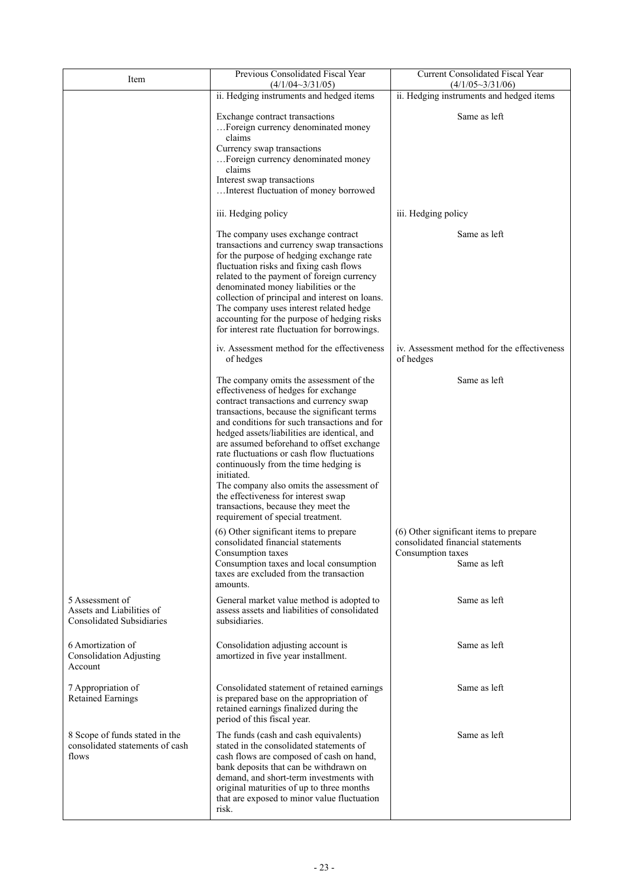| Item | Previous Consolidated Fiscal Year (4/1/04~3/31/05) | Current Consolidated Fiscal Year (4/1/05~3/31/06) |
|---|---|---|
| | ii. Hedging instruments and hedged items<br><br>Exchange contract transactions<br>…Foreign currency denominated money claims<br>Currency swap transactions<br>…Foreign currency denominated money claims<br>Interest swap transactions<br>…Interest fluctuation of money borrowed | ii. Hedging instruments and hedged items<br><br>Same as left |
| | iii. Hedging policy<br><br>The company uses exchange contract transactions and currency swap transactions for the purpose of hedging exchange rate fluctuation risks and fixing cash flows related to the payment of foreign currency denominated money liabilities or the collection of principal and interest on loans. The company uses interest related hedge accounting for the purpose of hedging risks for interest rate fluctuation for borrowings. | iii. Hedging policy<br><br>Same as left |
| | iv. Assessment method for the effectiveness of hedges<br><br>The company omits the assessment of the effectiveness of hedges for exchange contract transactions and currency swap transactions, because the significant terms and conditions for such transactions and for hedged assets/liabilities are identical, and are assumed beforehand to offset exchange rate fluctuations or cash flow fluctuations continuously from the time hedging is initiated.<br>The company also omits the assessment of the effectiveness for interest swap transactions, because they meet the requirement of special treatment. | iv. Assessment method for the effectiveness of hedges<br><br>Same as left |
| | (6) Other significant items to prepare consolidated financial statements<br>Consumption taxes<br>Consumption taxes and local consumption taxes are excluded from the transaction amounts. | (6) Other significant items to prepare consolidated financial statements<br>Consumption taxes<br>Same as left |
| 5 Assessment of Assets and Liabilities of Consolidated Subsidiaries | General market value method is adopted to assess assets and liabilities of consolidated subsidiaries. | Same as left |
| 6 Amortization of Consolidation Adjusting Account | Consolidation adjusting account is amortized in five year installment. | Same as left |
| 7 Appropriation of Retained Earnings | Consolidated statement of retained earnings is prepared base on the appropriation of retained earnings finalized during the period of this fiscal year. | Same as left |
| 8 Scope of funds stated in the consolidated statements of cash flows | The funds (cash and cash equivalents) stated in the consolidated statements of cash flows are composed of cash on hand, bank deposits that can be withdrawn on demand, and short-term investments with original maturities of up to three months that are exposed to minor value fluctuation risk. | Same as left |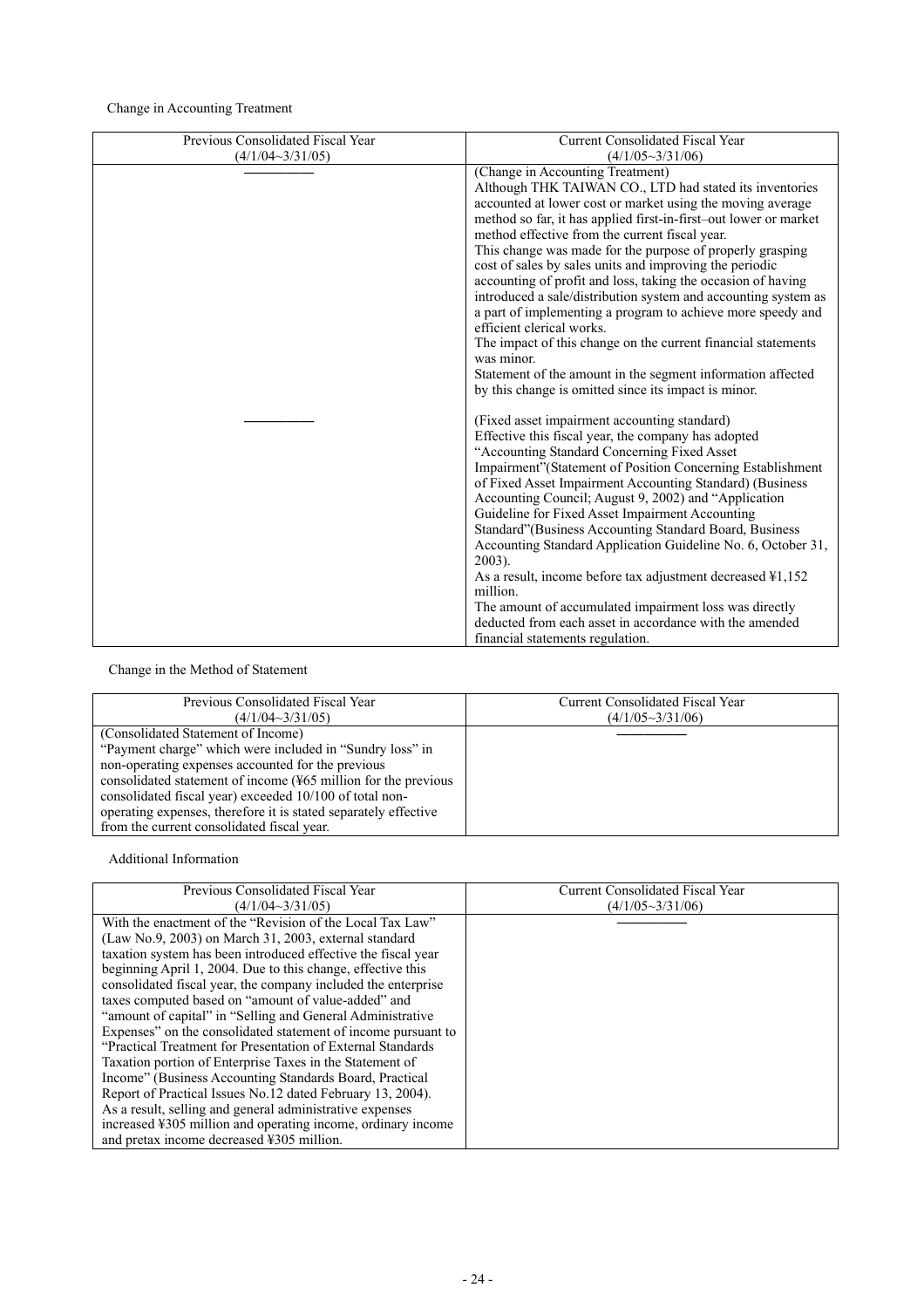Change in Accounting Treatment

| Previous Consolidated Fiscal Year (4/1/04~3/31/05) | Current Consolidated Fiscal Year (4/1/05~3/31/06) |
|---|---|
| ――――― | (Change in Accounting Treatment)<br>Although THK TAIWAN CO., LTD had stated its inventories accounted at lower cost or market using the moving average method so far, it has applied first-in-first–out lower or market method effective from the current fiscal year.<br>This change was made for the purpose of properly grasping cost of sales by sales units and improving the periodic accounting of profit and loss, taking the occasion of having introduced a sale/distribution system and accounting system as a part of implementing a program to achieve more speedy and efficient clerical works.<br>The impact of this change on the current financial statements was minor.<br>Statement of the amount in the segment information affected by this change is omitted since its impact is minor. |
| ――――― | (Fixed asset impairment accounting standard)<br>Effective this fiscal year, the company has adopted "Accounting Standard Concerning Fixed Asset Impairment"(Statement of Position Concerning Establishment of Fixed Asset Impairment Accounting Standard) (Business Accounting Council; August 9, 2002) and "Application Guideline for Fixed Asset Impairment Accounting Standard"(Business Accounting Standard Board, Business Accounting Standard Application Guideline No. 6, October 31, 2003).<br>As a result, income before tax adjustment decreased ¥1,152 million.<br>The amount of accumulated impairment loss was directly deducted from each asset in accordance with the amended financial statements regulation. |

Change in the Method of Statement

| Previous Consolidated Fiscal Year (4/1/04~3/31/05) | Current Consolidated Fiscal Year (4/1/05~3/31/06) |
|---|---|
| (Consolidated Statement of Income)<br>"Payment charge" which were included in "Sundry loss" in non-operating expenses accounted for the previous consolidated statement of income (¥65 million for the previous consolidated fiscal year) exceeded 10/100 of total non-operating expenses, therefore it is stated separately effective from the current consolidated fiscal year. | ――――― |

Additional Information

| Previous Consolidated Fiscal Year (4/1/04~3/31/05) | Current Consolidated Fiscal Year (4/1/05~3/31/06) |
|---|---|
| With the enactment of the "Revision of the Local Tax Law" (Law No.9, 2003) on March 31, 2003, external standard taxation system has been introduced effective the fiscal year beginning April 1, 2004. Due to this change, effective this consolidated fiscal year, the company included the enterprise taxes computed based on "amount of value-added" and "amount of capital" in "Selling and General Administrative Expenses" on the consolidated statement of income pursuant to "Practical Treatment for Presentation of External Standards Taxation portion of Enterprise Taxes in the Statement of Income" (Business Accounting Standards Board, Practical Report of Practical Issues No.12 dated February 13, 2004).<br>As a result, selling and general administrative expenses increased ¥305 million and operating income, ordinary income and pretax income decreased ¥305 million. | ――――― |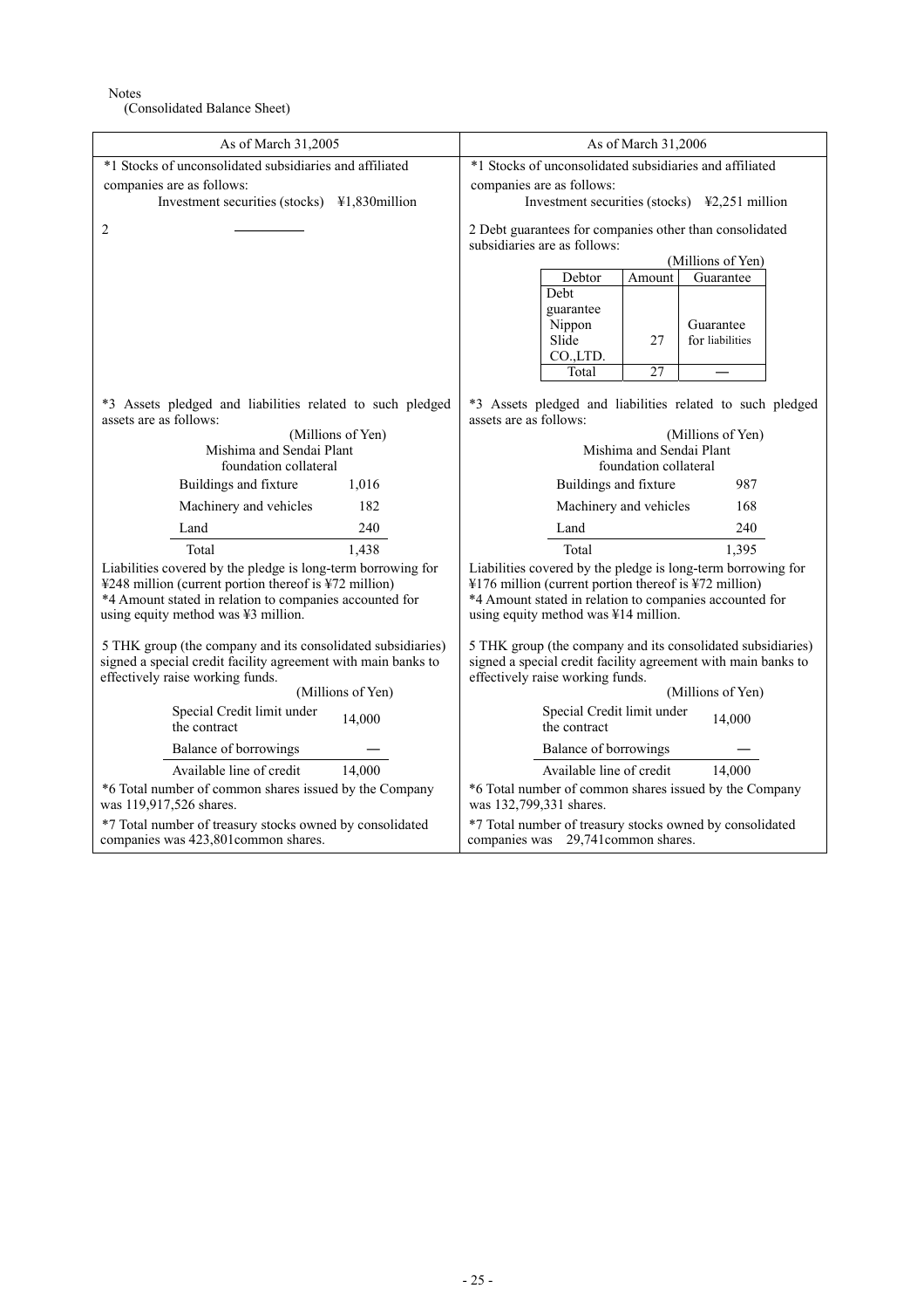Notes
(Consolidated Balance Sheet)

| As of March 31,2005 | As of March 31,2006 |
|---|---|
| *1 Stocks of unconsolidated subsidiaries and affiliated companies are as follows:<br>Investment securities (stocks) ¥1,830million | *1 Stocks of unconsolidated subsidiaries and affiliated companies are as follows:<br>Investment securities (stocks) ¥2,251 million |
| 2 ―――――― | 2 Debt guarantees for companies other than consolidated subsidiaries are as follows:<br>(Millions of Yen)<br>Debtor: Debt guarantee Nippon Slide CO.,LTD. / Amount: 27 / Guarantee: Guarantee for liabilities<br>Total / 27 / ― |
| *3 Assets pledged and liabilities related to such pledged assets are as follows:<br>(Millions of Yen)<br>Mishima and Sendai Plant foundation collateral<br>Buildings and fixture 1,016<br>Machinery and vehicles 182<br>Land 240<br>Total 1,438<br>Liabilities covered by the pledge is long-term borrowing for ¥248 million (current portion thereof is ¥72 million)<br>*4 Amount stated in relation to companies accounted for using equity method was ¥3 million. | *3 Assets pledged and liabilities related to such pledged assets are as follows:<br>(Millions of Yen)<br>Mishima and Sendai Plant foundation collateral<br>Buildings and fixture 987<br>Machinery and vehicles 168<br>Land 240<br>Total 1,395<br>Liabilities covered by the pledge is long-term borrowing for ¥176 million (current portion thereof is ¥72 million)<br>*4 Amount stated in relation to companies accounted for using equity method was ¥14 million. |
| 5 THK group (the company and its consolidated subsidiaries) signed a special credit facility agreement with main banks to effectively raise working funds.<br>(Millions of Yen)<br>Special Credit limit under the contract 14,000<br>Balance of borrowings ―<br>Available line of credit 14,000 | 5 THK group (the company and its consolidated subsidiaries) signed a special credit facility agreement with main banks to effectively raise working funds.<br>(Millions of Yen)<br>Special Credit limit under the contract 14,000<br>Balance of borrowings ―<br>Available line of credit 14,000 |
| *6 Total number of common shares issued by the Company was 119,917,526 shares. | *6 Total number of common shares issued by the Company was 132,799,331 shares. |
| *7 Total number of treasury stocks owned by consolidated companies was 423,801common shares. | *7 Total number of treasury stocks owned by consolidated companies was 29,741common shares. |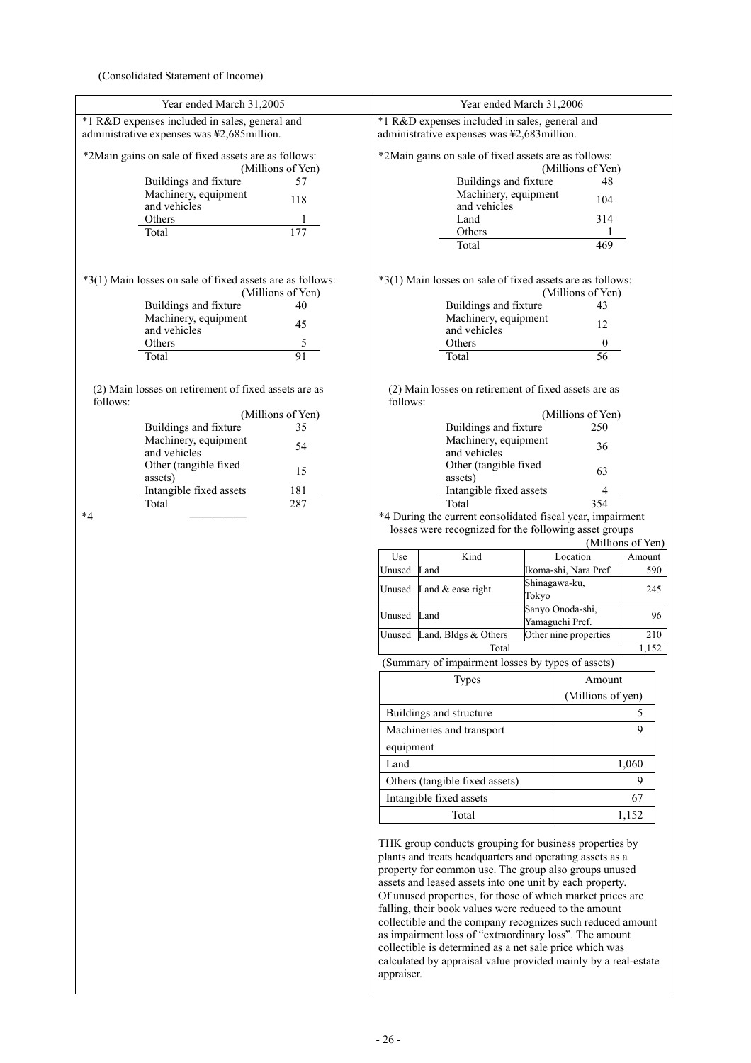(Consolidated Statement of Income)

## Year ended March 31,2005

*1 R&D expenses included in sales, general and administrative expenses was ¥2,685million.

*2Main gains on sale of fixed assets are as follows:

| | (Millions of Yen) |
|---|---|
| Buildings and fixture | 57 |
| Machinery, equipment and vehicles | 118 |
| Others | 1 |
| Total | 177 |

*3(1) Main losses on sale of fixed assets are as follows:

| | (Millions of Yen) |
|---|---|
| Buildings and fixture | 40 |
| Machinery, equipment and vehicles | 45 |
| Others | 5 |
| Total | 91 |

(2) Main losses on retirement of fixed assets are as follows:

| | (Millions of Yen) |
|---|---|
| Buildings and fixture | 35 |
| Machinery, equipment and vehicles | 54 |
| Other (tangible fixed assets) | 15 |
| Intangible fixed assets | 181 |
| Total | 287 |

*4 ―――――

## Year ended March 31,2006

*1 R&D expenses included in sales, general and administrative expenses was ¥2,683million.

*2Main gains on sale of fixed assets are as follows:

| | (Millions of Yen) |
|---|---|
| Buildings and fixture | 48 |
| Machinery, equipment and vehicles | 104 |
| Land | 314 |
| Others | 1 |
| Total | 469 |

*3(1) Main losses on sale of fixed assets are as follows:

| | (Millions of Yen) |
|---|---|
| Buildings and fixture | 43 |
| Machinery, equipment and vehicles | 12 |
| Others | 0 |
| Total | 56 |

(2) Main losses on retirement of fixed assets are as follows:

| | (Millions of Yen) |
|---|---|
| Buildings and fixture | 250 |
| Machinery, equipment and vehicles | 36 |
| Other (tangible fixed assets) | 63 |
| Intangible fixed assets | 4 |
| Total | 354 |

*4 During the current consolidated fiscal year, impairment losses were recognized for the following asset groups

(Millions of Yen)

| Use | Kind | Location | Amount |
|---|---|---|---|
| Unused | Land | Ikoma-shi, Nara Pref. | 590 |
| Unused | Land & ease right | Shinagawa-ku, Tokyo | 245 |
| Unused | Land | Sanyo Onoda-shi, Yamaguchi Pref. | 96 |
| Unused | Land, Bldgs & Others | Other nine properties | 210 |
| Total | | | 1,152 |

(Summary of impairment losses by types of assets)

| Types | Amount (Millions of yen) |
|---|---|
| Buildings and structure | 5 |
| Machineries and transport equipment | 9 |
| Land | 1,060 |
| Others (tangible fixed assets) | 9 |
| Intangible fixed assets | 67 |
| Total | 1,152 |

THK group conducts grouping for business properties by plants and treats headquarters and operating assets as a property for common use. The group also groups unused assets and leased assets into one unit by each property. Of unused properties, for those of which market prices are falling, their book values were reduced to the amount collectible and the company recognizes such reduced amount as impairment loss of "extraordinary loss". The amount collectible is determined as a net sale price which was calculated by appraisal value provided mainly by a real-estate appraiser.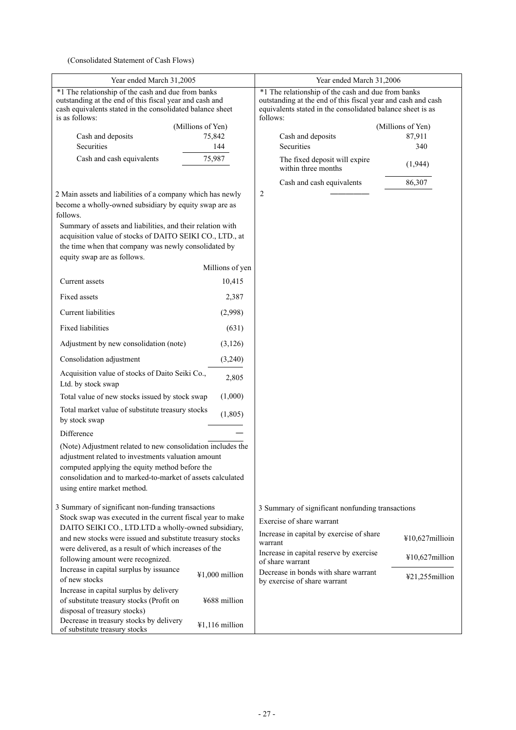(Consolidated Statement of Cash Flows)

| Year ended March 31,2005 | Year ended March 31,2006 |
|---|---|
| *1 The relationship of the cash and due from banks outstanding at the end of this fiscal year and cash and cash equivalents stated in the consolidated balance sheet is as follows: | *1 The relationship of the cash and due from banks outstanding at the end of this fiscal year and cash and cash equivalents stated in the consolidated balance sheet is as follows: |

**Year ended March 31,2005** (Millions of Yen)

| | |
|---|---|
| Cash and deposits | 75,842 |
| Securities | 144 |
| Cash and cash equivalents | 75,987 |

**Year ended March 31,2006** (Millions of Yen)

| | |
|---|---|
| Cash and deposits | 87,911 |
| Securities | 340 |
| The fixed deposit will expire within three months | (1,944) |
| Cash and cash equivalents | 86,307 |

**Year ended March 31,2005**

2 Main assets and liabilities of a company which has newly become a wholly-owned subsidiary by equity swap are as follows.

Summary of assets and liabilities, and their relation with acquisition value of stocks of DAITO SEIKI CO., LTD., at the time when that company was newly consolidated by equity swap are as follows.

| | Millions of yen |
|---|---|
| Current assets | 10,415 |
| Fixed assets | 2,387 |
| Current liabilities | (2,998) |
| Fixed liabilities | (631) |
| Adjustment by new consolidation (note) | (3,126) |
| Consolidation adjustment | (3,240) |
| Acquisition value of stocks of Daito Seiki Co., Ltd. by stock swap | 2,805 |
| Total value of new stocks issued by stock swap | (1,000) |
| Total market value of substitute treasury stocks by stock swap | (1,805) |
| Difference | — |

(Note) Adjustment related to new consolidation includes the adjustment related to investments valuation amount computed applying the equity method before the consolidation and to marked-to-market of assets calculated using entire market method.

**Year ended March 31,2006**

2 ————

**Year ended March 31,2005**

3 Summary of significant non-funding transactions

Stock swap was executed in the current fiscal year to make DAITO SEIKI CO., LTD.LTD a wholly-owned subsidiary, and new stocks were issued and substitute treasury stocks were delivered, as a result of which increases of the following amount were recognized.

| | |
|---|---|
| Increase in capital surplus by issuance of new stocks | ¥1,000 million |
| Increase in capital surplus by delivery of substitute treasury stocks (Profit on disposal of treasury stocks) | ¥688 million |
| Decrease in treasury stocks by delivery of substitute treasury stocks | ¥1,116 million |

**Year ended March 31,2006**

3 Summary of significant nonfunding transactions

Exercise of share warrant

| | |
|---|---|
| Increase in capital by exercise of share warrant | ¥10,627milliion |
| Increase in capital reserve by exercise of share warrant | ¥10,627million |
| Decrease in bonds with share warrant by exercise of share warrant | ¥21,255million |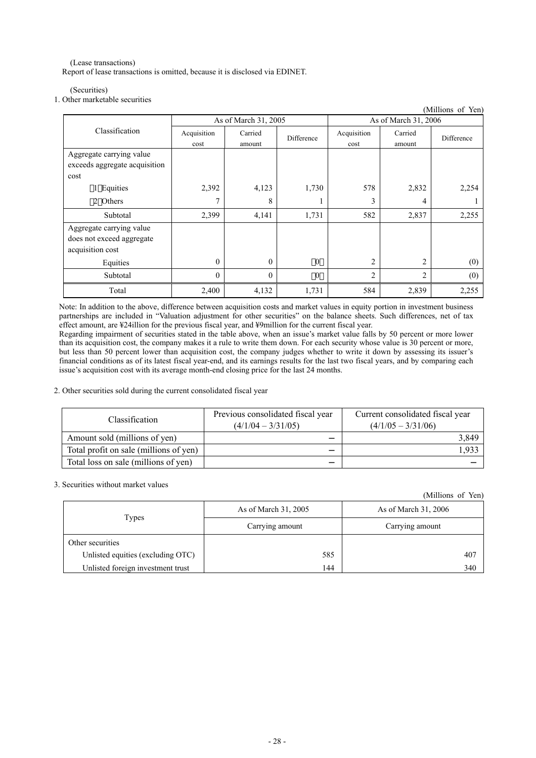(Lease transactions)

Report of lease transactions is omitted, because it is disclosed via EDINET.

(Securities)

1. Other marketable securities

(Millions of Yen)

| Classification | As of March 31, 2005 | | | As of March 31, 2006 | | |
|---|---|---|---|---|---|---|
| | Acquisition cost | Carried amount | Difference | Acquisition cost | Carried amount | Difference |
| Aggregate carrying value exceeds aggregate acquisition cost | | | | | | |
| (1) Equities | 2,392 | 4,123 | 1,730 | 578 | 2,832 | 2,254 |
| (2) Others | 7 | 8 | 1 | 3 | 4 | 1 |
| Subtotal | 2,399 | 4,141 | 1,731 | 582 | 2,837 | 2,255 |
| Aggregate carrying value does not exceed aggregate acquisition cost | | | | | | |
| Equities | 0 | 0 | (0) | 2 | 2 | (0) |
| Subtotal | 0 | 0 | (0) | 2 | 2 | (0) |
| Total | 2,400 | 4,132 | 1,731 | 584 | 2,839 | 2,255 |

Note: In addition to the above, difference between acquisition costs and market values in equity portion in investment business partnerships are included in "Valuation adjustment for other securities" on the balance sheets. Such differences, net of tax effect amount, are ¥24illion for the previous fiscal year, and ¥9million for the current fiscal year.

Regarding impairment of securities stated in the table above, when an issue's market value falls by 50 percent or more lower than its acquisition cost, the company makes it a rule to write them down. For each security whose value is 30 percent or more, but less than 50 percent lower than acquisition cost, the company judges whether to write it down by assessing its issuer's financial conditions as of its latest fiscal year-end, and its earnings results for the last two fiscal years, and by comparing each issue's acquisition cost with its average month-end closing price for the last 24 months.

2. Other securities sold during the current consolidated fiscal year

| Classification | Previous consolidated fiscal year (4/1/04 – 3/31/05) | Current consolidated fiscal year (4/1/05 – 3/31/06) |
|---|---|---|
| Amount sold (millions of yen) | – | 3,849 |
| Total profit on sale (millions of yen) | – | 1,933 |
| Total loss on sale (millions of yen) | – | – |

3. Securities without market values

(Millions of Yen)

| Types | As of March 31, 2005 | As of March 31, 2006 |
|---|---|---|
| | Carrying amount | Carrying amount |
| Other securities | | |
| Unlisted equities (excluding OTC) | 585 | 407 |
| Unlisted foreign investment trust | 144 | 340 |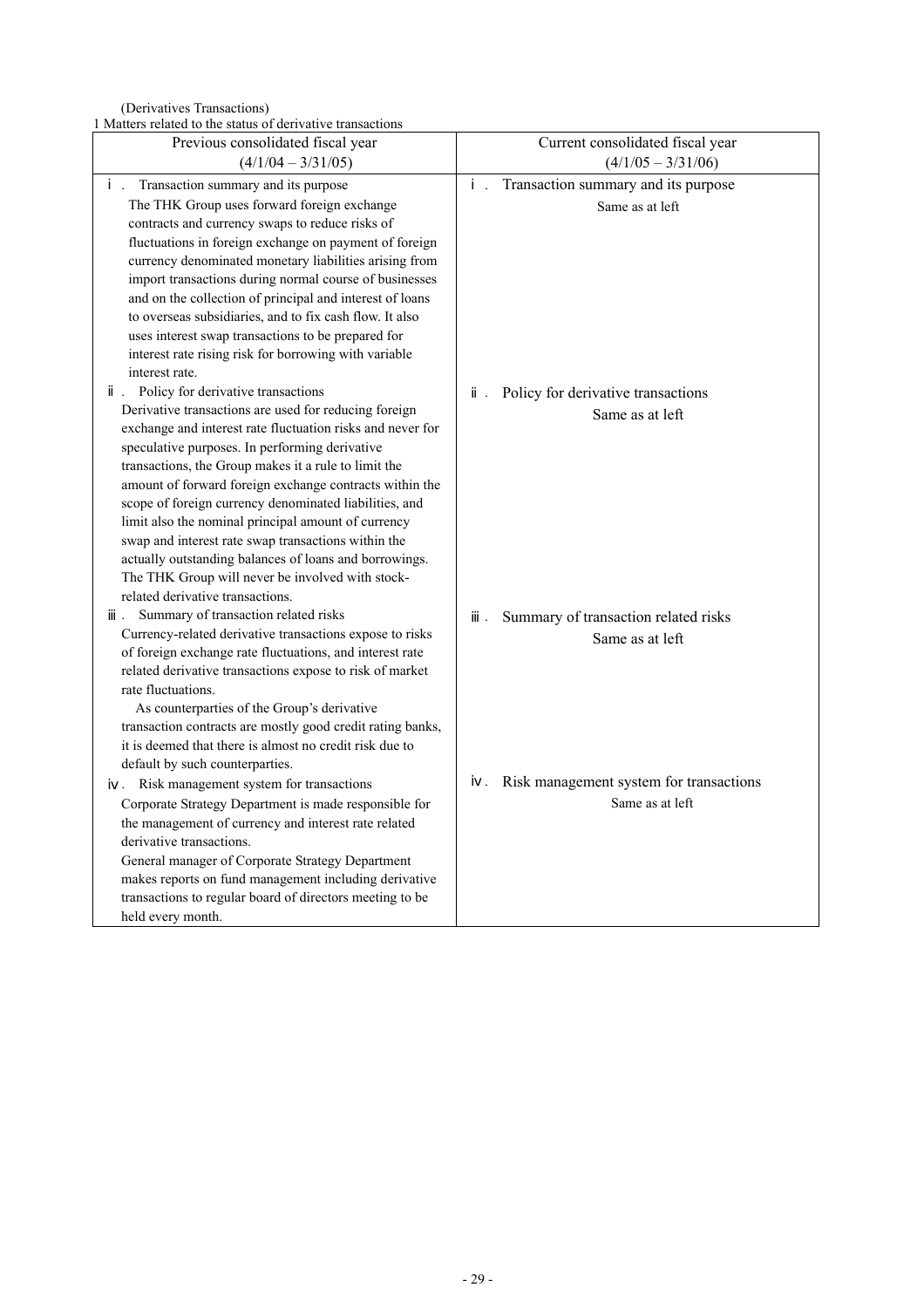(Derivatives Transactions)

1 Matters related to the status of derivative transactions

| Previous consolidated fiscal year (4/1/04 – 3/31/05) | Current consolidated fiscal year (4/1/05 – 3/31/06) |
|---|---|
| ⅰ. Transaction summary and its purpose<br>The THK Group uses forward foreign exchange contracts and currency swaps to reduce risks of fluctuations in foreign exchange on payment of foreign currency denominated monetary liabilities arising from import transactions during normal course of businesses and on the collection of principal and interest of loans to overseas subsidiaries, and to fix cash flow. It also uses interest swap transactions to be prepared for interest rate rising risk for borrowing with variable interest rate. | ⅰ. Transaction summary and its purpose<br>Same as at left |
| ⅱ. Policy for derivative transactions<br>Derivative transactions are used for reducing foreign exchange and interest rate fluctuation risks and never for speculative purposes. In performing derivative transactions, the Group makes it a rule to limit the amount of forward foreign exchange contracts within the scope of foreign currency denominated liabilities, and limit also the nominal principal amount of currency swap and interest rate swap transactions within the actually outstanding balances of loans and borrowings. The THK Group will never be involved with stock-related derivative transactions. | ⅱ. Policy for derivative transactions<br>Same as at left |
| ⅲ. Summary of transaction related risks<br>Currency-related derivative transactions expose to risks of foreign exchange rate fluctuations, and interest rate related derivative transactions expose to risk of market rate fluctuations.<br>As counterparties of the Group's derivative transaction contracts are mostly good credit rating banks, it is deemed that there is almost no credit risk due to default by such counterparties. | ⅲ. Summary of transaction related risks<br>Same as at left |
| ⅳ. Risk management system for transactions<br>Corporate Strategy Department is made responsible for the management of currency and interest rate related derivative transactions.<br>General manager of Corporate Strategy Department makes reports on fund management including derivative transactions to regular board of directors meeting to be held every month. | ⅳ. Risk management system for transactions<br>Same as at left |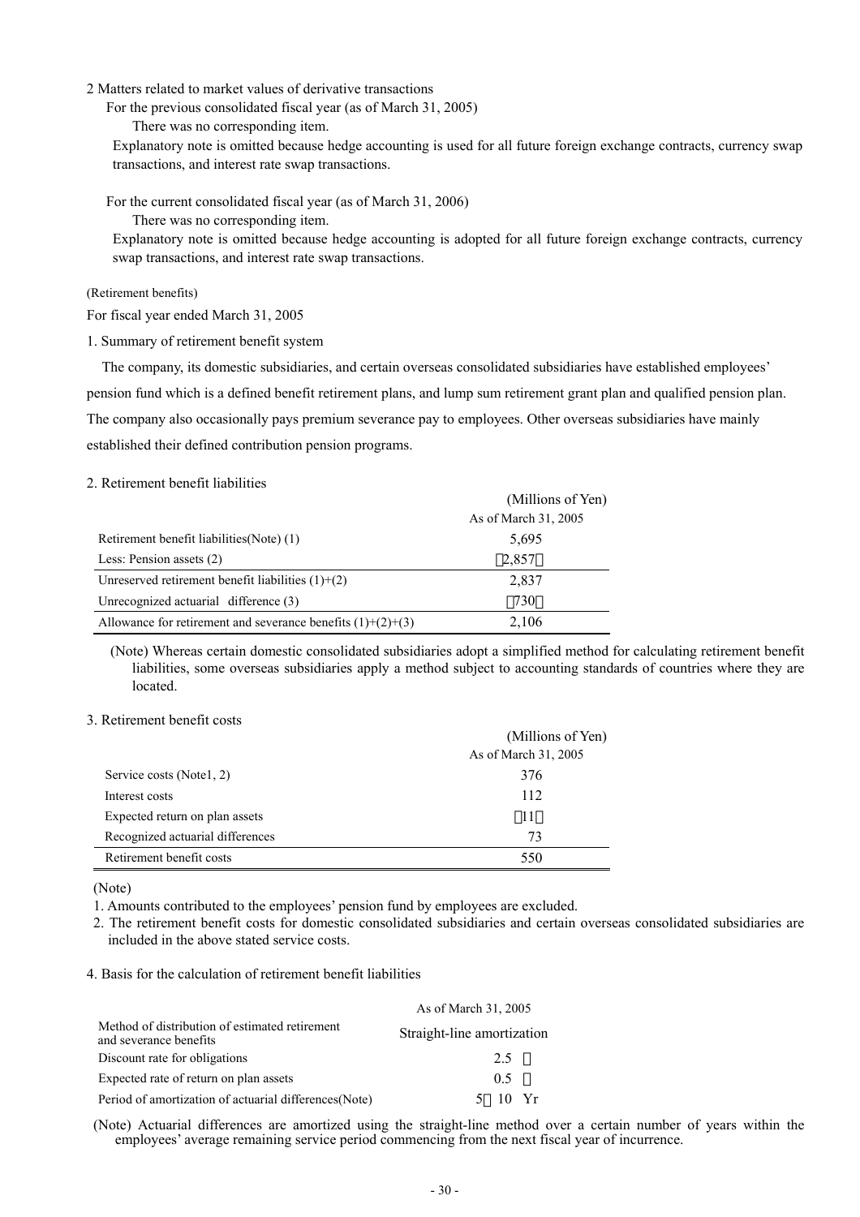2 Matters related to market values of derivative transactions

For the previous consolidated fiscal year (as of March 31, 2005)

There was no corresponding item.

Explanatory note is omitted because hedge accounting is used for all future foreign exchange contracts, currency swap transactions, and interest rate swap transactions.

For the current consolidated fiscal year (as of March 31, 2006)

There was no corresponding item.

Explanatory note is omitted because hedge accounting is adopted for all future foreign exchange contracts, currency swap transactions, and interest rate swap transactions.

(Retirement benefits)

For fiscal year ended March 31, 2005

1. Summary of retirement benefit system

The company, its domestic subsidiaries, and certain overseas consolidated subsidiaries have established employees' pension fund which is a defined benefit retirement plans, and lump sum retirement grant plan and qualified pension plan. The company also occasionally pays premium severance pay to employees. Other overseas subsidiaries have mainly established their defined contribution pension programs.

2. Retirement benefit liabilities

| | (Millions of Yen) As of March 31, 2005 |
|---|---|
| Retirement benefit liabilities(Note) (1) | 5,695 |
| Less: Pension assets (2) | (2,857) |
| Unreserved retirement benefit liabilities (1)+(2) | 2,837 |
| Unrecognized actuarial difference (3) | (730) |
| Allowance for retirement and severance benefits (1)+(2)+(3) | 2,106 |

(Note) Whereas certain domestic consolidated subsidiaries adopt a simplified method for calculating retirement benefit liabilities, some overseas subsidiaries apply a method subject to accounting standards of countries where they are located.

3. Retirement benefit costs

| | (Millions of Yen) As of March 31, 2005 |
|---|---|
| Service costs (Note1, 2) | 376 |
| Interest costs | 112 |
| Expected return on plan assets | (11) |
| Recognized actuarial differences | 73 |
| Retirement benefit costs | 550 |

(Note)

1. Amounts contributed to the employees' pension fund by employees are excluded.
2. The retirement benefit costs for domestic consolidated subsidiaries and certain overseas consolidated subsidiaries are included in the above stated service costs.

4. Basis for the calculation of retirement benefit liabilities

| | As of March 31, 2005 |
|---|---|
| Method of distribution of estimated retirement and severance benefits | Straight-line amortization |
| Discount rate for obligations | 2.5 % |
| Expected rate of return on plan assets | 0.5 % |
| Period of amortization of actuarial differences(Note) | 5～10 Yr |

(Note) Actuarial differences are amortized using the straight-line method over a certain number of years within the employees' average remaining service period commencing from the next fiscal year of incurrence.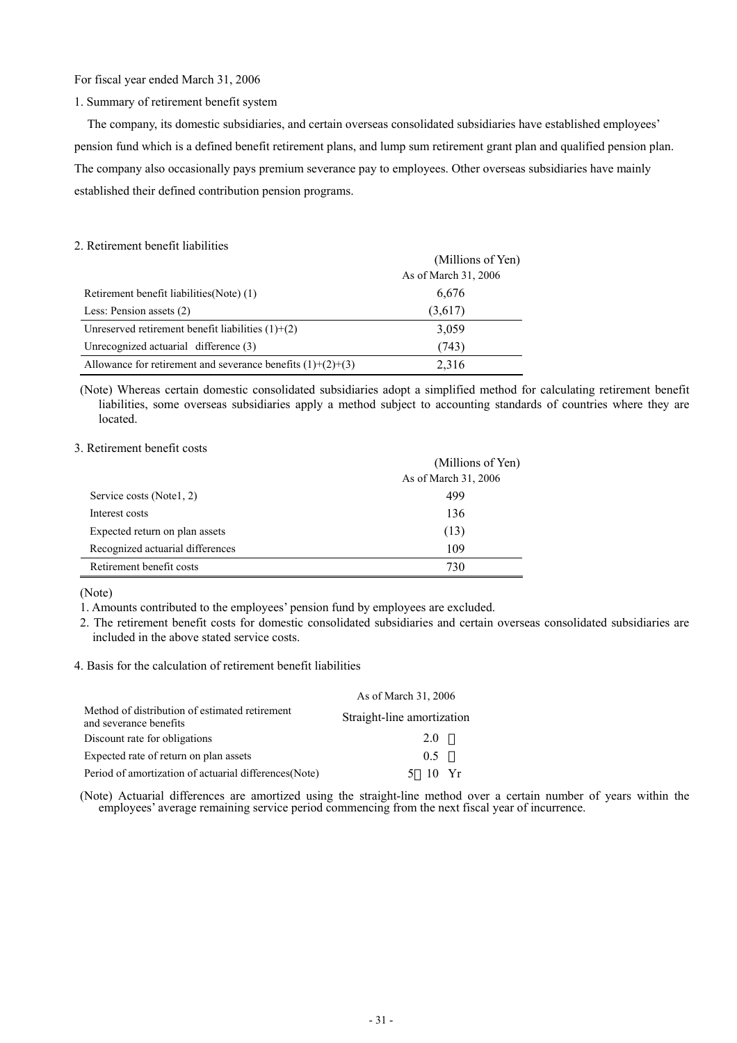For fiscal year ended March 31, 2006

1. Summary of retirement benefit system

The company, its domestic subsidiaries, and certain overseas consolidated subsidiaries have established employees' pension fund which is a defined benefit retirement plans, and lump sum retirement grant plan and qualified pension plan. The company also occasionally pays premium severance pay to employees. Other overseas subsidiaries have mainly established their defined contribution pension programs.

2. Retirement benefit liabilities

| | (Millions of Yen) As of March 31, 2006 |
|---|---|
| Retirement benefit liabilities(Note) (1) | 6,676 |
| Less: Pension assets (2) | (3,617) |
| Unreserved retirement benefit liabilities (1)+(2) | 3,059 |
| Unrecognized actuarial difference (3) | (743) |
| Allowance for retirement and severance benefits (1)+(2)+(3) | 2,316 |

(Note) Whereas certain domestic consolidated subsidiaries adopt a simplified method for calculating retirement benefit liabilities, some overseas subsidiaries apply a method subject to accounting standards of countries where they are located.

3. Retirement benefit costs

| | (Millions of Yen) As of March 31, 2006 |
|---|---|
| Service costs (Note1, 2) | 499 |
| Interest costs | 136 |
| Expected return on plan assets | (13) |
| Recognized actuarial differences | 109 |
| Retirement benefit costs | 730 |

(Note)

1. Amounts contributed to the employees' pension fund by employees are excluded.
2. The retirement benefit costs for domestic consolidated subsidiaries and certain overseas consolidated subsidiaries are included in the above stated service costs.

4. Basis for the calculation of retirement benefit liabilities

| | As of March 31, 2006 |
|---|---|
| Method of distribution of estimated retirement and severance benefits | Straight-line amortization |
| Discount rate for obligations | 2.0 ％ |
| Expected rate of return on plan assets | 0.5 ％ |
| Period of amortization of actuarial differences(Note) | 5～10 Yr |

(Note) Actuarial differences are amortized using the straight-line method over a certain number of years within the employees' average remaining service period commencing from the next fiscal year of incurrence.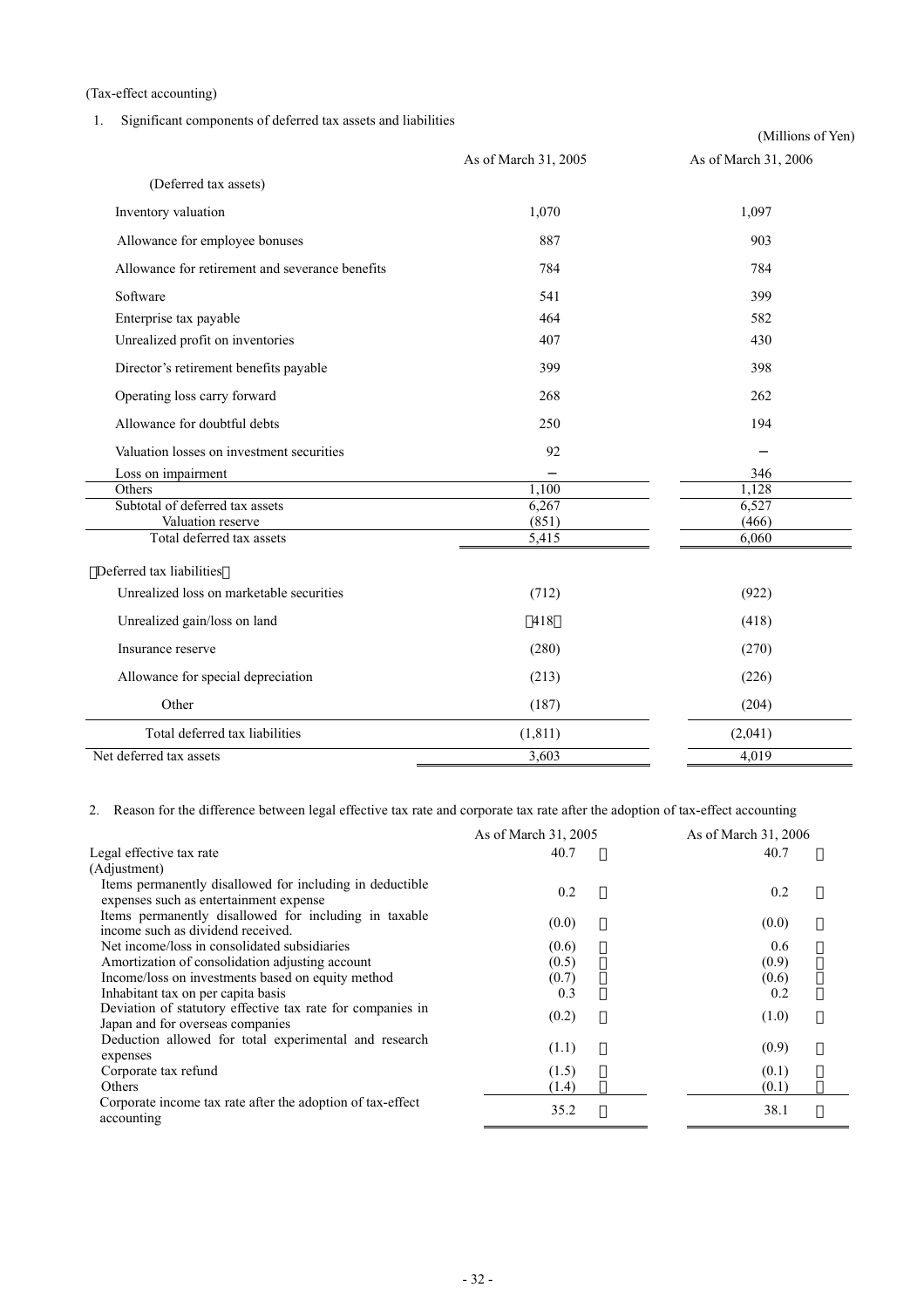(Tax-effect accounting)

1. Significant components of deferred tax assets and liabilities

(Millions of Yen)

| | As of March 31, 2005 | As of March 31, 2006 |
|---|---|---|
| (Deferred tax assets) | | |
| Inventory valuation | 1,070 | 1,097 |
| Allowance for employee bonuses | 887 | 903 |
| Allowance for retirement and severance benefits | 784 | 784 |
| Software | 541 | 399 |
| Enterprise tax payable | 464 | 582 |
| Unrealized profit on inventories | 407 | 430 |
| Director's retirement benefits payable | 399 | 398 |
| Operating loss carry forward | 268 | 262 |
| Allowance for doubtful debts | 250 | 194 |
| Valuation losses on investment securities | 92 | − |
| Loss on impairment | − | 346 |
| Others | 1,100 | 1,128 |
| Subtotal of deferred tax assets | 6,267 | 6,527 |
| Valuation reserve | (851) | (466) |
| Total deferred tax assets | 5,415 | 6,060 |
| (Deferred tax liabilities) | | |
| Unrealized loss on marketable securities | (712) | (922) |
| Unrealized gain/loss on land | (418) | (418) |
| Insurance reserve | (280) | (270) |
| Allowance for special depreciation | (213) | (226) |
| Other | (187) | (204) |
| Total deferred tax liabilities | (1,811) | (2,041) |
| Net deferred tax assets | 3,603 | 4,019 |

2. Reason for the difference between legal effective tax rate and corporate tax rate after the adoption of tax-effect accounting

| | As of March 31, 2005 | As of March 31, 2006 |
|---|---|---|
| Legal effective tax rate | 40.7 % | 40.7 % |
| (Adjustment) | | |
| Items permanently disallowed for including in deductible expenses such as entertainment expense | 0.2 % | 0.2 % |
| Items permanently disallowed for including in taxable income such as dividend received. | (0.0) % | (0.0) % |
| Net income/loss in consolidated subsidiaries | (0.6) % | 0.6 % |
| Amortization of consolidation adjusting account | (0.5) % | (0.9) % |
| Income/loss on investments based on equity method | (0.7) % | (0.6) % |
| Inhabitant tax on per capita basis | 0.3 % | 0.2 % |
| Deviation of statutory effective tax rate for companies in Japan and for overseas companies | (0.2) % | (1.0) % |
| Deduction allowed for total experimental and research expenses | (1.1) % | (0.9) % |
| Corporate tax refund | (1.5) % | (0.1) % |
| Others | (1.4) % | (0.1) % |
| Corporate income tax rate after the adoption of tax-effect accounting | 35.2 % | 38.1 % |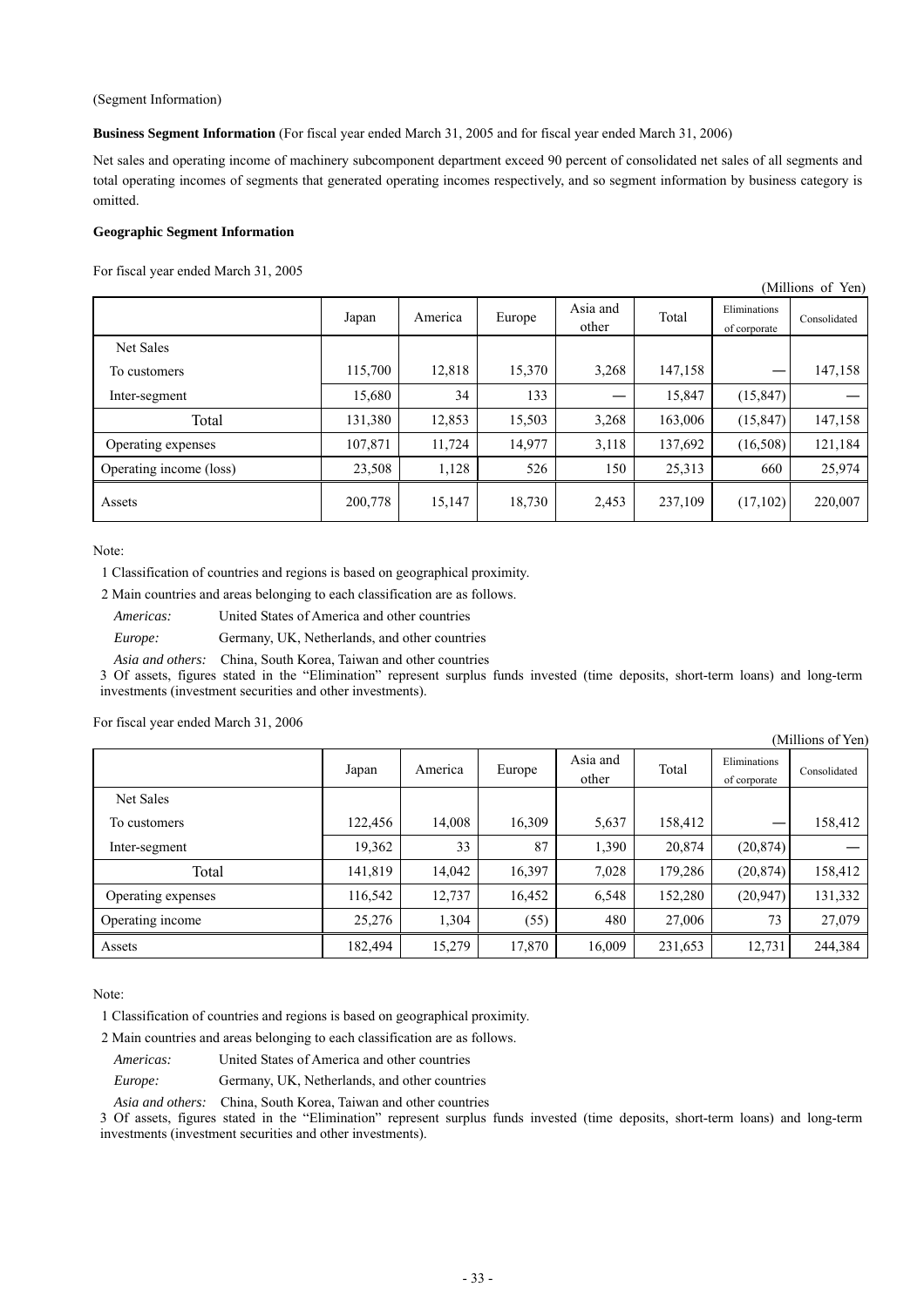(Segment Information)

**Business Segment Information** (For fiscal year ended March 31, 2005 and for fiscal year ended March 31, 2006)

Net sales and operating income of machinery subcomponent department exceed 90 percent of consolidated net sales of all segments and total operating incomes of segments that generated operating incomes respectively, and so segment information by business category is omitted.

**Geographic Segment Information**

For fiscal year ended March 31, 2005

(Millions of Yen)

| | Japan | America | Europe | Asia and other | Total | Eliminations of corporate | Consolidated |
|---|---|---|---|---|---|---|---|
| Net Sales | | | | | | | |
| To customers | 115,700 | 12,818 | 15,370 | 3,268 | 147,158 | — | 147,158 |
| Inter-segment | 15,680 | 34 | 133 | — | 15,847 | (15,847) | — |
| Total | 131,380 | 12,853 | 15,503 | 3,268 | 163,006 | (15,847) | 147,158 |
| Operating expenses | 107,871 | 11,724 | 14,977 | 3,118 | 137,692 | (16,508) | 121,184 |
| Operating income (loss) | 23,508 | 1,128 | 526 | 150 | 25,313 | 660 | 25,974 |
| Assets | 200,778 | 15,147 | 18,730 | 2,453 | 237,109 | (17,102) | 220,007 |

Note:

1 Classification of countries and regions is based on geographical proximity.

2 Main countries and areas belonging to each classification are as follows.

*Americas:* United States of America and other countries

*Europe:* Germany, UK, Netherlands, and other countries

*Asia and others:* China, South Korea, Taiwan and other countries

3 Of assets, figures stated in the "Elimination" represent surplus funds invested (time deposits, short-term loans) and long-term investments (investment securities and other investments).

For fiscal year ended March 31, 2006

(Millions of Yen)

| | Japan | America | Europe | Asia and other | Total | Eliminations of corporate | Consolidated |
|---|---|---|---|---|---|---|---|
| Net Sales | | | | | | | |
| To customers | 122,456 | 14,008 | 16,309 | 5,637 | 158,412 | — | 158,412 |
| Inter-segment | 19,362 | 33 | 87 | 1,390 | 20,874 | (20,874) | — |
| Total | 141,819 | 14,042 | 16,397 | 7,028 | 179,286 | (20,874) | 158,412 |
| Operating expenses | 116,542 | 12,737 | 16,452 | 6,548 | 152,280 | (20,947) | 131,332 |
| Operating income | 25,276 | 1,304 | (55) | 480 | 27,006 | 73 | 27,079 |
| Assets | 182,494 | 15,279 | 17,870 | 16,009 | 231,653 | 12,731 | 244,384 |

Note:

1 Classification of countries and regions is based on geographical proximity.

2 Main countries and areas belonging to each classification are as follows.

*Americas:* United States of America and other countries

*Europe:* Germany, UK, Netherlands, and other countries

*Asia and others:* China, South Korea, Taiwan and other countries

3 Of assets, figures stated in the "Elimination" represent surplus funds invested (time deposits, short-term loans) and long-term investments (investment securities and other investments).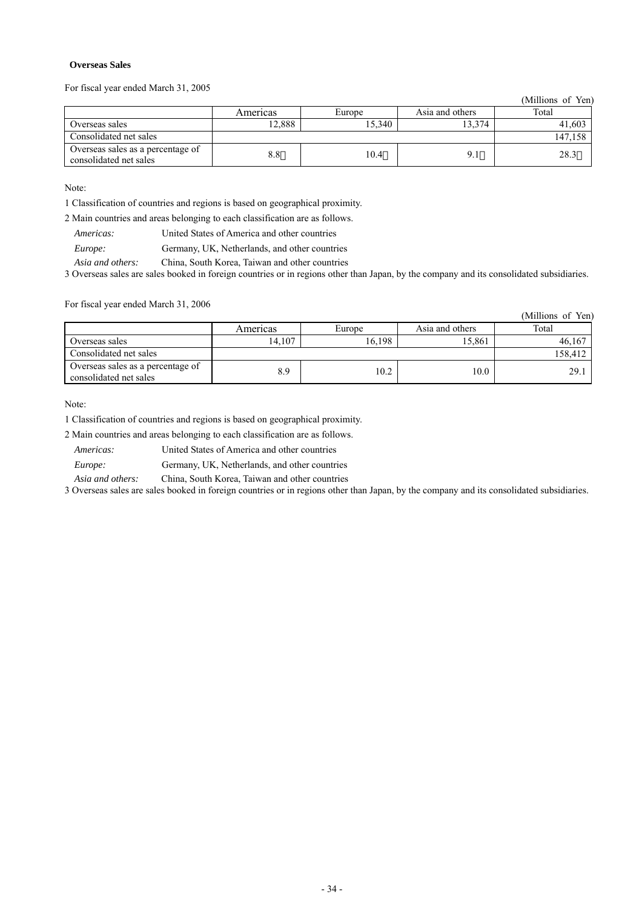**Overseas Sales**

For fiscal year ended March 31, 2005

(Millions of Yen)

| | Americas | Europe | Asia and others | Total |
|---|---|---|---|---|
| Overseas sales | 12,888 | 15,340 | 13,374 | 41,603 |
| Consolidated net sales | | | | 147,158 |
| Overseas sales as a percentage of consolidated net sales | 8.8 | 10.4 | 9.1 | 28.3 |

Note:

1 Classification of countries and regions is based on geographical proximity.

2 Main countries and areas belonging to each classification are as follows.

*Americas:* United States of America and other countries

*Europe:* Germany, UK, Netherlands, and other countries

*Asia and others:* China, South Korea, Taiwan and other countries

3 Overseas sales are sales booked in foreign countries or in regions other than Japan, by the company and its consolidated subsidiaries.

For fiscal year ended March 31, 2006

(Millions of Yen)

| | Americas | Europe | Asia and others | Total |
|---|---|---|---|---|
| Overseas sales | 14,107 | 16,198 | 15,861 | 46,167 |
| Consolidated net sales | | | | 158,412 |
| Overseas sales as a percentage of consolidated net sales | 8.9 | 10.2 | 10.0 | 29.1 |

Note:

1 Classification of countries and regions is based on geographical proximity.

2 Main countries and areas belonging to each classification are as follows.

*Americas:* United States of America and other countries

*Europe:* Germany, UK, Netherlands, and other countries

*Asia and others:* China, South Korea, Taiwan and other countries

3 Overseas sales are sales booked in foreign countries or in regions other than Japan, by the company and its consolidated subsidiaries.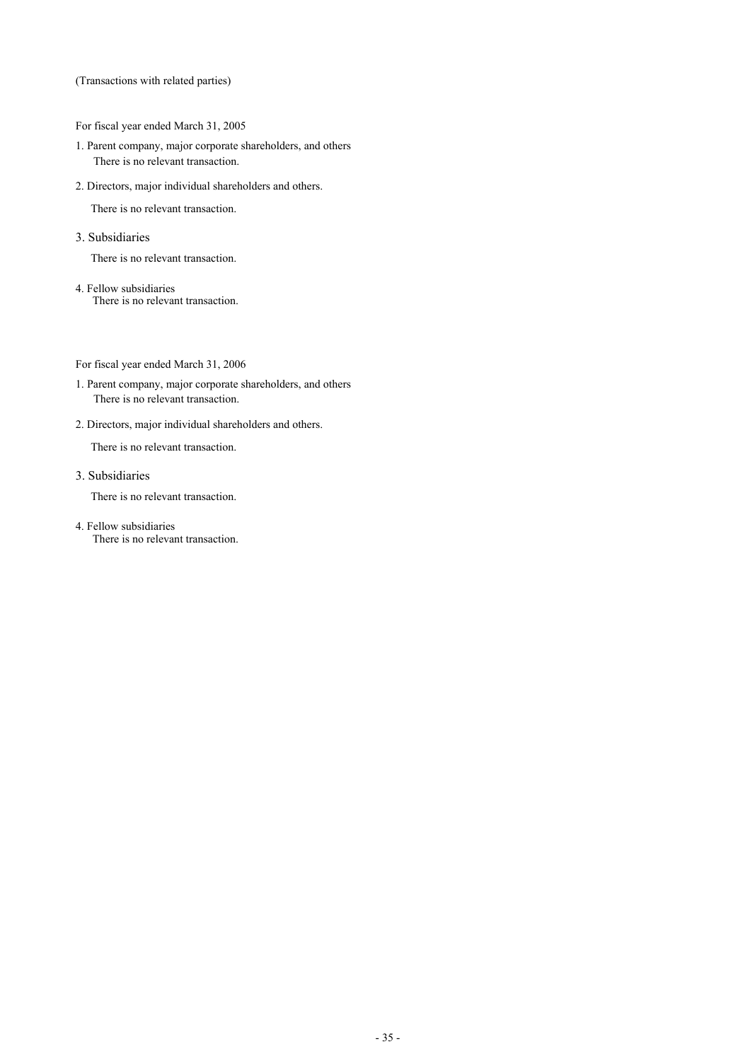(Transactions with related parties)

For fiscal year ended March 31, 2005

1. Parent company, major corporate shareholders, and others
   There is no relevant transaction.
2. Directors, major individual shareholders and others.
   There is no relevant transaction.
3. Subsidiaries
   There is no relevant transaction.
4. Fellow subsidiaries
   There is no relevant transaction.

For fiscal year ended March 31, 2006

1. Parent company, major corporate shareholders, and others
   There is no relevant transaction.
2. Directors, major individual shareholders and others.
   There is no relevant transaction.
3. Subsidiaries
   There is no relevant transaction.
4. Fellow subsidiaries
   There is no relevant transaction.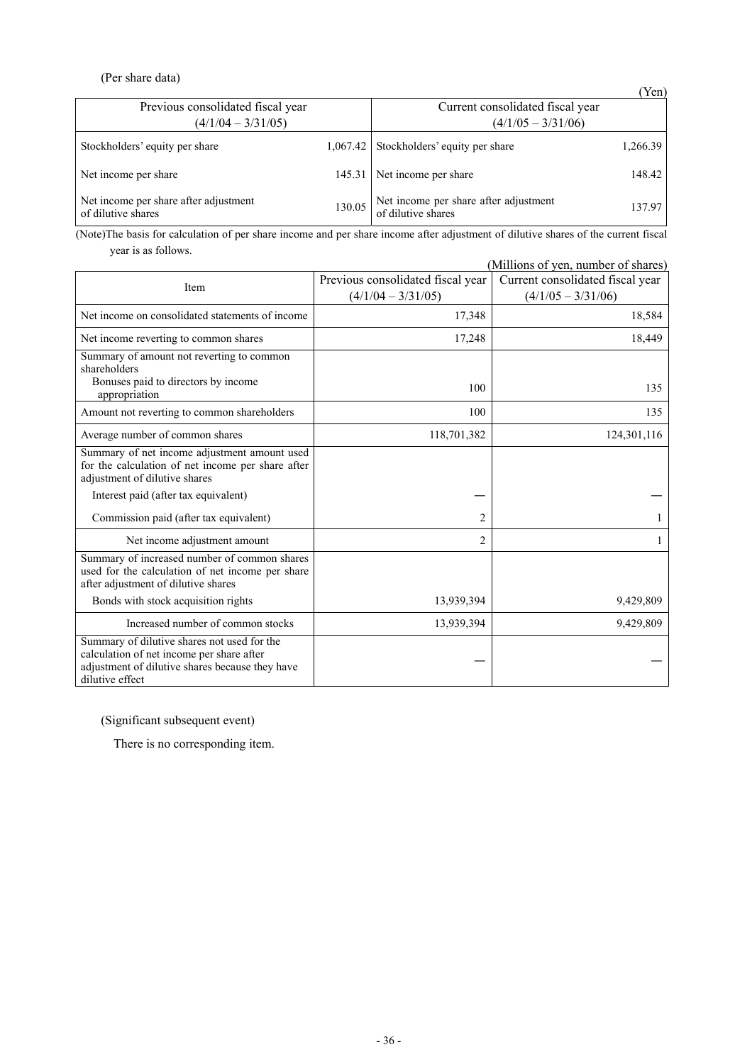(Per share data)

(Yen)

| Previous consolidated fiscal year (4/1/04 – 3/31/05) | | Current consolidated fiscal year (4/1/05 – 3/31/06) | |
|---|---|---|---|
| Stockholders' equity per share | 1,067.42 | Stockholders' equity per share | 1,266.39 |
| Net income per share | 145.31 | Net income per share | 148.42 |
| Net income per share after adjustment of dilutive shares | 130.05 | Net income per share after adjustment of dilutive shares | 137.97 |

(Note)The basis for calculation of per share income and per share income after adjustment of dilutive shares of the current fiscal year is as follows.

(Millions of yen, number of shares)

| Item | Previous consolidated fiscal year (4/1/04 – 3/31/05) | Current consolidated fiscal year (4/1/05 – 3/31/06) |
|---|---|---|
| Net income on consolidated statements of income | 17,348 | 18,584 |
| Net income reverting to common shares | 17,248 | 18,449 |
| Summary of amount not reverting to common shareholders<br>Bonuses paid to directors by income appropriation | 100 | 135 |
| Amount not reverting to common shareholders | 100 | 135 |
| Average number of common shares | 118,701,382 | 124,301,116 |
| Summary of net income adjustment amount used for the calculation of net income per share after adjustment of dilutive shares<br>Interest paid (after tax equivalent) | — | — |
| Commission paid (after tax equivalent) | 2 | 1 |
| Net income adjustment amount | 2 | 1 |
| Summary of increased number of common shares used for the calculation of net income per share after adjustment of dilutive shares<br>Bonds with stock acquisition rights | 13,939,394 | 9,429,809 |
| Increased number of common stocks | 13,939,394 | 9,429,809 |
| Summary of dilutive shares not used for the calculation of net income per share after adjustment of dilutive shares because they have dilutive effect | — | — |

(Significant subsequent event)

There is no corresponding item.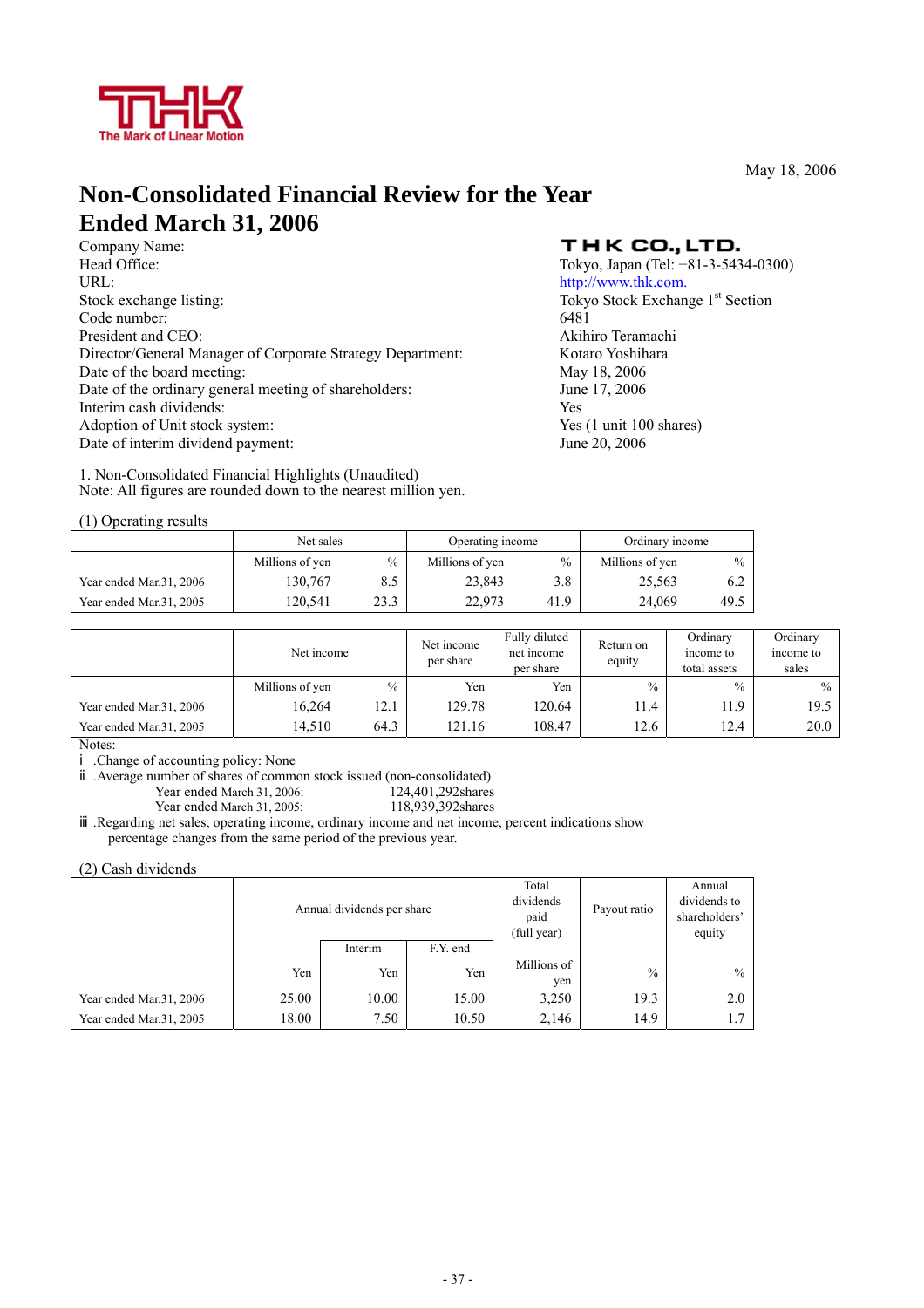THK
The Mark of Linear Motion

May 18, 2006

# Non-Consolidated Financial Review for the Year Ended March 31, 2006

| | |
|---|---|
| Company Name: | THK CO., LTD. |
| Head Office: | Tokyo, Japan (Tel: +81-3-5434-0300) |
| URL: | http://www.thk.com. |
| Stock exchange listing: | Tokyo Stock Exchange 1st Section |
| Code number: | 6481 |
| President and CEO: | Akihiro Teramachi |
| Director/General Manager of Corporate Strategy Department: | Kotaro Yoshihara |
| Date of the board meeting: | May 18, 2006 |
| Date of the ordinary general meeting of shareholders: | June 17, 2006 |
| Interim cash dividends: | Yes |
| Adoption of Unit stock system: | Yes (1 unit 100 shares) |
| Date of interim dividend payment: | June 20, 2006 |

1. Non-Consolidated Financial Highlights (Unaudited)
Note: All figures are rounded down to the nearest million yen.

(1) Operating results

| | Net sales | | Operating income | | Ordinary income | |
|---|---|---|---|---|---|---|
| | Millions of yen | % | Millions of yen | % | Millions of yen | % |
| Year ended Mar.31, 2006 | 130,767 | 8.5 | 23,843 | 3.8 | 25,563 | 6.2 |
| Year ended Mar.31, 2005 | 120,541 | 23.3 | 22,973 | 41.9 | 24,069 | 49.5 |

| | Net income | | Net income per share | Fully diluted net income per share | Return on equity | Ordinary income to total assets | Ordinary income to sales |
|---|---|---|---|---|---|---|---|
| | Millions of yen | % | Yen | Yen | % | % | % |
| Year ended Mar.31, 2006 | 16,264 | 12.1 | 129.78 | 120.64 | 11.4 | 11.9 | 19.5 |
| Year ended Mar.31, 2005 | 14,510 | 64.3 | 121.16 | 108.47 | 12.6 | 12.4 | 20.0 |

Notes:
ⅰ .Change of accounting policy: None
ⅱ .Average number of shares of common stock issued (non-consolidated)
Year ended March 31, 2006: 124,401,292shares
Year ended March 31, 2005: 118,939,392shares
ⅲ .Regarding net sales, operating income, ordinary income and net income, percent indications show percentage changes from the same period of the previous year.

(2) Cash dividends

| | Annual dividends per share | | | Total dividends paid (full year) | Payout ratio | Annual dividends to shareholders' equity |
|---|---|---|---|---|---|---|
| | | Interim | F.Y. end | | | |
| | Yen | Yen | Yen | Millions of yen | % | % |
| Year ended Mar.31, 2006 | 25.00 | 10.00 | 15.00 | 3,250 | 19.3 | 2.0 |
| Year ended Mar.31, 2005 | 18.00 | 7.50 | 10.50 | 2,146 | 14.9 | 1.7 |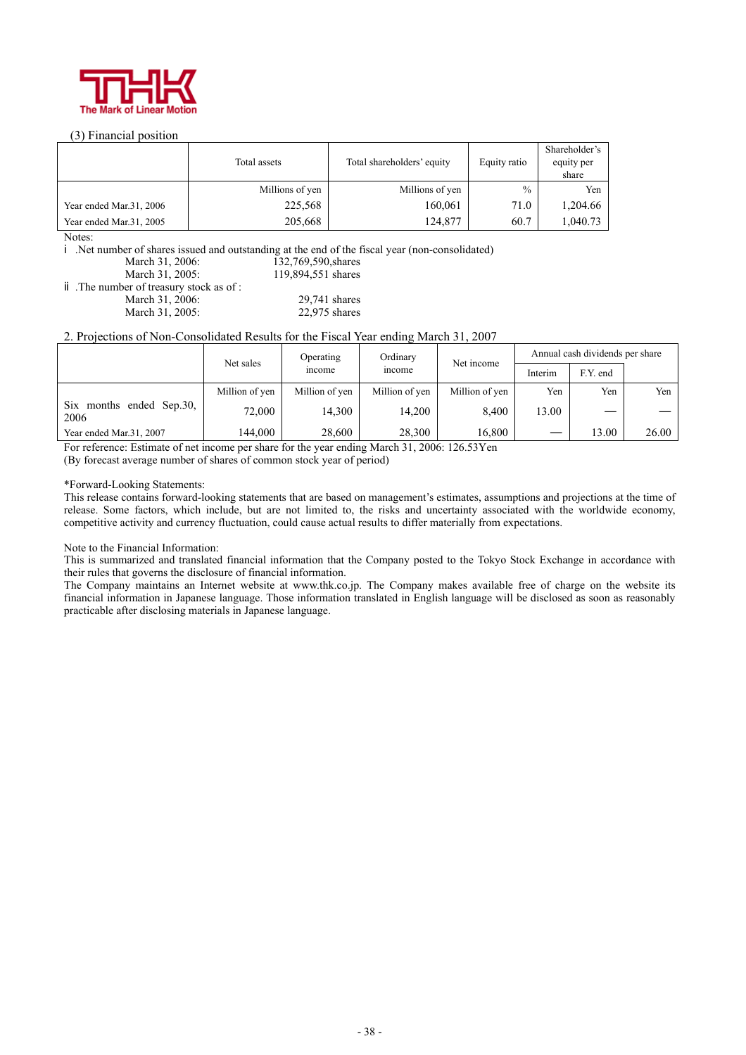(3) Financial position

| | Total assets | Total shareholders' equity | Equity ratio | Shareholder's equity per share |
|---|---|---|---|---|
| | Millions of yen | Millions of yen | % | Yen |
| Year ended Mar.31, 2006 | 225,568 | 160,061 | 71.0 | 1,204.66 |
| Year ended Mar.31, 2005 | 205,668 | 124,877 | 60.7 | 1,040.73 |

Notes:

ⅰ .Net number of shares issued and outstanding at the end of the fiscal year (non-consolidated)

March 31, 2006: 132,769,590,shares
March 31, 2005: 119,894,551 shares

ⅱ .The number of treasury stock as of :

March 31, 2006: 29,741 shares
March 31, 2005: 22,975 shares

## 2. Projections of Non-Consolidated Results for the Fiscal Year ending March 31, 2007

| | Net sales | Operating income | Ordinary income | Net income | Annual cash dividends per share | | |
|---|---|---|---|---|---|---|---|
| | | | | | Interim | F.Y. end | |
| | Million of yen | Million of yen | Million of yen | Million of yen | Yen | Yen | Yen |
| Six months ended Sep.30, 2006 | 72,000 | 14,300 | 14,200 | 8,400 | 13.00 | — | — |
| Year ended Mar.31, 2007 | 144,000 | 28,600 | 28,300 | 16,800 | — | 13.00 | 26.00 |

For reference: Estimate of net income per share for the year ending March 31, 2006: 126.53Yen
(By forecast average number of shares of common stock year of period)

*Forward-Looking Statements:
This release contains forward-looking statements that are based on management's estimates, assumptions and projections at the time of release. Some factors, which include, but are not limited to, the risks and uncertainty associated with the worldwide economy, competitive activity and currency fluctuation, could cause actual results to differ materially from expectations.

Note to the Financial Information:
This is summarized and translated financial information that the Company posted to the Tokyo Stock Exchange in accordance with their rules that governs the disclosure of financial information.
The Company maintains an Internet website at www.thk.co.jp. The Company makes available free of charge on the website its financial information in Japanese language. Those information translated in English language will be disclosed as soon as reasonably practicable after disclosing materials in Japanese language.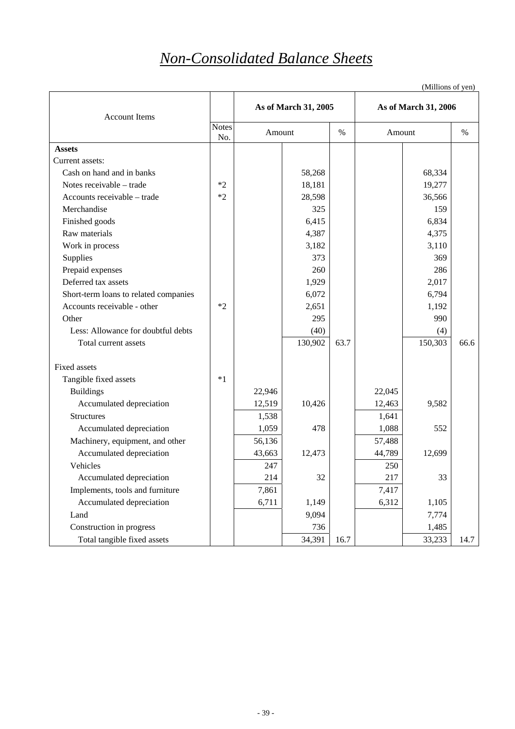# *Non-Consolidated Balance Sheets*

(Millions of yen)

| Account Items | Notes No. | As of March 31, 2005 | | | As of March 31, 2006 | | |
|---|---|---|---|---|---|---|---|
| | | Amount | | % | Amount | | % |
| **Assets** | | | | | | | |
| Current assets: | | | | | | | |
| Cash on hand and in banks | | | 58,268 | | | 68,334 | |
| Notes receivable – trade | *2 | | 18,181 | | | 19,277 | |
| Accounts receivable – trade | *2 | | 28,598 | | | 36,566 | |
| Merchandise | | | 325 | | | 159 | |
| Finished goods | | | 6,415 | | | 6,834 | |
| Raw materials | | | 4,387 | | | 4,375 | |
| Work in process | | | 3,182 | | | 3,110 | |
| Supplies | | | 373 | | | 369 | |
| Prepaid expenses | | | 260 | | | 286 | |
| Deferred tax assets | | | 1,929 | | | 2,017 | |
| Short-term loans to related companies | | | 6,072 | | | 6,794 | |
| Accounts receivable - other | *2 | | 2,651 | | | 1,192 | |
| Other | | | 295 | | | 990 | |
| Less: Allowance for doubtful debts | | | (40) | | | (4) | |
| Total current assets | | | 130,902 | 63.7 | | 150,303 | 66.6 |
| | | | | | | | |
| Fixed assets | | | | | | | |
| Tangible fixed assets | *1 | | | | | | |
| Buildings | | 22,946 | | | 22,045 | | |
| Accumulated depreciation | | 12,519 | 10,426 | | 12,463 | 9,582 | |
| Structures | | 1,538 | | | 1,641 | | |
| Accumulated depreciation | | 1,059 | 478 | | 1,088 | 552 | |
| Machinery, equipment, and other | | 56,136 | | | 57,488 | | |
| Accumulated depreciation | | 43,663 | 12,473 | | 44,789 | 12,699 | |
| Vehicles | | 247 | | | 250 | | |
| Accumulated depreciation | | 214 | 32 | | 217 | 33 | |
| Implements, tools and furniture | | 7,861 | | | 7,417 | | |
| Accumulated depreciation | | 6,711 | 1,149 | | 6,312 | 1,105 | |
| Land | | | 9,094 | | | 7,774 | |
| Construction in progress | | | 736 | | | 1,485 | |
| Total tangible fixed assets | | | 34,391 | 16.7 | | 33,233 | 14.7 |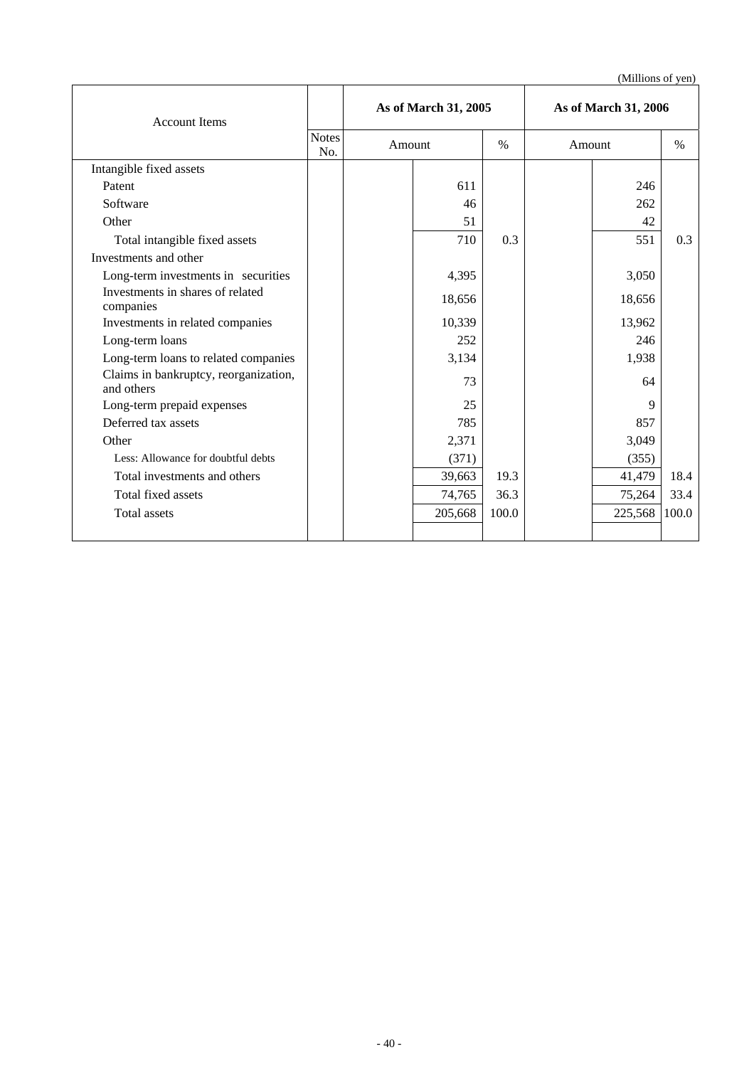(Millions of yen)

| Account Items | Notes No. | As of March 31, 2005 | | | As of March 31, 2006 | | |
|---|---|---|---|---|---|---|---|
| | | Amount | | % | Amount | | % |
| Intangible fixed assets | | | | | | | |
| Patent | | | 611 | | | 246 | |
| Software | | | 46 | | | 262 | |
| Other | | | 51 | | | 42 | |
| Total intangible fixed assets | | | 710 | 0.3 | | 551 | 0.3 |
| Investments and other | | | | | | | |
| Long-term investments in securities | | | 4,395 | | | 3,050 | |
| Investments in shares of related companies | | | 18,656 | | | 18,656 | |
| Investments in related companies | | | 10,339 | | | 13,962 | |
| Long-term loans | | | 252 | | | 246 | |
| Long-term loans to related companies | | | 3,134 | | | 1,938 | |
| Claims in bankruptcy, reorganization, and others | | | 73 | | | 64 | |
| Long-term prepaid expenses | | | 25 | | | 9 | |
| Deferred tax assets | | | 785 | | | 857 | |
| Other | | | 2,371 | | | 3,049 | |
| Less: Allowance for doubtful debts | | | (371) | | | (355) | |
| Total investments and others | | | 39,663 | 19.3 | | 41,479 | 18.4 |
| Total fixed assets | | | 74,765 | 36.3 | | 75,264 | 33.4 |
| Total assets | | | 205,668 | 100.0 | | 225,568 | 100.0 |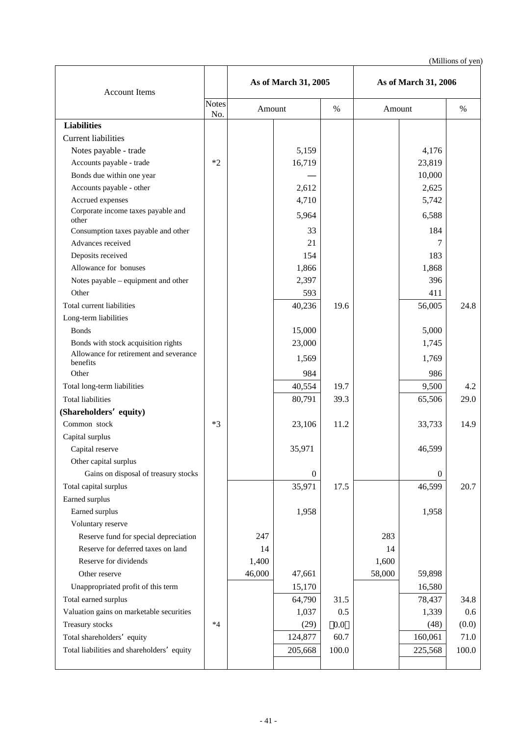(Millions of yen)

| Account Items | Notes No. | As of March 31, 2005 | | | As of March 31, 2006 | | |
|---|---|---|---|---|---|---|---|
| | | Amount | | % | Amount | | % |
| **Liabilities** | | | | | | | |
| Current liabilities | | | | | | | |
| Notes payable - trade | | | 5,159 | | | 4,176 | |
| Accounts payable - trade | *2 | | 16,719 | | | 23,819 | |
| Bonds due within one year | | | — | | | 10,000 | |
| Accounts payable - other | | | 2,612 | | | 2,625 | |
| Accrued expenses | | | 4,710 | | | 5,742 | |
| Corporate income taxes payable and other | | | 5,964 | | | 6,588 | |
| Consumption taxes payable and other | | | 33 | | | 184 | |
| Advances received | | | 21 | | | 7 | |
| Deposits received | | | 154 | | | 183 | |
| Allowance for bonuses | | | 1,866 | | | 1,868 | |
| Notes payable – equipment and other | | | 2,397 | | | 396 | |
| Other | | | 593 | | | 411 | |
| Total current liabilities | | | 40,236 | 19.6 | | 56,005 | 24.8 |
| Long-term liabilities | | | | | | | |
| Bonds | | | 15,000 | | | 5,000 | |
| Bonds with stock acquisition rights | | | 23,000 | | | 1,745 | |
| Allowance for retirement and severance benefits | | | 1,569 | | | 1,769 | |
| Other | | | 984 | | | 986 | |
| Total long-term liabilities | | | 40,554 | 19.7 | | 9,500 | 4.2 |
| Total liabilities | | | 80,791 | 39.3 | | 65,506 | 29.0 |
| **(Shareholders' equity)** | | | | | | | |
| Common stock | *3 | | 23,106 | 11.2 | | 33,733 | 14.9 |
| Capital surplus | | | | | | | |
| Capital reserve | | | 35,971 | | | 46,599 | |
| Other capital surplus | | | | | | | |
| Gains on disposal of treasury stocks | | | 0 | | | 0 | |
| Total capital surplus | | | 35,971 | 17.5 | | 46,599 | 20.7 |
| Earned surplus | | | | | | | |
| Earned surplus | | | 1,958 | | | 1,958 | |
| Voluntary reserve | | | | | | | |
| Reserve fund for special depreciation | | 247 | | | 283 | | |
| Reserve for deferred taxes on land | | 14 | | | 14 | | |
| Reserve for dividends | | 1,400 | | | 1,600 | | |
| Other reserve | | 46,000 | 47,661 | | 58,000 | 59,898 | |
| Unappropriated profit of this term | | | 15,170 | | | 16,580 | |
| Total earned surplus | | | 64,790 | 31.5 | | 78,437 | 34.8 |
| Valuation gains on marketable securities | | | 1,037 | 0.5 | | 1,339 | 0.6 |
| Treasury stocks | *4 | | (29) | (0.0) | | (48) | (0.0) |
| Total shareholders' equity | | | 124,877 | 60.7 | | 160,061 | 71.0 |
| Total liabilities and shareholders' equity | | | 205,668 | 100.0 | | 225,568 | 100.0 |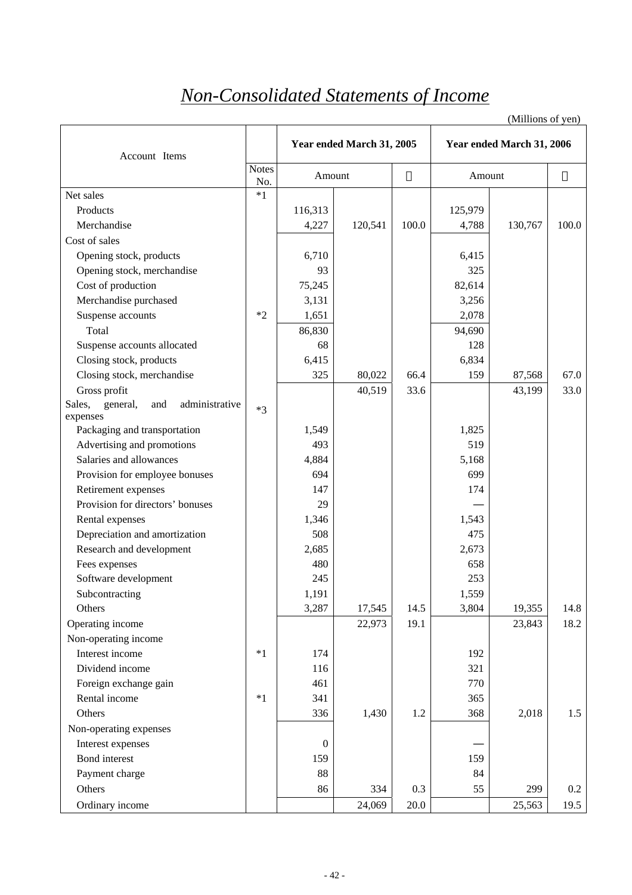# *Non-Consolidated Statements of Income*

(Millions of yen)

| Account Items | Notes No. | Year ended March 31, 2005 | | | Year ended March 31, 2006 | | |
|---|---|---|---|---|---|---|---|
| | | Amount | | ％ | Amount | | ％ |
| Net sales | *1 | | | | | | |
| Products | | 116,313 | | | 125,979 | | |
| Merchandise | | 4,227 | 120,541 | 100.0 | 4,788 | 130,767 | 100.0 |
| Cost of sales | | | | | | | |
| Opening stock, products | | 6,710 | | | 6,415 | | |
| Opening stock, merchandise | | 93 | | | 325 | | |
| Cost of production | | 75,245 | | | 82,614 | | |
| Merchandise purchased | | 3,131 | | | 3,256 | | |
| Suspense accounts | *2 | 1,651 | | | 2,078 | | |
| Total | | 86,830 | | | 94,690 | | |
| Suspense accounts allocated | | 68 | | | 128 | | |
| Closing stock, products | | 6,415 | | | 6,834 | | |
| Closing stock, merchandise | | 325 | 80,022 | 66.4 | 159 | 87,568 | 67.0 |
| Gross profit | | | 40,519 | 33.6 | | 43,199 | 33.0 |
| Sales, general, and administrative expenses | *3 | | | | | | |
| Packaging and transportation | | 1,549 | | | 1,825 | | |
| Advertising and promotions | | 493 | | | 519 | | |
| Salaries and allowances | | 4,884 | | | 5,168 | | |
| Provision for employee bonuses | | 694 | | | 699 | | |
| Retirement expenses | | 147 | | | 174 | | |
| Provision for directors' bonuses | | 29 | | | — | | |
| Rental expenses | | 1,346 | | | 1,543 | | |
| Depreciation and amortization | | 508 | | | 475 | | |
| Research and development | | 2,685 | | | 2,673 | | |
| Fees expenses | | 480 | | | 658 | | |
| Software development | | 245 | | | 253 | | |
| Subcontracting | | 1,191 | | | 1,559 | | |
| Others | | 3,287 | 17,545 | 14.5 | 3,804 | 19,355 | 14.8 |
| Operating income | | | 22,973 | 19.1 | | 23,843 | 18.2 |
| Non-operating income | | | | | | | |
| Interest income | *1 | 174 | | | 192 | | |
| Dividend income | | 116 | | | 321 | | |
| Foreign exchange gain | | 461 | | | 770 | | |
| Rental income | *1 | 341 | | | 365 | | |
| Others | | 336 | 1,430 | 1.2 | 368 | 2,018 | 1.5 |
| Non-operating expenses | | | | | | | |
| Interest expenses | | 0 | | | — | | |
| Bond interest | | 159 | | | 159 | | |
| Payment charge | | 88 | | | 84 | | |
| Others | | 86 | 334 | 0.3 | 55 | 299 | 0.2 |
| Ordinary income | | | 24,069 | 20.0 | | 25,563 | 19.5 |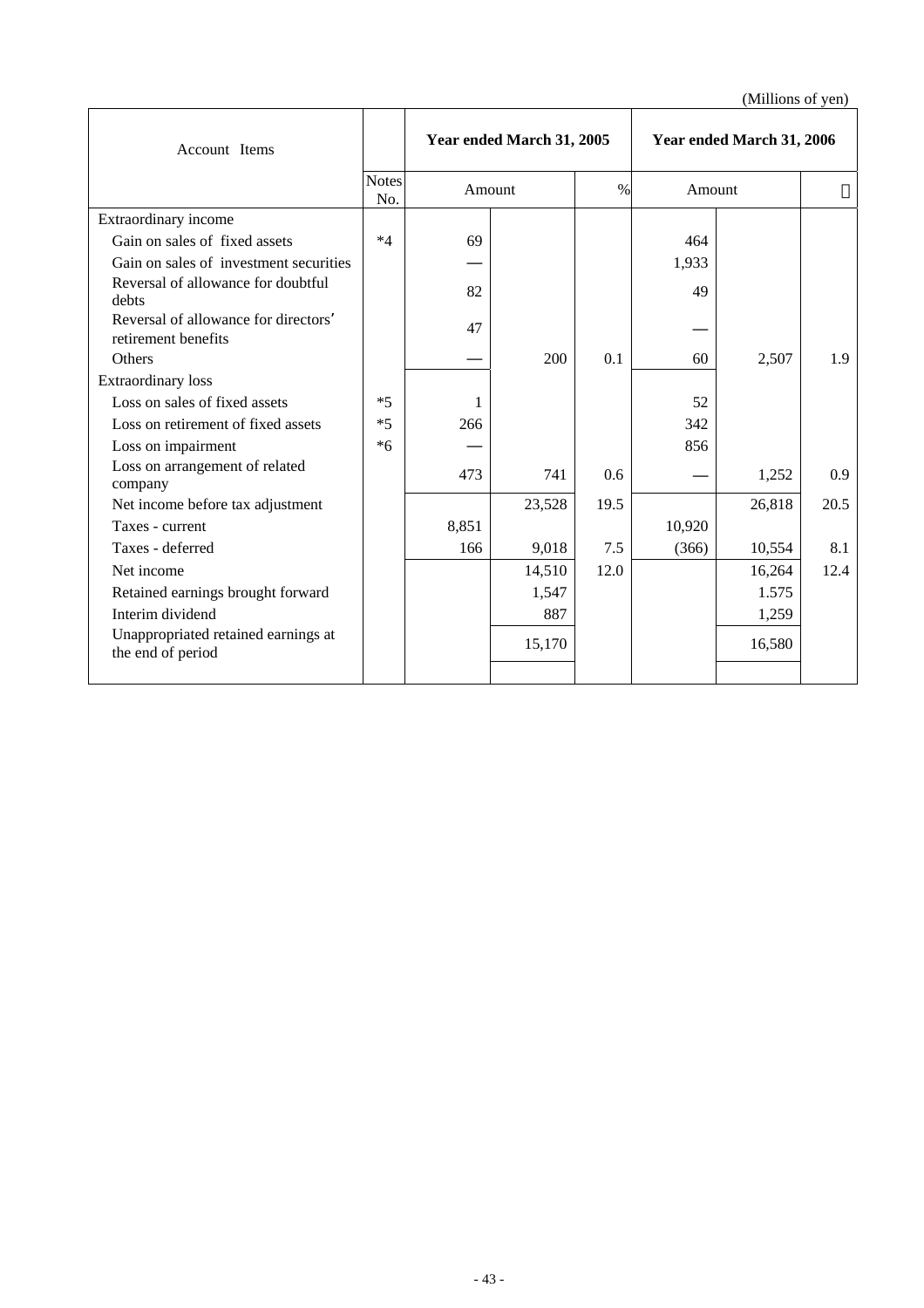(Millions of yen)

| Account Items | | Year ended March 31, 2005 | | | Year ended March 31, 2006 | | |
|---|---|---|---|---|---|---|---|
| | Notes No. | Amount | | % | Amount | | ％ |
| Extraordinary income | | | | | | | |
| Gain on sales of fixed assets | *4 | 69 | | | 464 | | |
| Gain on sales of investment securities | | — | | | 1,933 | | |
| Reversal of allowance for doubtful debts | | 82 | | | 49 | | |
| Reversal of allowance for directors' retirement benefits | | 47 | | | — | | |
| Others | | — | 200 | 0.1 | 60 | 2,507 | 1.9 |
| Extraordinary loss | | | | | | | |
| Loss on sales of fixed assets | *5 | 1 | | | 52 | | |
| Loss on retirement of fixed assets | *5 | 266 | | | 342 | | |
| Loss on impairment | *6 | — | | | 856 | | |
| Loss on arrangement of related company | | 473 | 741 | 0.6 | — | 1,252 | 0.9 |
| Net income before tax adjustment | | | 23,528 | 19.5 | | 26,818 | 20.5 |
| Taxes - current | | 8,851 | | | 10,920 | | |
| Taxes - deferred | | 166 | 9,018 | 7.5 | (366) | 10,554 | 8.1 |
| Net income | | | 14,510 | 12.0 | | 16,264 | 12.4 |
| Retained earnings brought forward | | | 1,547 | | | 1.575 | |
| Interim dividend | | | 887 | | | 1,259 | |
| Unappropriated retained earnings at the end of period | | | 15,170 | | | 16,580 | |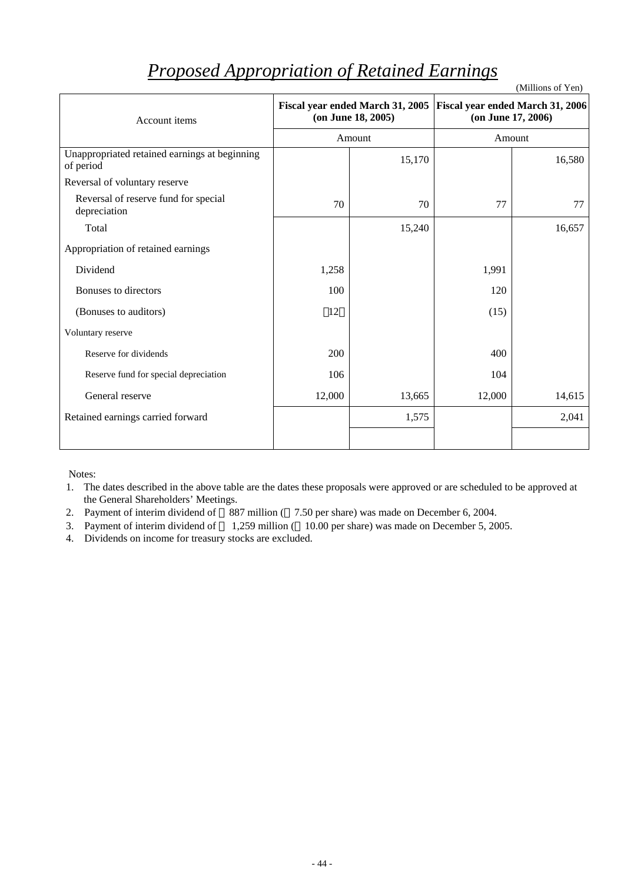# *Proposed Appropriation of Retained Earnings*

(Millions of Yen)

| Account items | Fiscal year ended March 31, 2005 (on June 18, 2005) | | Fiscal year ended March 31, 2006 (on June 17, 2006) | |
|---|---|---|---|---|
| | Amount | | Amount | |
| Unappropriated retained earnings at beginning of period | | 15,170 | | 16,580 |
| Reversal of voluntary reserve | | | | |
| Reversal of reserve fund for special depreciation | 70 | 70 | 77 | 77 |
| Total | | 15,240 | | 16,657 |
| Appropriation of retained earnings | | | | |
| Dividend | 1,258 | | 1,991 | |
| Bonuses to directors | 100 | | 120 | |
| (Bonuses to auditors) | （12） | | (15) | |
| Voluntary reserve | | | | |
| Reserve for dividends | 200 | | 400 | |
| Reserve fund for special depreciation | 106 | | 104 | |
| General reserve | 12,000 | 13,665 | 12,000 | 14,615 |
| Retained earnings carried forward | | 1,575 | | 2,041 |

Notes:

1. The dates described in the above table are the dates these proposals were approved or are scheduled to be approved at the General Shareholders' Meetings.
2. Payment of interim dividend of ￥887 million (￥7.50 per share) was made on December 6, 2004.
3. Payment of interim dividend of ￥1,259 million (￥10.00 per share) was made on December 5, 2005.
4. Dividends on income for treasury stocks are excluded.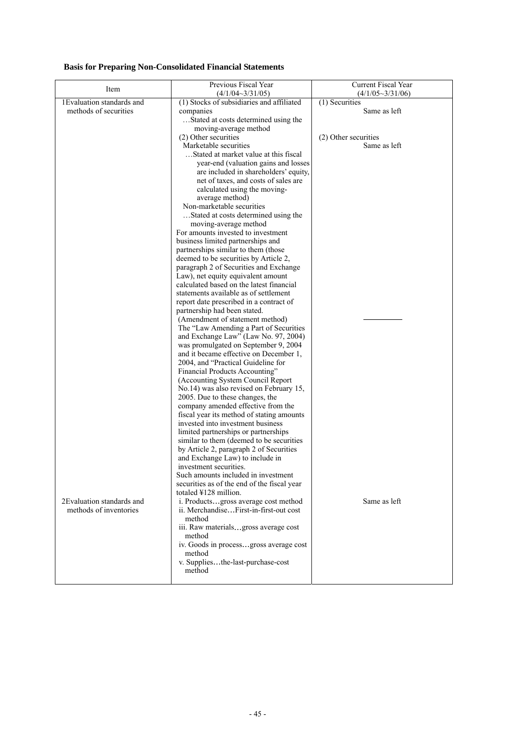**Basis for Preparing Non-Consolidated Financial Statements**

| Item | Previous Fiscal Year (4/1/04~3/31/05) | Current Fiscal Year (4/1/05~3/31/06) |
|---|---|---|
| 1 Evaluation standards and methods of securities | (1) Stocks of subsidiaries and affiliated companies<br>…Stated at costs determined using the moving-average method<br>(2) Other securities<br>Marketable securities<br>…Stated at market value at this fiscal year-end (valuation gains and losses are included in shareholders' equity, net of taxes, and costs of sales are calculated using the moving-average method)<br>Non-marketable securities<br>…Stated at costs determined using the moving-average method<br>For amounts invested to investment business limited partnerships and partnerships similar to them (those deemed to be securities by Article 2, paragraph 2 of Securities and Exchange Law), net equity equivalent amount calculated based on the latest financial statements available as of settlement report date prescribed in a contract of partnership had been stated.<br>(Amendment of statement method)<br>The "Law Amending a Part of Securities and Exchange Law" (Law No. 97, 2004) was promulgated on September 9, 2004 and it became effective on December 1, 2004, and "Practical Guideline for Financial Products Accounting" (Accounting System Council Report No.14) was also revised on February 15, 2005. Due to these changes, the company amended effective from the fiscal year its method of stating amounts invested into investment business limited partnerships or partnerships similar to them (deemed to be securities by Article 2, paragraph 2 of Securities and Exchange Law) to include in investment securities.<br>Such amounts included in investment securities as of the end of the fiscal year totaled ¥128 million. | (1) Securities<br>Same as left<br><br>(2) Other securities<br>Same as left<br><br>――――― |
| 2 Evaluation standards and methods of inventories | i. Products…gross average cost method<br>ii. Merchandise…First-in-first-out cost method<br>iii. Raw materials…gross average cost method<br>iv. Goods in process…gross average cost method<br>v. Supplies…the-last-purchase-cost method | Same as left |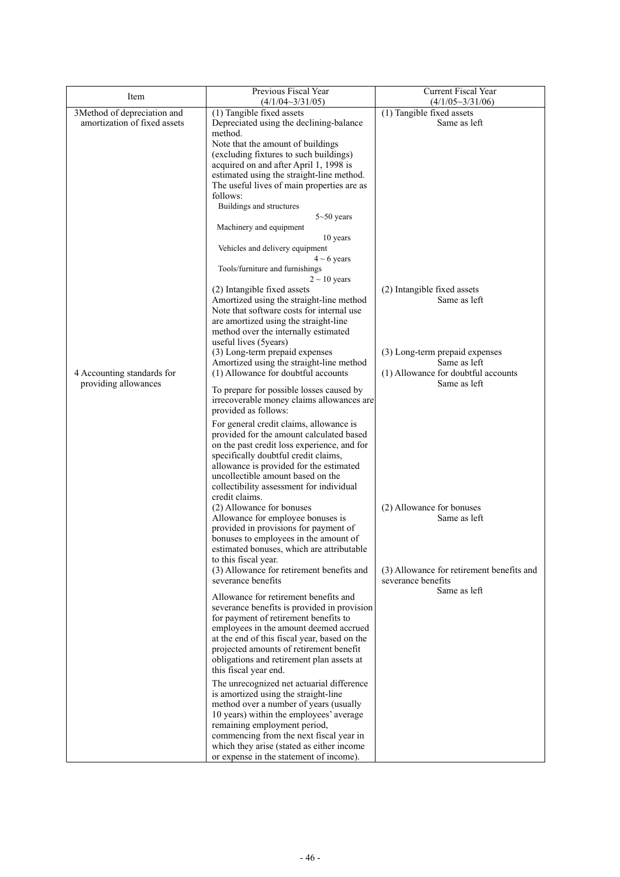| Item | Previous Fiscal Year (4/1/04~3/31/05) | Current Fiscal Year (4/1/05~3/31/06) |
|---|---|---|
| 3Method of depreciation and amortization of fixed assets | (1) Tangible fixed assets<br>Depreciated using the declining-balance method.<br>Note that the amount of buildings (excluding fixtures to such buildings) acquired on and after April 1, 1998 is estimated using the straight-line method.<br>The useful lives of main properties are as follows:<br>Buildings and structures 5~50 years<br>Machinery and equipment 10 years<br>Vehicles and delivery equipment 4 ~ 6 years<br>Tools/furniture and furnishings 2 ~ 10 years | (1) Tangible fixed assets<br>Same as left |
| | (2) Intangible fixed assets<br>Amortized using the straight-line method<br>Note that software costs for internal use are amortized using the straight-line method over the internally estimated useful lives (5years) | (2) Intangible fixed assets<br>Same as left |
| | (3) Long-term prepaid expenses<br>Amortized using the straight-line method | (3) Long-term prepaid expenses<br>Same as left |
| 4 Accounting standards for providing allowances | (1) Allowance for doubtful accounts<br>To prepare for possible losses caused by irrecoverable money claims allowances are provided as follows:<br>For general credit claims, allowance is provided for the amount calculated based on the past credit loss experience, and for specifically doubtful credit claims, allowance is provided for the estimated uncollectible amount based on the collectibility assessment for individual credit claims. | (1) Allowance for doubtful accounts<br>Same as left |
| | (2) Allowance for bonuses<br>Allowance for employee bonuses is provided in provisions for payment of bonuses to employees in the amount of estimated bonuses, which are attributable to this fiscal year. | (2) Allowance for bonuses<br>Same as left |
| | (3) Allowance for retirement benefits and severance benefits<br>Allowance for retirement benefits and severance benefits is provided in provision for payment of retirement benefits to employees in the amount deemed accrued at the end of this fiscal year, based on the projected amounts of retirement benefit obligations and retirement plan assets at this fiscal year end.<br>The unrecognized net actuarial difference is amortized using the straight-line method over a number of years (usually 10 years) within the employees' average remaining employment period, commencing from the next fiscal year in which they arise (stated as either income or expense in the statement of income). | (3) Allowance for retirement benefits and severance benefits<br>Same as left |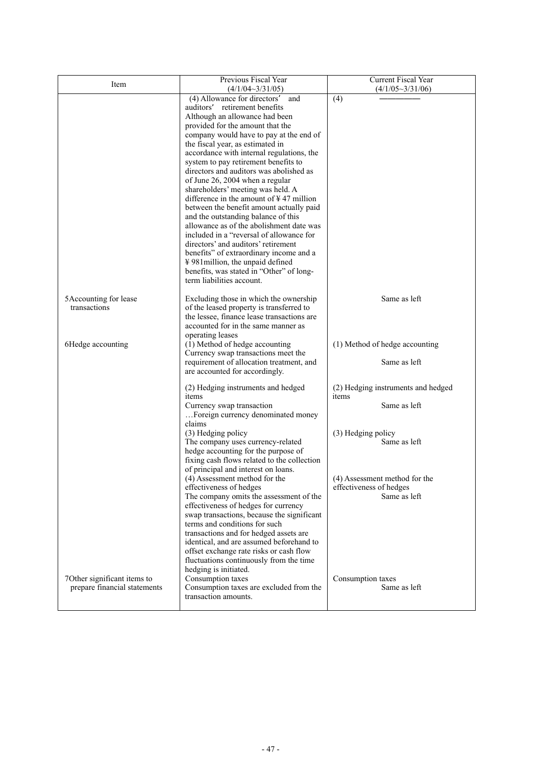| Item | Previous Fiscal Year (4/1/04~3/31/05) | Current Fiscal Year (4/1/05~3/31/06) |
|---|---|---|
| | (4) Allowance for directors' and auditors' retirement benefits<br>Although an allowance had been provided for the amount that the company would have to pay at the end of the fiscal year, as estimated in accordance with internal regulations, the system to pay retirement benefits to directors and auditors was abolished as of June 26, 2004 when a regular shareholders' meeting was held. A difference in the amount of ¥47 million between the benefit amount actually paid and the outstanding balance of this allowance as of the abolishment date was included in a "reversal of allowance for directors' and auditors' retirement benefits" of extraordinary income and a ¥981million, the unpaid defined benefits, was stated in "Other" of long-term liabilities account. | (4) ――――― |
| 5Accounting for lease transactions | Excluding those in which the ownership of the leased property is transferred to the lessee, finance lease transactions are accounted for in the same manner as operating leases | Same as left |
| 6Hedge accounting | (1) Method of hedge accounting<br>Currency swap transactions meet the requirement of allocation treatment, and are accounted for accordingly.<br><br>(2) Hedging instruments and hedged items<br>Currency swap transaction<br>…Foreign currency denominated money claims<br>(3) Hedging policy<br>The company uses currency-related hedge accounting for the purpose of fixing cash flows related to the collection of principal and interest on loans.<br>(4) Assessment method for the effectiveness of hedges<br>The company omits the assessment of the effectiveness of hedges for currency swap transactions, because the significant terms and conditions for such transactions and for hedged assets are identical, and are assumed beforehand to offset exchange rate risks or cash flow fluctuations continuously from the time hedging is initiated. | (1) Method of hedge accounting<br>Same as left<br><br>(2) Hedging instruments and hedged items<br>Same as left<br><br>(3) Hedging policy<br>Same as left<br><br>(4) Assessment method for the effectiveness of hedges<br>Same as left |
| 7Other significant items to prepare financial statements | Consumption taxes<br>Consumption taxes are excluded from the transaction amounts. | Consumption taxes<br>Same as left |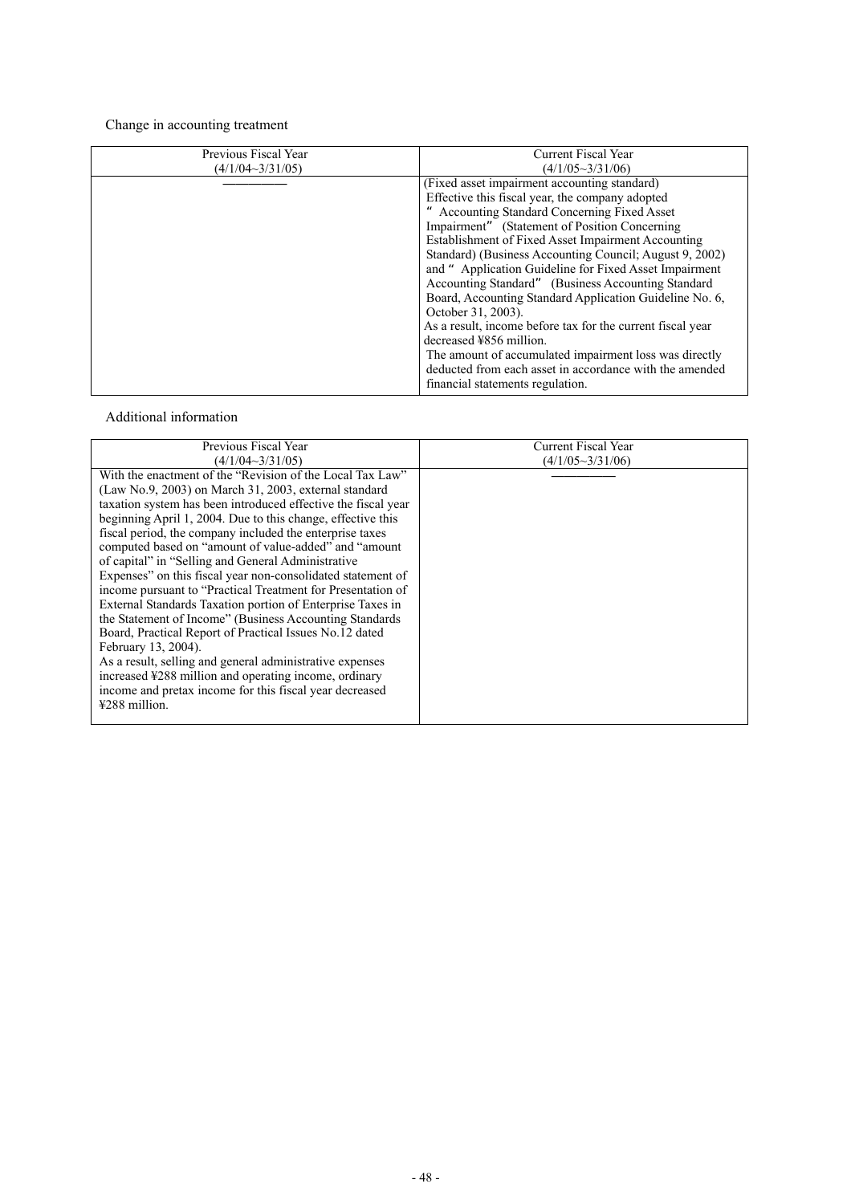Change in accounting treatment

| Previous Fiscal Year (4/1/04~3/31/05) | Current Fiscal Year (4/1/05~3/31/06) |
|---|---|
| ――――― | (Fixed asset impairment accounting standard)<br>Effective this fiscal year, the company adopted "Accounting Standard Concerning Fixed Asset Impairment" (Statement of Position Concerning Establishment of Fixed Asset Impairment Accounting Standard) (Business Accounting Council; August 9, 2002) and "Application Guideline for Fixed Asset Impairment Accounting Standard" (Business Accounting Standard Board, Accounting Standard Application Guideline No. 6, October 31, 2003).<br>As a result, income before tax for the current fiscal year decreased ¥856 million.<br>The amount of accumulated impairment loss was directly deducted from each asset in accordance with the amended financial statements regulation. |

Additional information

| Previous Fiscal Year (4/1/04~3/31/05) | Current Fiscal Year (4/1/05~3/31/06) |
|---|---|
| With the enactment of the "Revision of the Local Tax Law" (Law No.9, 2003) on March 31, 2003, external standard taxation system has been introduced effective the fiscal year beginning April 1, 2004. Due to this change, effective this fiscal period, the company included the enterprise taxes computed based on "amount of value-added" and "amount of capital" in "Selling and General Administrative Expenses" on this fiscal year non-consolidated statement of income pursuant to "Practical Treatment for Presentation of External Standards Taxation portion of Enterprise Taxes in the Statement of Income" (Business Accounting Standards Board, Practical Report of Practical Issues No.12 dated February 13, 2004).<br>As a result, selling and general administrative expenses increased ¥288 million and operating income, ordinary income and pretax income for this fiscal year decreased ¥288 million. | ――――― |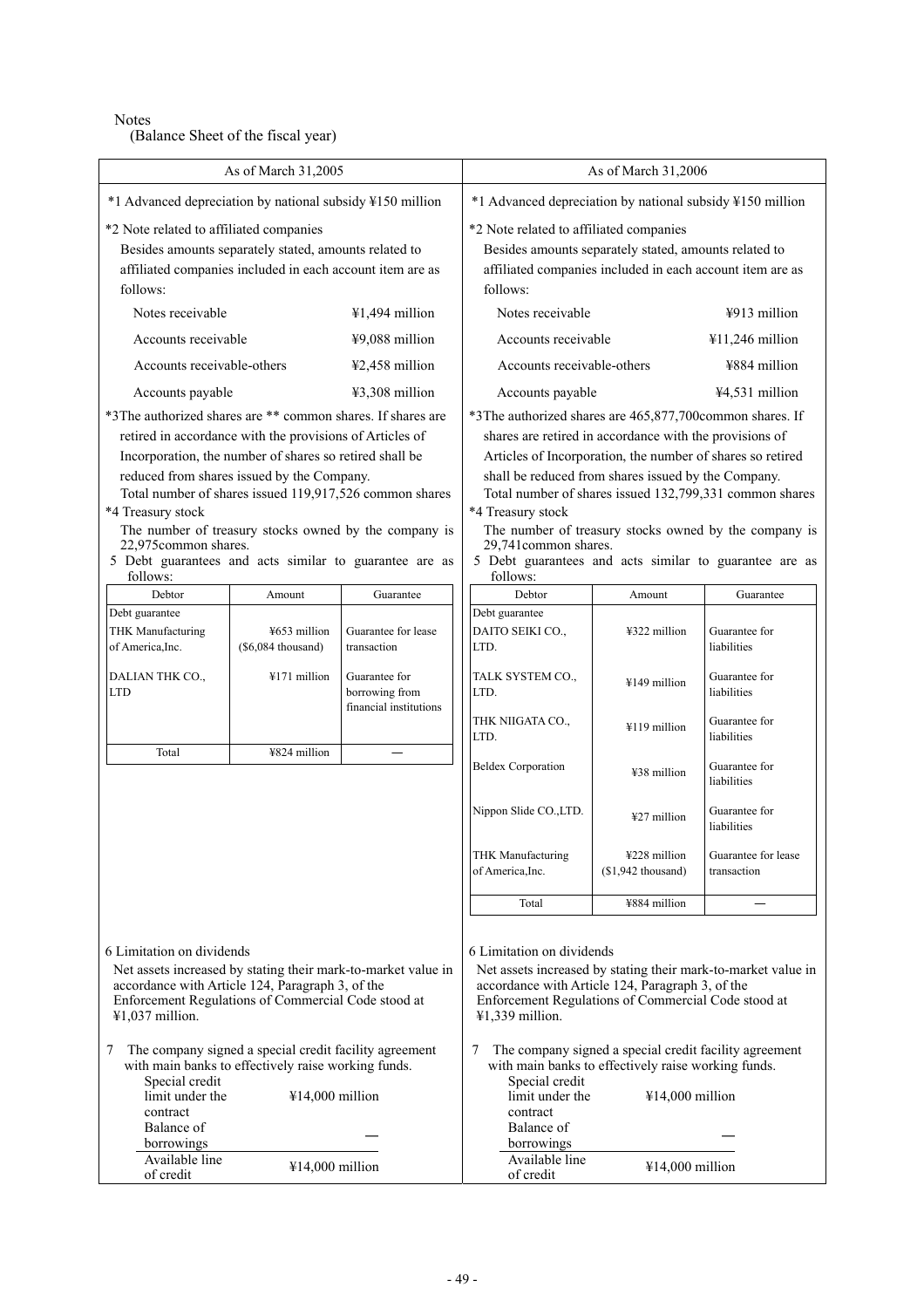Notes

(Balance Sheet of the fiscal year)

## As of March 31,2005

*1 Advanced depreciation by national subsidy ¥150 million

*2 Note related to affiliated companies

Besides amounts separately stated, amounts related to affiliated companies included in each account item are as follows:

| | |
|---|---|
| Notes receivable | ¥1,494 million |
| Accounts receivable | ¥9,088 million |
| Accounts receivable-others | ¥2,458 million |
| Accounts payable | ¥3,308 million |

*3The authorized shares are ** common shares. If shares are retired in accordance with the provisions of Articles of Incorporation, the number of shares so retired shall be reduced from shares issued by the Company.

Total number of shares issued 119,917,526 common shares

*4 Treasury stock

The number of treasury stocks owned by the company is 22,975common shares.

5 Debt guarantees and acts similar to guarantee are as follows:

| Debtor | Amount | Guarantee |
|---|---|---|
| Debt guarantee | | |
| THK Manufacturing of America,Inc. | ¥653 million (\$6,084 thousand) | Guarantee for lease transaction |
| DALIAN THK CO., LTD | ¥171 million | Guarantee for borrowing from financial institutions |
| Total | ¥824 million | — |

6 Limitation on dividends

Net assets increased by stating their mark-to-market value in accordance with Article 124, Paragraph 3, of the Enforcement Regulations of Commercial Code stood at ¥1,037 million.

7 The company signed a special credit facility agreement with main banks to effectively raise working funds.

| | |
|---|---|
| Special credit limit under the contract | ¥14,000 million |
| Balance of borrowings | — |
| Available line of credit | ¥14,000 million |

## As of March 31,2006

*1 Advanced depreciation by national subsidy ¥150 million

*2 Note related to affiliated companies

Besides amounts separately stated, amounts related to affiliated companies included in each account item are as follows:

| | |
|---|---|
| Notes receivable | ¥913 million |
| Accounts receivable | ¥11,246 million |
| Accounts receivable-others | ¥884 million |
| Accounts payable | ¥4,531 million |

*3The authorized shares are 465,877,700common shares. If shares are retired in accordance with the provisions of Articles of Incorporation, the number of shares so retired shall be reduced from shares issued by the Company.

Total number of shares issued 132,799,331 common shares

*4 Treasury stock

The number of treasury stocks owned by the company is 29,741common shares.

5 Debt guarantees and acts similar to guarantee are as follows:

| Debtor | Amount | Guarantee |
|---|---|---|
| Debt guarantee | | |
| DAITO SEIKI CO., LTD. | ¥322 million | Guarantee for liabilities |
| TALK SYSTEM CO., LTD. | ¥149 million | Guarantee for liabilities |
| THK NIIGATA CO., LTD. | ¥119 million | Guarantee for liabilities |
| Beldex Corporation | ¥38 million | Guarantee for liabilities |
| Nippon Slide CO.,LTD. | ¥27 million | Guarantee for liabilities |
| THK Manufacturing of America,Inc. | ¥228 million (\$1,942 thousand) | Guarantee for lease transaction |
| Total | ¥884 million | — |

6 Limitation on dividends

Net assets increased by stating their mark-to-market value in accordance with Article 124, Paragraph 3, of the Enforcement Regulations of Commercial Code stood at ¥1,339 million.

7 The company signed a special credit facility agreement with main banks to effectively raise working funds.

| | |
|---|---|
| Special credit limit under the contract | ¥14,000 million |
| Balance of borrowings | — |
| Available line of credit | ¥14,000 million |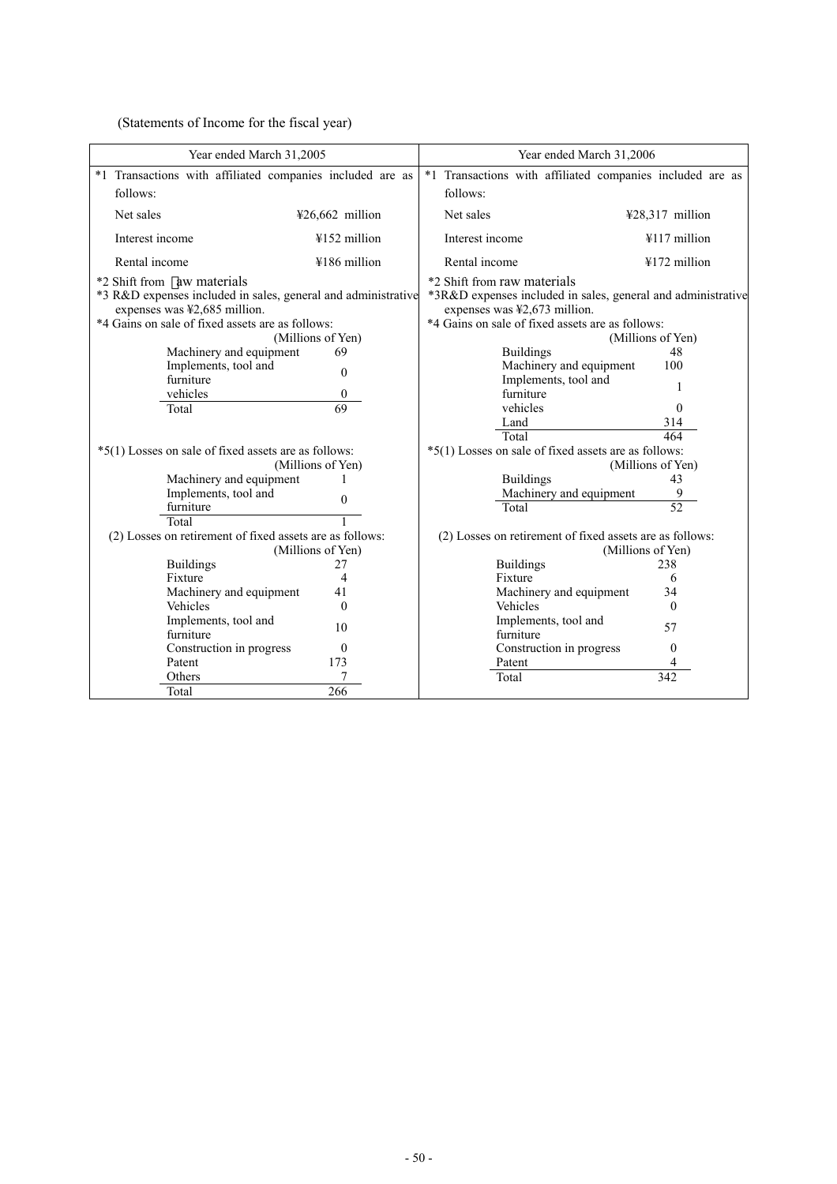(Statements of Income for the fiscal year)

| Year ended March 31,2005 | Year ended March 31,2006 |
|---|---|
| *1 Transactions with affiliated companies included are as follows:<br>Net sales ¥26,662 million<br>Interest income ¥152 million<br>Rental income ¥186 million | *1 Transactions with affiliated companies included are as follows:<br>Net sales ¥28,317 million<br>Interest income ¥117 million<br>Rental income ¥172 million |
| *2 Shift from raw materials<br>*3 R&D expenses included in sales, general and administrative expenses was ¥2,685 million. | *2 Shift from raw materials<br>*3R&D expenses included in sales, general and administrative expenses was ¥2,673 million. |
| *4 Gains on sale of fixed assets are as follows: (Millions of Yen)<br>Machinery and equipment 69<br>Implements, tool and furniture 0<br>vehicles 0<br>Total 69 | *4 Gains on sale of fixed assets are as follows: (Millions of Yen)<br>Buildings 48<br>Machinery and equipment 100<br>Implements, tool and furniture 1<br>vehicles 0<br>Land 314<br>Total 464 |
| *5(1) Losses on sale of fixed assets are as follows: (Millions of Yen)<br>Machinery and equipment 1<br>Implements, tool and furniture 0<br>Total 1 | *5(1) Losses on sale of fixed assets are as follows: (Millions of Yen)<br>Buildings 43<br>Machinery and equipment 9<br>Total 52 |
| (2) Losses on retirement of fixed assets are as follows: (Millions of Yen)<br>Buildings 27<br>Fixture 4<br>Machinery and equipment 41<br>Vehicles 0<br>Implements, tool and furniture 10<br>Construction in progress 0<br>Patent 173<br>Others 7<br>Total 266 | (2) Losses on retirement of fixed assets are as follows: (Millions of Yen)<br>Buildings 238<br>Fixture 6<br>Machinery and equipment 34<br>Vehicles 0<br>Implements, tool and furniture 57<br>Construction in progress 0<br>Patent 4<br>Total 342 |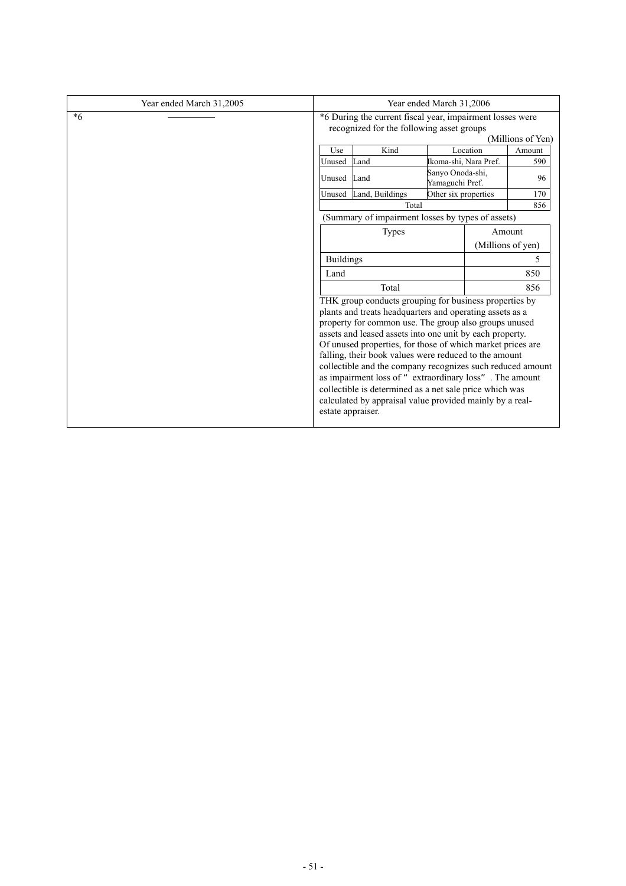| Year ended March 31,2005 | Year ended March 31,2006 |
|---|---|
| *6 ―――――― | *6 During the current fiscal year, impairment losses were recognized for the following asset groups |

(Millions of Yen)

| Use | Kind | Location | Amount |
|---|---|---|---|
| Unused | Land | Ikoma-shi, Nara Pref. | 590 |
| Unused | Land | Sanyo Onoda-shi, Yamaguchi Pref. | 96 |
| Unused | Land, Buildings | Other six properties | 170 |
| Total | | | 856 |

(Summary of impairment losses by types of assets)

| Types | Amount (Millions of yen) |
|---|---|
| Buildings | 5 |
| Land | 850 |
| Total | 856 |

THK group conducts grouping for business properties by plants and treats headquarters and operating assets as a property for common use. The group also groups unused assets and leased assets into one unit by each property.
Of unused properties, for those of which market prices are falling, their book values were reduced to the amount collectible and the company recognizes such reduced amount as impairment loss of " extraordinary loss" . The amount collectible is determined as a net sale price which was calculated by appraisal value provided mainly by a real-estate appraiser.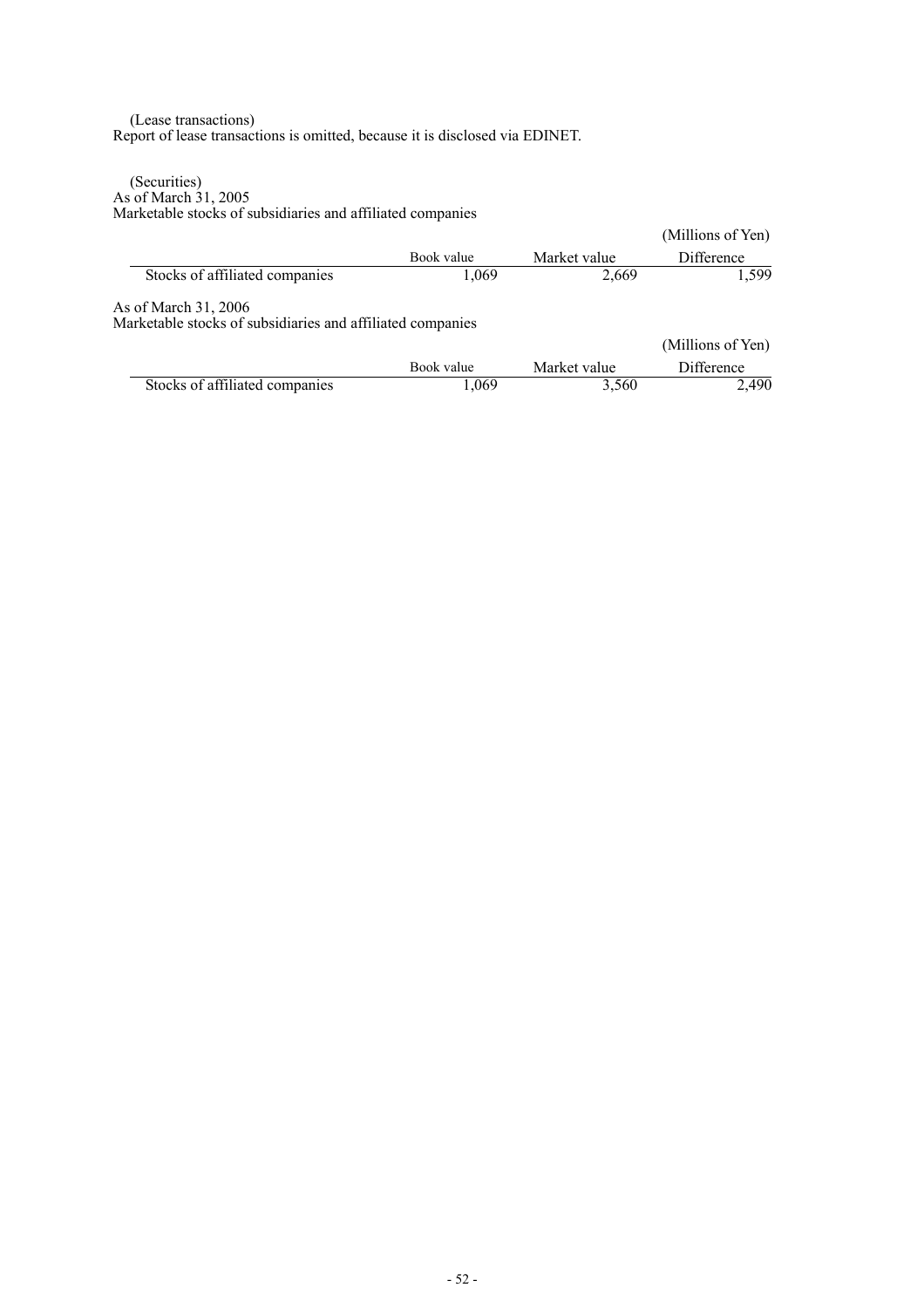(Lease transactions)

Report of lease transactions is omitted, because it is disclosed via EDINET.

(Securities)

As of March 31, 2005

Marketable stocks of subsidiaries and affiliated companies

(Millions of Yen)

| | Book value | Market value | Difference |
|---|---|---|---|
| Stocks of affiliated companies | 1,069 | 2,669 | 1,599 |

As of March 31, 2006

Marketable stocks of subsidiaries and affiliated companies

(Millions of Yen)

| | Book value | Market value | Difference |
|---|---|---|---|
| Stocks of affiliated companies | 1,069 | 3,560 | 2,490 |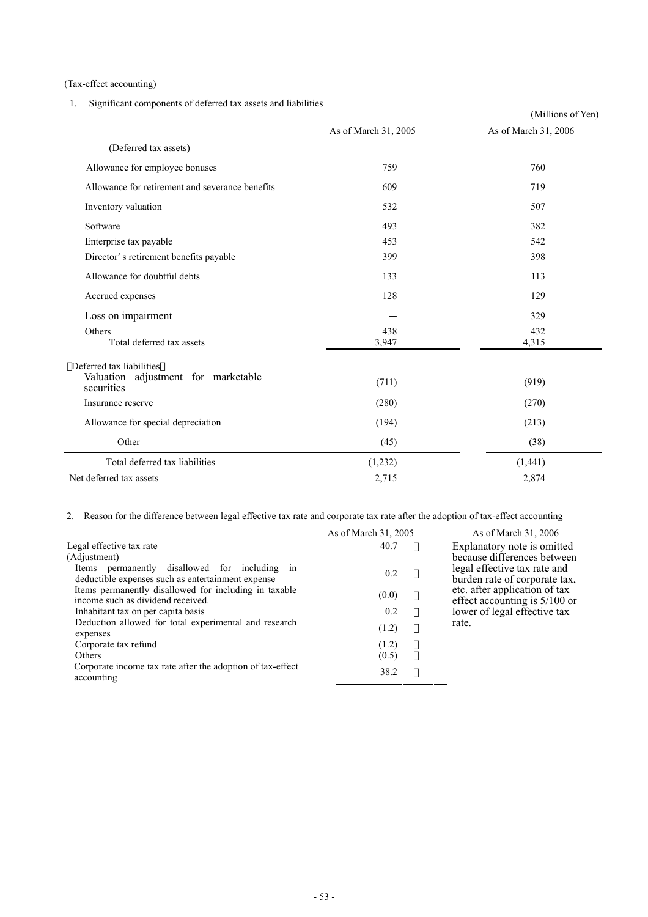(Tax-effect accounting)

1. Significant components of deferred tax assets and liabilities

(Millions of Yen)

| | As of March 31, 2005 | As of March 31, 2006 |
|---|---|---|
| (Deferred tax assets) | | |
| Allowance for employee bonuses | 759 | 760 |
| Allowance for retirement and severance benefits | 609 | 719 |
| Inventory valuation | 532 | 507 |
| Software | 493 | 382 |
| Enterprise tax payable | 453 | 542 |
| Director's retirement benefits payable | 399 | 398 |
| Allowance for doubtful debts | 133 | 113 |
| Accrued expenses | 128 | 129 |
| Loss on impairment | — | 329 |
| Others | 438 | 432 |
| Total deferred tax assets | 3,947 | 4,315 |
| (Deferred tax liabilities) | | |
| Valuation adjustment for marketable securities | (711) | (919) |
| Insurance reserve | (280) | (270) |
| Allowance for special depreciation | (194) | (213) |
| Other | (45) | (38) |
| Total deferred tax liabilities | (1,232) | (1,441) |
| Net deferred tax assets | 2,715 | 2,874 |

2. Reason for the difference between legal effective tax rate and corporate tax rate after the adoption of tax-effect accounting

| | As of March 31, 2005 | As of March 31, 2006 |
|---|---|---|
| Legal effective tax rate | 40.7 % | Explanatory note is omitted because differences between legal effective tax rate and burden rate of corporate tax, etc. after application of tax effect accounting is 5/100 or lower of legal effective tax rate. |
| (Adjustment) | | |
| Items permanently disallowed for including in deductible expenses such as entertainment expense | 0.2 % | |
| Items permanently disallowed for including in taxable income such as dividend received. | (0.0) % | |
| Inhabitant tax on per capita basis | 0.2 % | |
| Deduction allowed for total experimental and research expenses | (1.2) % | |
| Corporate tax refund | (1.2) % | |
| Others | (0.5) % | |
| Corporate income tax rate after the adoption of tax-effect accounting | 38.2 % | |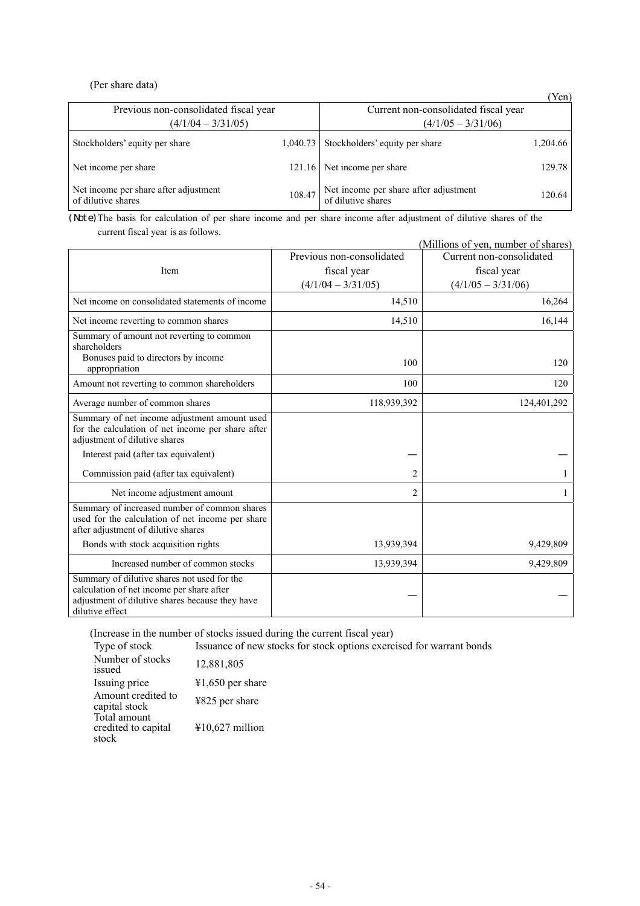(Per share data)

(Yen)

| Previous non-consolidated fiscal year (4/1/04 – 3/31/05) | | Current non-consolidated fiscal year (4/1/05 – 3/31/06) | |
|---|---|---|---|
| Stockholders' equity per share | 1,040.73 | Stockholders' equity per share | 1,204.66 |
| Net income per share | 121.16 | Net income per share | 129.78 |
| Net income per share after adjustment of dilutive shares | 108.47 | Net income per share after adjustment of dilutive shares | 120.64 |

(Note) The basis for calculation of per share income and per share income after adjustment of dilutive shares of the current fiscal year is as follows.

(Millions of yen, number of shares)

| Item | Previous non-consolidated fiscal year (4/1/04 – 3/31/05) | Current non-consolidated fiscal year (4/1/05 – 3/31/06) |
|---|---|---|
| Net income on consolidated statements of income | 14,510 | 16,264 |
| Net income reverting to common shares | 14,510 | 16,144 |
| Summary of amount not reverting to common shareholders | | |
| Bonuses paid to directors by income appropriation | 100 | 120 |
| Amount not reverting to common shareholders | 100 | 120 |
| Average number of common shares | 118,939,392 | 124,401,292 |
| Summary of net income adjustment amount used for the calculation of net income per share after adjustment of dilutive shares | | |
| Interest paid (after tax equivalent) | — | — |
| Commission paid (after tax equivalent) | 2 | 1 |
| Net income adjustment amount | 2 | 1 |
| Summary of increased number of common shares used for the calculation of net income per share after adjustment of dilutive shares | | |
| Bonds with stock acquisition rights | 13,939,394 | 9,429,809 |
| Increased number of common stocks | 13,939,394 | 9,429,809 |
| Summary of dilutive shares not used for the calculation of net income per share after adjustment of dilutive shares because they have dilutive effect | — | — |

(Increase in the number of stocks issued during the current fiscal year)

| | |
|---|---|
| Type of stock | Issuance of new stocks for stock options exercised for warrant bonds |
| Number of stocks issued | 12,881,805 |
| Issuing price | ¥1,650 per share |
| Amount credited to capital stock | ¥825 per share |
| Total amount credited to capital stock | ¥10,627 million |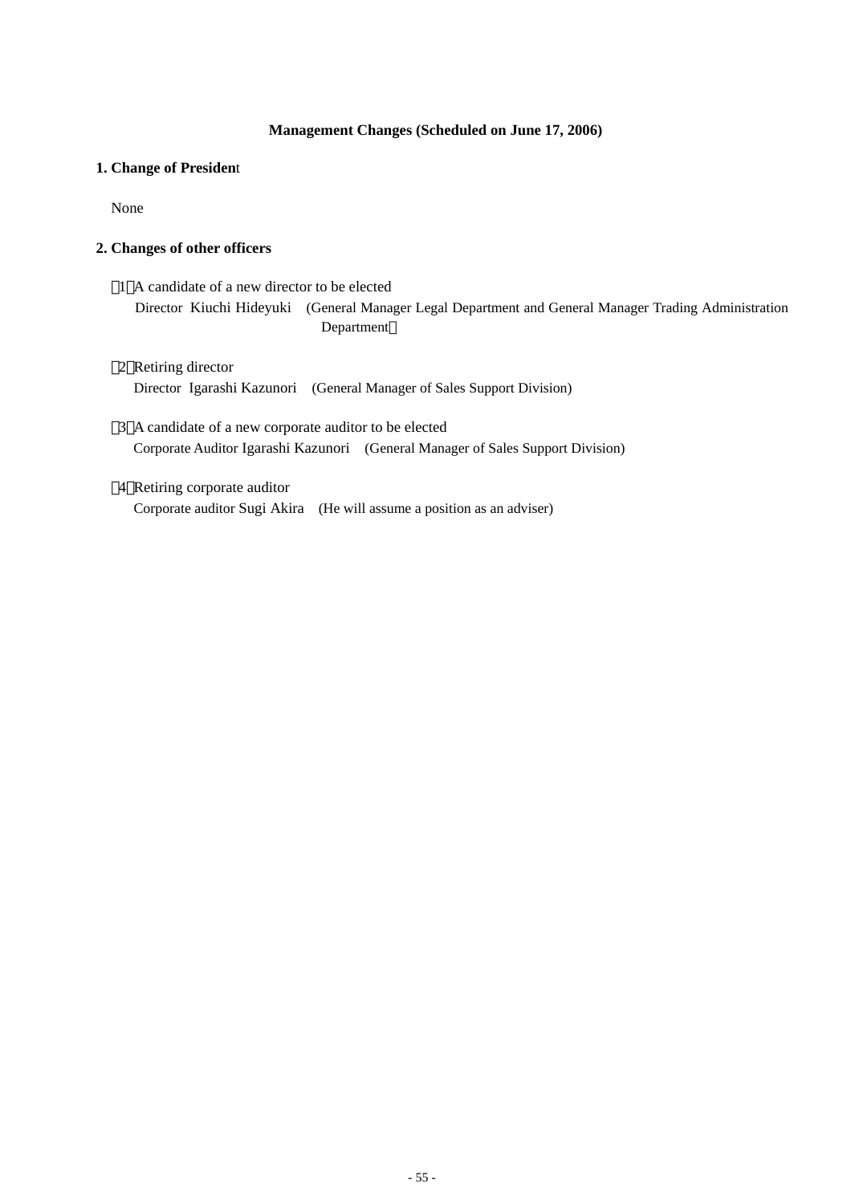**Management Changes (Scheduled on June 17, 2006)**

**1. Change of President**

None

**2. Changes of other officers**

（1）A candidate of a new director to be elected

Director Kiuchi Hideyuki (General Manager Legal Department and General Manager Trading Administration Department）

（2）Retiring director

Director Igarashi Kazunori (General Manager of Sales Support Division)

（3）A candidate of a new corporate auditor to be elected

Corporate Auditor Igarashi Kazunori (General Manager of Sales Support Division)

（4）Retiring corporate auditor

Corporate auditor Sugi Akira (He will assume a position as an adviser)